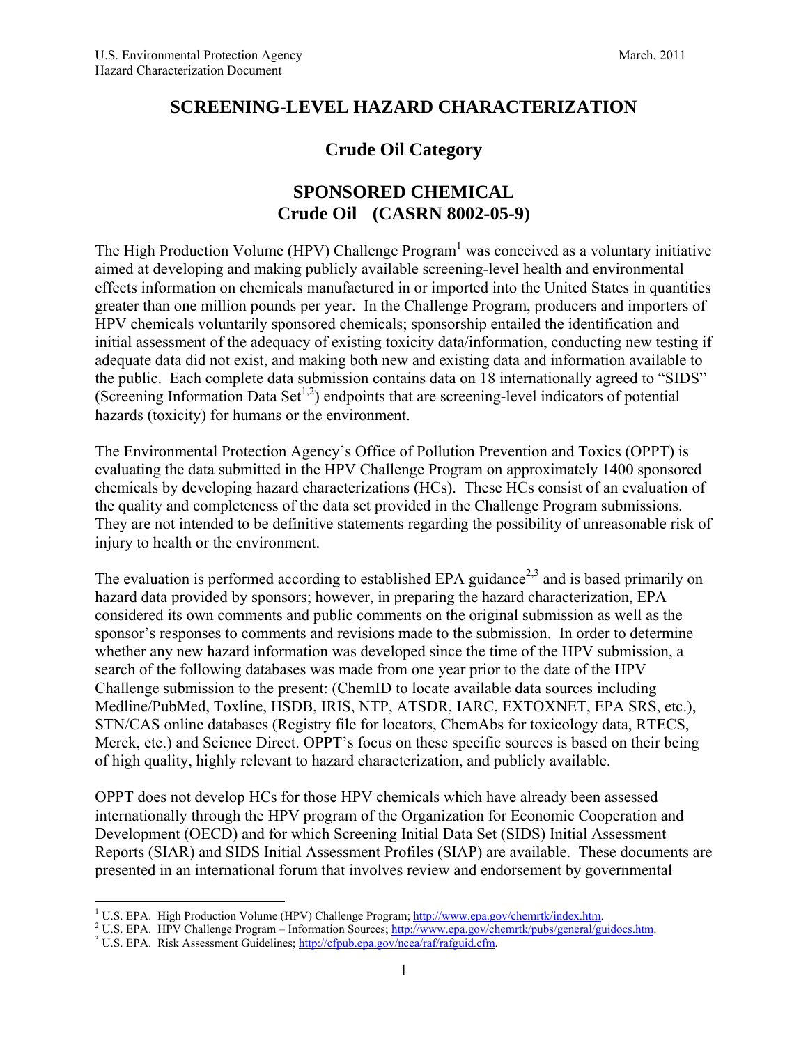# SCREENING-LEVEL HAZARD CHARACTERIZATION

## Crude Oil Category

## SPONSORED CHEMICAL
## Crude Oil (CASRN 8002-05-9)

The High Production Volume (HPV) Challenge Program[1] was conceived as a voluntary initiative aimed at developing and making publicly available screening-level health and environmental effects information on chemicals manufactured in or imported into the United States in quantities greater than one million pounds per year. In the Challenge Program, producers and importers of HPV chemicals voluntarily sponsored chemicals; sponsorship entailed the identification and initial assessment of the adequacy of existing toxicity data/information, conducting new testing if adequate data did not exist, and making both new and existing data and information available to the public. Each complete data submission contains data on 18 internationally agreed to "SIDS" (Screening Information Data Set[1,2]) endpoints that are screening-level indicators of potential hazards (toxicity) for humans or the environment.

The Environmental Protection Agency's Office of Pollution Prevention and Toxics (OPPT) is evaluating the data submitted in the HPV Challenge Program on approximately 1400 sponsored chemicals by developing hazard characterizations (HCs). These HCs consist of an evaluation of the quality and completeness of the data set provided in the Challenge Program submissions. They are not intended to be definitive statements regarding the possibility of unreasonable risk of injury to health or the environment.

The evaluation is performed according to established EPA guidance[2,3] and is based primarily on hazard data provided by sponsors; however, in preparing the hazard characterization, EPA considered its own comments and public comments on the original submission as well as the sponsor's responses to comments and revisions made to the submission. In order to determine whether any new hazard information was developed since the time of the HPV submission, a search of the following databases was made from one year prior to the date of the HPV Challenge submission to the present: (ChemID to locate available data sources including Medline/PubMed, Toxline, HSDB, IRIS, NTP, ATSDR, IARC, EXTOXNET, EPA SRS, etc.), STN/CAS online databases (Registry file for locators, ChemAbs for toxicology data, RTECS, Merck, etc.) and Science Direct. OPPT's focus on these specific sources is based on their being of high quality, highly relevant to hazard characterization, and publicly available.

OPPT does not develop HCs for those HPV chemicals which have already been assessed internationally through the HPV program of the Organization for Economic Cooperation and Development (OECD) and for which Screening Initial Data Set (SIDS) Initial Assessment Reports (SIAR) and SIDS Initial Assessment Profiles (SIAP) are available. These documents are presented in an international forum that involves review and endorsement by governmental

---

[1] U.S. EPA. High Production Volume (HPV) Challenge Program; http://www.epa.gov/chemrtk/index.htm.

[2] U.S. EPA. HPV Challenge Program – Information Sources; http://www.epa.gov/chemrtk/pubs/general/guidocs.htm.

[3] U.S. EPA. Risk Assessment Guidelines; http://cfpub.epa.gov/ncea/raf/rafguid.cfm.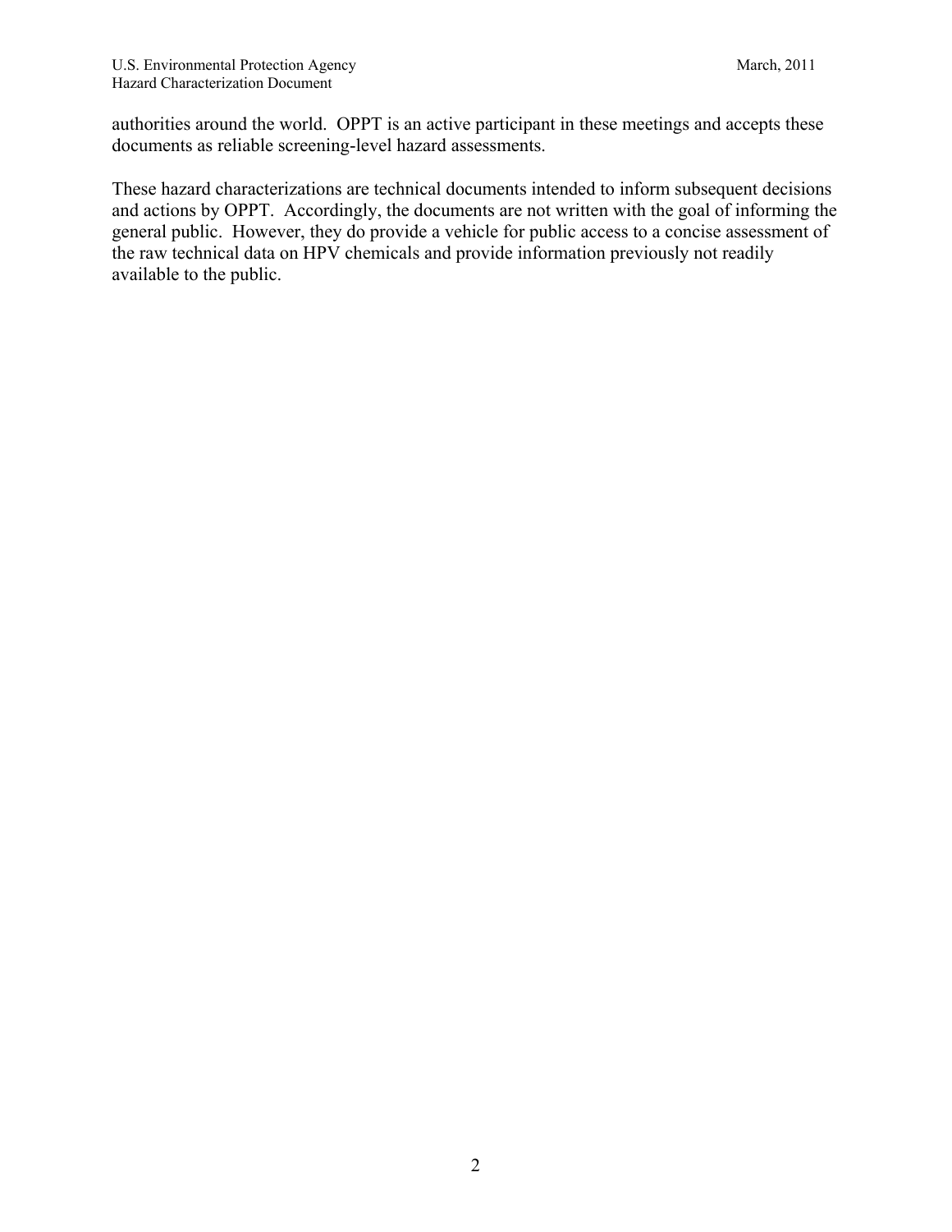authorities around the world. OPPT is an active participant in these meetings and accepts these documents as reliable screening-level hazard assessments.

These hazard characterizations are technical documents intended to inform subsequent decisions and actions by OPPT. Accordingly, the documents are not written with the goal of informing the general public. However, they do provide a vehicle for public access to a concise assessment of the raw technical data on HPV chemicals and provide information previously not readily available to the public.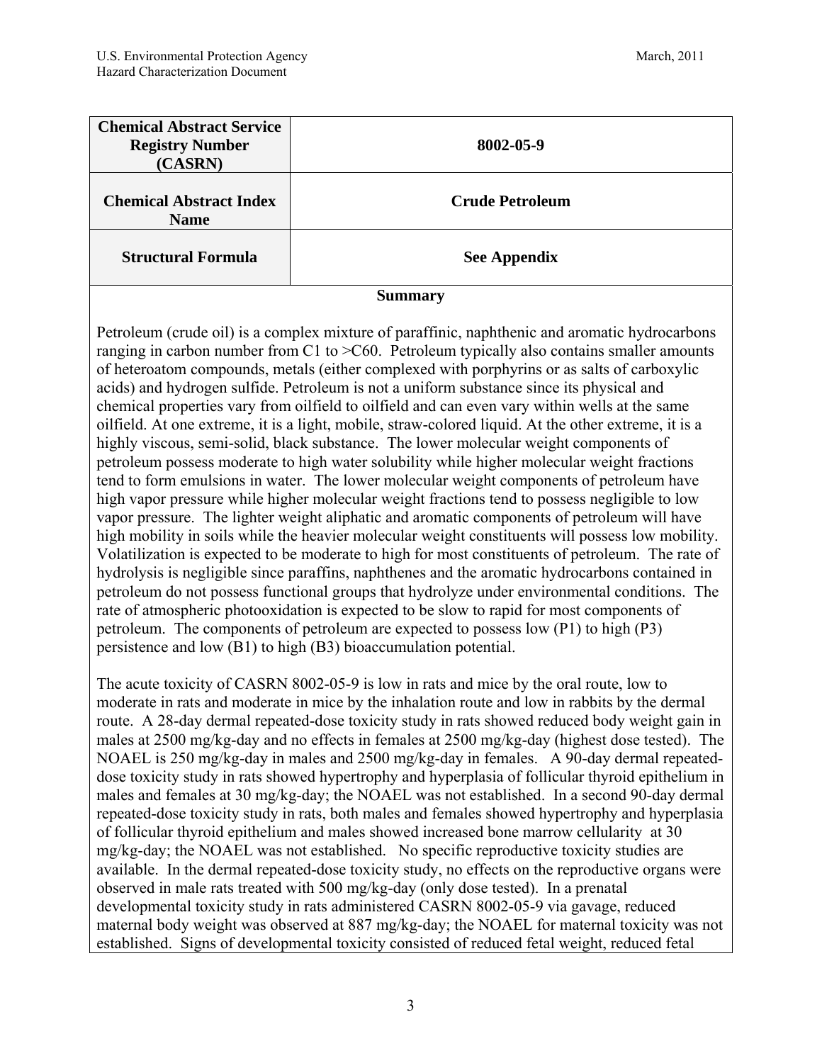| Chemical Abstract Service Registry Number (CASRN) | 8002-05-9 |
|---|---|
| Chemical Abstract Index Name | Crude Petroleum |
| Structural Formula | See Appendix |

**Summary**

Petroleum (crude oil) is a complex mixture of paraffinic, naphthenic and aromatic hydrocarbons ranging in carbon number from C1 to >C60. Petroleum typically also contains smaller amounts of heteroatom compounds, metals (either complexed with porphyrins or as salts of carboxylic acids) and hydrogen sulfide. Petroleum is not a uniform substance since its physical and chemical properties vary from oilfield to oilfield and can even vary within wells at the same oilfield. At one extreme, it is a light, mobile, straw-colored liquid. At the other extreme, it is a highly viscous, semi-solid, black substance. The lower molecular weight components of petroleum possess moderate to high water solubility while higher molecular weight fractions tend to form emulsions in water. The lower molecular weight components of petroleum have high vapor pressure while higher molecular weight fractions tend to possess negligible to low vapor pressure. The lighter weight aliphatic and aromatic components of petroleum will have high mobility in soils while the heavier molecular weight constituents will possess low mobility. Volatilization is expected to be moderate to high for most constituents of petroleum. The rate of hydrolysis is negligible since paraffins, naphthenes and the aromatic hydrocarbons contained in petroleum do not possess functional groups that hydrolyze under environmental conditions. The rate of atmospheric photooxidation is expected to be slow to rapid for most components of petroleum. The components of petroleum are expected to possess low (P1) to high (P3) persistence and low (B1) to high (B3) bioaccumulation potential.

The acute toxicity of CASRN 8002-05-9 is low in rats and mice by the oral route, low to moderate in rats and moderate in mice by the inhalation route and low in rabbits by the dermal route. A 28-day dermal repeated-dose toxicity study in rats showed reduced body weight gain in males at 2500 mg/kg-day and no effects in females at 2500 mg/kg-day (highest dose tested). The NOAEL is 250 mg/kg-day in males and 2500 mg/kg-day in females. A 90-day dermal repeated-dose toxicity study in rats showed hypertrophy and hyperplasia of follicular thyroid epithelium in males and females at 30 mg/kg-day; the NOAEL was not established. In a second 90-day dermal repeated-dose toxicity study in rats, both males and females showed hypertrophy and hyperplasia of follicular thyroid epithelium and males showed increased bone marrow cellularity at 30 mg/kg-day; the NOAEL was not established. No specific reproductive toxicity studies are available. In the dermal repeated-dose toxicity study, no effects on the reproductive organs were observed in male rats treated with 500 mg/kg-day (only dose tested). In a prenatal developmental toxicity study in rats administered CASRN 8002-05-9 via gavage, reduced maternal body weight was observed at 887 mg/kg-day; the NOAEL for maternal toxicity was not established. Signs of developmental toxicity consisted of reduced fetal weight, reduced fetal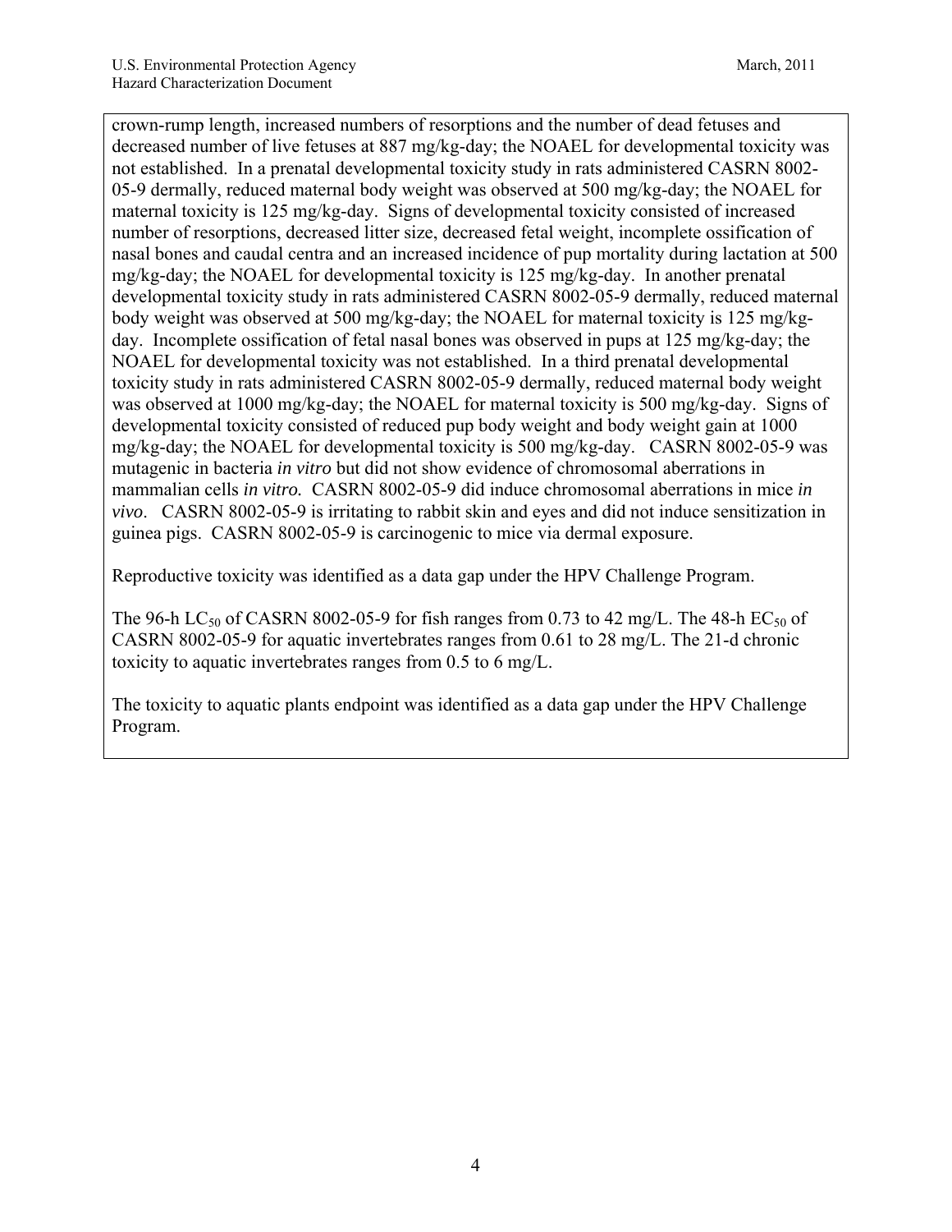crown-rump length, increased numbers of resorptions and the number of dead fetuses and decreased number of live fetuses at 887 mg/kg-day; the NOAEL for developmental toxicity was not established. In a prenatal developmental toxicity study in rats administered CASRN 8002-05-9 dermally, reduced maternal body weight was observed at 500 mg/kg-day; the NOAEL for maternal toxicity is 125 mg/kg-day. Signs of developmental toxicity consisted of increased number of resorptions, decreased litter size, decreased fetal weight, incomplete ossification of nasal bones and caudal centra and an increased incidence of pup mortality during lactation at 500 mg/kg-day; the NOAEL for developmental toxicity is 125 mg/kg-day. In another prenatal developmental toxicity study in rats administered CASRN 8002-05-9 dermally, reduced maternal body weight was observed at 500 mg/kg-day; the NOAEL for maternal toxicity is 125 mg/kg-day. Incomplete ossification of fetal nasal bones was observed in pups at 125 mg/kg-day; the NOAEL for developmental toxicity was not established. In a third prenatal developmental toxicity study in rats administered CASRN 8002-05-9 dermally, reduced maternal body weight was observed at 1000 mg/kg-day; the NOAEL for maternal toxicity is 500 mg/kg-day. Signs of developmental toxicity consisted of reduced pup body weight and body weight gain at 1000 mg/kg-day; the NOAEL for developmental toxicity is 500 mg/kg-day. CASRN 8002-05-9 was mutagenic in bacteria *in vitro* but did not show evidence of chromosomal aberrations in mammalian cells *in vitro.* CASRN 8002-05-9 did induce chromosomal aberrations in mice *in vivo*. CASRN 8002-05-9 is irritating to rabbit skin and eyes and did not induce sensitization in guinea pigs. CASRN 8002-05-9 is carcinogenic to mice via dermal exposure.

Reproductive toxicity was identified as a data gap under the HPV Challenge Program.

The 96-h $LC_{50}$ of CASRN 8002-05-9 for fish ranges from 0.73 to 42 mg/L. The 48-h $EC_{50}$ of CASRN 8002-05-9 for aquatic invertebrates ranges from 0.61 to 28 mg/L. The 21-d chronic toxicity to aquatic invertebrates ranges from 0.5 to 6 mg/L.

The toxicity to aquatic plants endpoint was identified as a data gap under the HPV Challenge Program.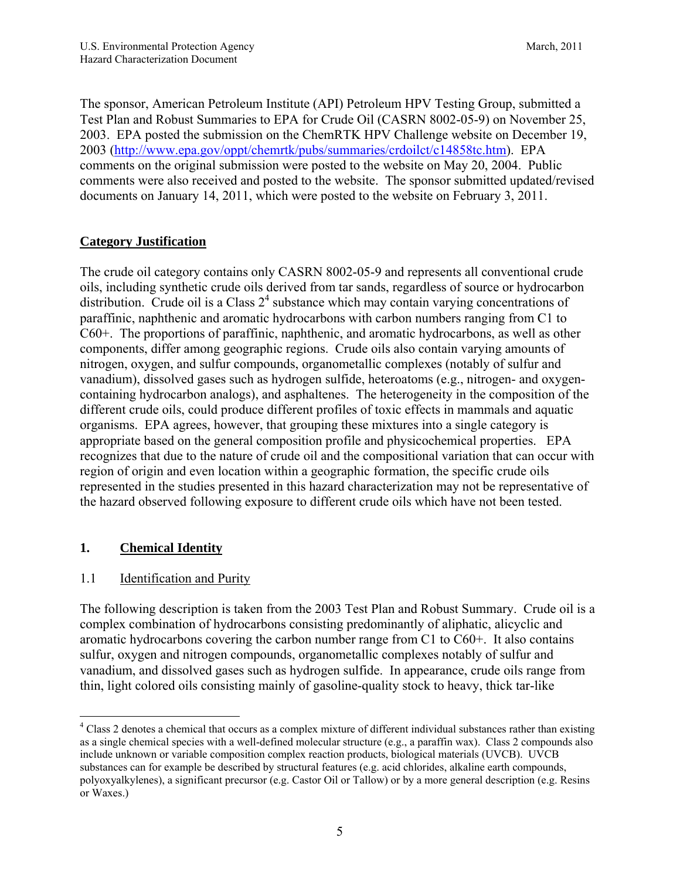The sponsor, American Petroleum Institute (API) Petroleum HPV Testing Group, submitted a Test Plan and Robust Summaries to EPA for Crude Oil (CASRN 8002-05-9) on November 25, 2003. EPA posted the submission on the ChemRTK HPV Challenge website on December 19, 2003 (http://www.epa.gov/oppt/chemrtk/pubs/summaries/crdoilct/c14858tc.htm). EPA comments on the original submission were posted to the website on May 20, 2004. Public comments were also received and posted to the website. The sponsor submitted updated/revised documents on January 14, 2011, which were posted to the website on February 3, 2011.

## Category Justification

The crude oil category contains only CASRN 8002-05-9 and represents all conventional crude oils, including synthetic crude oils derived from tar sands, regardless of source or hydrocarbon distribution. Crude oil is a Class 2[4] substance which may contain varying concentrations of paraffinic, naphthenic and aromatic hydrocarbons with carbon numbers ranging from C1 to C60+. The proportions of paraffinic, naphthenic, and aromatic hydrocarbons, as well as other components, differ among geographic regions. Crude oils also contain varying amounts of nitrogen, oxygen, and sulfur compounds, organometallic complexes (notably of sulfur and vanadium), dissolved gases such as hydrogen sulfide, heteroatoms (e.g., nitrogen- and oxygen-containing hydrocarbon analogs), and asphaltenes. The heterogeneity in the composition of the different crude oils, could produce different profiles of toxic effects in mammals and aquatic organisms. EPA agrees, however, that grouping these mixtures into a single category is appropriate based on the general composition profile and physicochemical properties. EPA recognizes that due to the nature of crude oil and the compositional variation that can occur with region of origin and even location within a geographic formation, the specific crude oils represented in the studies presented in this hazard characterization may not be representative of the hazard observed following exposure to different crude oils which have not been tested.

## 1. Chemical Identity

### 1.1 Identification and Purity

The following description is taken from the 2003 Test Plan and Robust Summary. Crude oil is a complex combination of hydrocarbons consisting predominantly of aliphatic, alicyclic and aromatic hydrocarbons covering the carbon number range from C1 to C60+. It also contains sulfur, oxygen and nitrogen compounds, organometallic complexes notably of sulfur and vanadium, and dissolved gases such as hydrogen sulfide. In appearance, crude oils range from thin, light colored oils consisting mainly of gasoline-quality stock to heavy, thick tar-like

---

[4] Class 2 denotes a chemical that occurs as a complex mixture of different individual substances rather than existing as a single chemical species with a well-defined molecular structure (e.g., a paraffin wax). Class 2 compounds also include unknown or variable composition complex reaction products, biological materials (UVCB). UVCB substances can for example be described by structural features (e.g. acid chlorides, alkaline earth compounds, polyoxyalkylenes), a significant precursor (e.g. Castor Oil or Tallow) or by a more general description (e.g. Resins or Waxes.)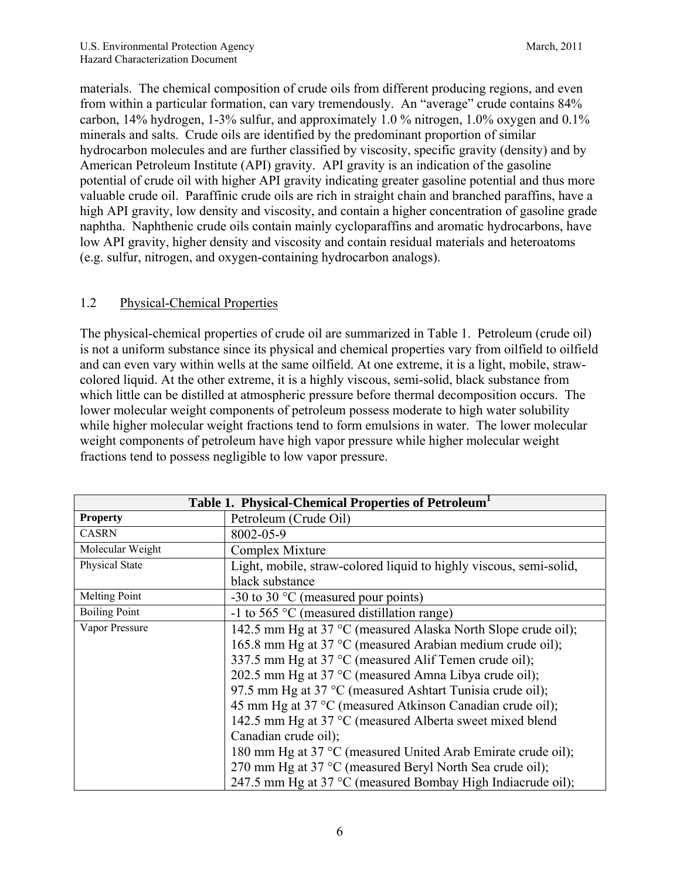materials. The chemical composition of crude oils from different producing regions, and even from within a particular formation, can vary tremendously. An "average" crude contains 84% carbon, 14% hydrogen, 1-3% sulfur, and approximately 1.0 % nitrogen, 1.0% oxygen and 0.1% minerals and salts. Crude oils are identified by the predominant proportion of similar hydrocarbon molecules and are further classified by viscosity, specific gravity (density) and by American Petroleum Institute (API) gravity. API gravity is an indication of the gasoline potential of crude oil with higher API gravity indicating greater gasoline potential and thus more valuable crude oil. Paraffinic crude oils are rich in straight chain and branched paraffins, have a high API gravity, low density and viscosity, and contain a higher concentration of gasoline grade naphtha. Naphthenic crude oils contain mainly cycloparaffins and aromatic hydrocarbons, have low API gravity, higher density and viscosity and contain residual materials and heteroatoms (e.g. sulfur, nitrogen, and oxygen-containing hydrocarbon analogs).

## 1.2 Physical-Chemical Properties

The physical-chemical properties of crude oil are summarized in Table 1. Petroleum (crude oil) is not a uniform substance since its physical and chemical properties vary from oilfield to oilfield and can even vary within wells at the same oilfield. At one extreme, it is a light, mobile, straw-colored liquid. At the other extreme, it is a highly viscous, semi-solid, black substance from which little can be distilled at atmospheric pressure before thermal decomposition occurs. The lower molecular weight components of petroleum possess moderate to high water solubility while higher molecular weight fractions tend to form emulsions in water. The lower molecular weight components of petroleum have high vapor pressure while higher molecular weight fractions tend to possess negligible to low vapor pressure.

**Table 1. Physical-Chemical Properties of Petroleum[1]**

| **Property** | Petroleum (Crude Oil) |
|---|---|
| CASRN | 8002-05-9 |
| Molecular Weight | Complex Mixture |
| Physical State | Light, mobile, straw-colored liquid to highly viscous, semi-solid, black substance |
| Melting Point | -30 to 30 °C (measured pour points) |
| Boiling Point | -1 to 565 °C (measured distillation range) |
| Vapor Pressure | 142.5 mm Hg at 37 °C (measured Alaska North Slope crude oil); 165.8 mm Hg at 37 °C (measured Arabian medium crude oil); 337.5 mm Hg at 37 °C (measured Alif Temen crude oil); 202.5 mm Hg at 37 °C (measured Amna Libya crude oil); 97.5 mm Hg at 37 °C (measured Ashtart Tunisia crude oil); 45 mm Hg at 37 °C (measured Atkinson Canadian crude oil); 142.5 mm Hg at 37 °C (measured Alberta sweet mixed blend Canadian crude oil); 180 mm Hg at 37 °C (measured United Arab Emirate crude oil); 270 mm Hg at 37 °C (measured Beryl North Sea crude oil); 247.5 mm Hg at 37 °C (measured Bombay High Indiacrude oil); |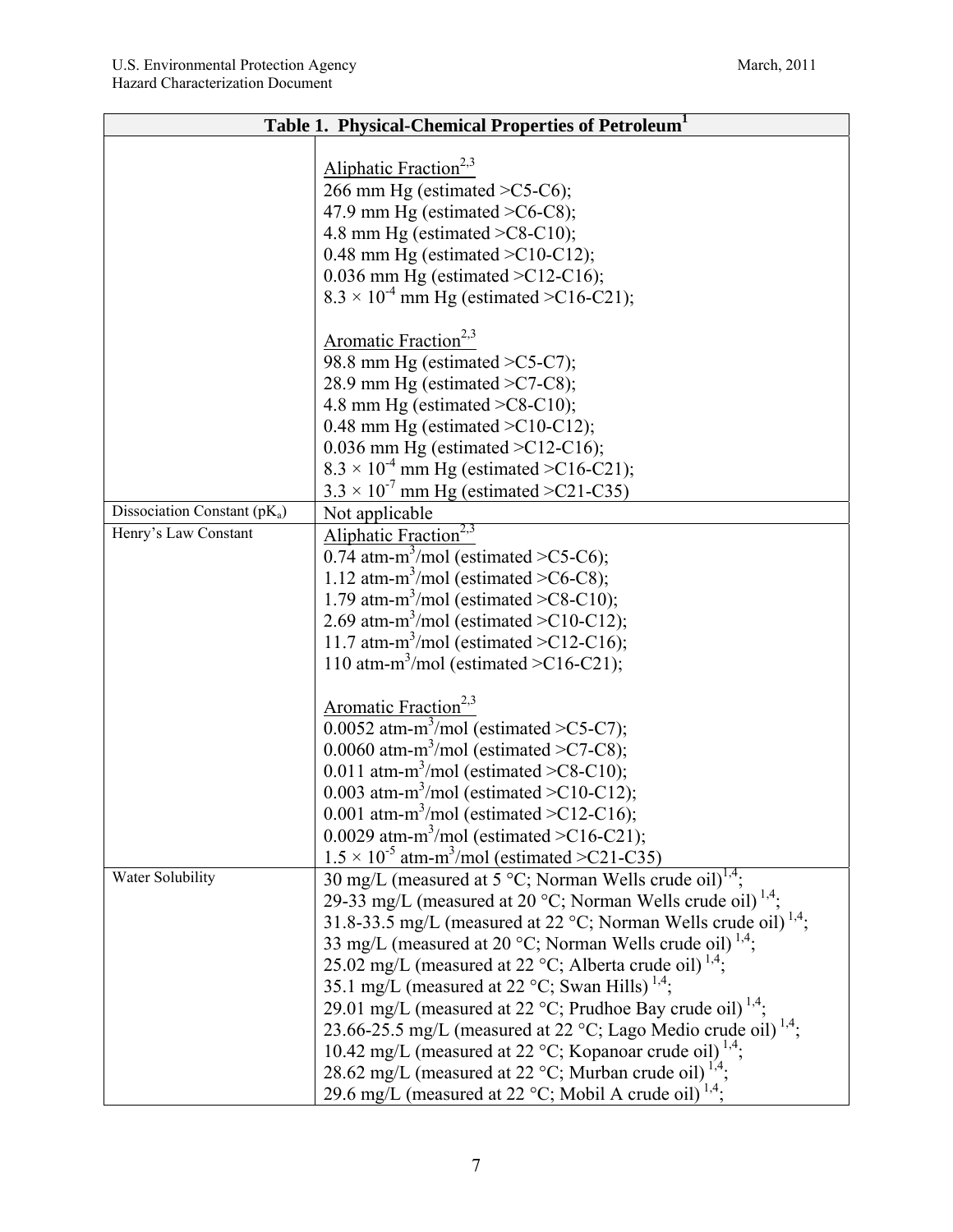| Table 1. Physical-Chemical Properties of Petroleum[1] | |
|---|---|
| | <u>Aliphatic Fraction[2,3]</u><br>266 mm Hg (estimated >C5-C6);<br>47.9 mm Hg (estimated >C6-C8);<br>4.8 mm Hg (estimated >C8-C10);<br>0.48 mm Hg (estimated >C10-C12);<br>0.036 mm Hg (estimated >C12-C16);<br>$8.3 \times 10^{-4}$ mm Hg (estimated >C16-C21);<br><br><u>Aromatic Fraction[2,3]</u><br>98.8 mm Hg (estimated >C5-C7);<br>28.9 mm Hg (estimated >C7-C8);<br>4.8 mm Hg (estimated >C8-C10);<br>0.48 mm Hg (estimated >C10-C12);<br>0.036 mm Hg (estimated >C12-C16);<br>$8.3 \times 10^{-4}$ mm Hg (estimated >C16-C21);<br>$3.3 \times 10^{-7}$ mm Hg (estimated >C21-C35) |
| Dissociation Constant ($pK_a$) | Not applicable |
| Henry's Law Constant | <u>Aliphatic Fraction[2,3]</u><br>0.74 atm-$m^3$/mol (estimated >C5-C6);<br>1.12 atm-$m^3$/mol (estimated >C6-C8);<br>1.79 atm-$m^3$/mol (estimated >C8-C10);<br>2.69 atm-$m^3$/mol (estimated >C10-C12);<br>11.7 atm-$m^3$/mol (estimated >C12-C16);<br>110 atm-$m^3$/mol (estimated >C16-C21);<br><br><u>Aromatic Fraction[2,3]</u><br>0.0052 atm-$m^3$/mol (estimated >C5-C7);<br>0.0060 atm-$m^3$/mol (estimated >C7-C8);<br>0.011 atm-$m^3$/mol (estimated >C8-C10);<br>0.003 atm-$m^3$/mol (estimated >C10-C12);<br>0.001 atm-$m^3$/mol (estimated >C12-C16);<br>0.0029 atm-$m^3$/mol (estimated >C16-C21);<br>$1.5 \times 10^{-5}$ atm-$m^3$/mol (estimated >C21-C35) |
| Water Solubility | 30 mg/L (measured at 5 °C; Norman Wells crude oil)[1,4];<br>29-33 mg/L (measured at 20 °C; Norman Wells crude oil)[1,4];<br>31.8-33.5 mg/L (measured at 22 °C; Norman Wells crude oil)[1,4];<br>33 mg/L (measured at 20 °C; Norman Wells crude oil)[1,4];<br>25.02 mg/L (measured at 22 °C; Alberta crude oil)[1,4];<br>35.1 mg/L (measured at 22 °C; Swan Hills)[1,4];<br>29.01 mg/L (measured at 22 °C; Prudhoe Bay crude oil)[1,4];<br>23.66-25.5 mg/L (measured at 22 °C; Lago Medio crude oil)[1,4];<br>10.42 mg/L (measured at 22 °C; Kopanoar crude oil)[1,4];<br>28.62 mg/L (measured at 22 °C; Murban crude oil)[1,4];<br>29.6 mg/L (measured at 22 °C; Mobil A crude oil)[1,4]; |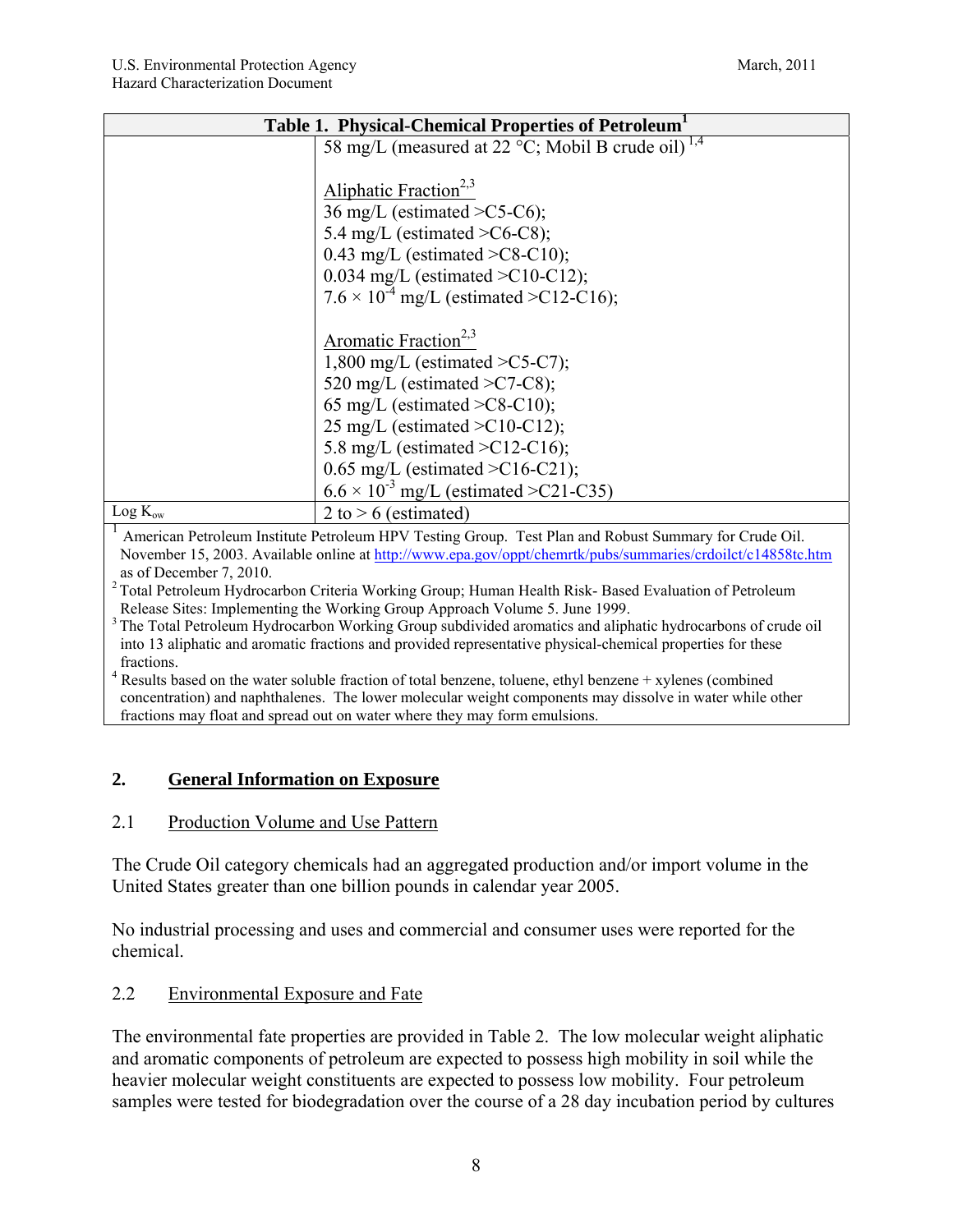| Table 1. Physical-Chemical Properties of Petroleum[1] | |
|---|---|
| | 58 mg/L (measured at 22 °C; Mobil B crude oil)[1,4]<br><br>Aliphatic Fraction[2,3]<br>36 mg/L (estimated >C5-C6);<br>5.4 mg/L (estimated >C6-C8);<br>0.43 mg/L (estimated >C8-C10);<br>0.034 mg/L (estimated >C10-C12);<br>$7.6 \times 10^{-4}$ mg/L (estimated >C12-C16);<br><br>Aromatic Fraction[2,3]<br>1,800 mg/L (estimated >C5-C7);<br>520 mg/L (estimated >C7-C8);<br>65 mg/L (estimated >C8-C10);<br>25 mg/L (estimated >C10-C12);<br>5.8 mg/L (estimated >C12-C16);<br>0.65 mg/L (estimated >C16-C21);<br>$6.6 \times 10^{-3}$ mg/L (estimated >C21-C35) |
| Log $K_{ow}$ | 2 to > 6 (estimated) |

[1] American Petroleum Institute Petroleum HPV Testing Group. Test Plan and Robust Summary for Crude Oil. November 15, 2003. Available online at http://www.epa.gov/oppt/chemrtk/pubs/summaries/crdoilct/c14858tc.htm as of December 7, 2010.
[2] Total Petroleum Hydrocarbon Criteria Working Group; Human Health Risk- Based Evaluation of Petroleum Release Sites: Implementing the Working Group Approach Volume 5. June 1999.
[3] The Total Petroleum Hydrocarbon Working Group subdivided aromatics and aliphatic hydrocarbons of crude oil into 13 aliphatic and aromatic fractions and provided representative physical-chemical properties for these fractions.
[4] Results based on the water soluble fraction of total benzene, toluene, ethyl benzene + xylenes (combined concentration) and naphthalenes. The lower molecular weight components may dissolve in water while other fractions may float and spread out on water where they may form emulsions.

## 2. General Information on Exposure

### 2.1 Production Volume and Use Pattern

The Crude Oil category chemicals had an aggregated production and/or import volume in the United States greater than one billion pounds in calendar year 2005.

No industrial processing and uses and commercial and consumer uses were reported for the chemical.

### 2.2 Environmental Exposure and Fate

The environmental fate properties are provided in Table 2. The low molecular weight aliphatic and aromatic components of petroleum are expected to possess high mobility in soil while the heavier molecular weight constituents are expected to possess low mobility. Four petroleum samples were tested for biodegradation over the course of a 28 day incubation period by cultures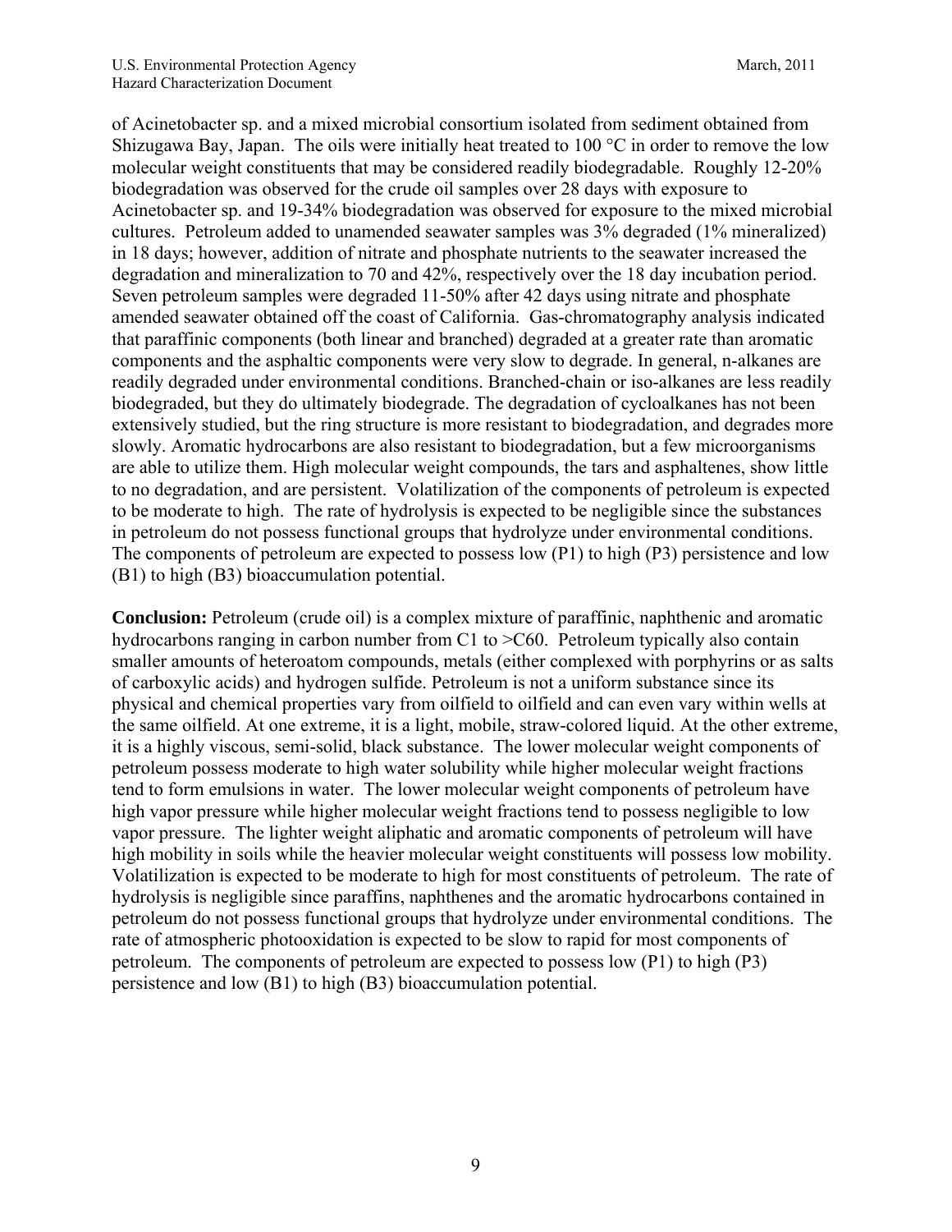of Acinetobacter sp. and a mixed microbial consortium isolated from sediment obtained from Shizugawa Bay, Japan. The oils were initially heat treated to 100 °C in order to remove the low molecular weight constituents that may be considered readily biodegradable. Roughly 12-20% biodegradation was observed for the crude oil samples over 28 days with exposure to Acinetobacter sp. and 19-34% biodegradation was observed for exposure to the mixed microbial cultures. Petroleum added to unamended seawater samples was 3% degraded (1% mineralized) in 18 days; however, addition of nitrate and phosphate nutrients to the seawater increased the degradation and mineralization to 70 and 42%, respectively over the 18 day incubation period. Seven petroleum samples were degraded 11-50% after 42 days using nitrate and phosphate amended seawater obtained off the coast of California. Gas-chromatography analysis indicated that paraffinic components (both linear and branched) degraded at a greater rate than aromatic components and the asphaltic components were very slow to degrade. In general, n-alkanes are readily degraded under environmental conditions. Branched-chain or iso-alkanes are less readily biodegraded, but they do ultimately biodegrade. The degradation of cycloalkanes has not been extensively studied, but the ring structure is more resistant to biodegradation, and degrades more slowly. Aromatic hydrocarbons are also resistant to biodegradation, but a few microorganisms are able to utilize them. High molecular weight compounds, the tars and asphaltenes, show little to no degradation, and are persistent. Volatilization of the components of petroleum is expected to be moderate to high. The rate of hydrolysis is expected to be negligible since the substances in petroleum do not possess functional groups that hydrolyze under environmental conditions. The components of petroleum are expected to possess low (P1) to high (P3) persistence and low (B1) to high (B3) bioaccumulation potential.

**Conclusion:** Petroleum (crude oil) is a complex mixture of paraffinic, naphthenic and aromatic hydrocarbons ranging in carbon number from C1 to >C60. Petroleum typically also contain smaller amounts of heteroatom compounds, metals (either complexed with porphyrins or as salts of carboxylic acids) and hydrogen sulfide. Petroleum is not a uniform substance since its physical and chemical properties vary from oilfield to oilfield and can even vary within wells at the same oilfield. At one extreme, it is a light, mobile, straw-colored liquid. At the other extreme, it is a highly viscous, semi-solid, black substance. The lower molecular weight components of petroleum possess moderate to high water solubility while higher molecular weight fractions tend to form emulsions in water. The lower molecular weight components of petroleum have high vapor pressure while higher molecular weight fractions tend to possess negligible to low vapor pressure. The lighter weight aliphatic and aromatic components of petroleum will have high mobility in soils while the heavier molecular weight constituents will possess low mobility. Volatilization is expected to be moderate to high for most constituents of petroleum. The rate of hydrolysis is negligible since paraffins, naphthenes and the aromatic hydrocarbons contained in petroleum do not possess functional groups that hydrolyze under environmental conditions. The rate of atmospheric photooxidation is expected to be slow to rapid for most components of petroleum. The components of petroleum are expected to possess low (P1) to high (P3) persistence and low (B1) to high (B3) bioaccumulation potential.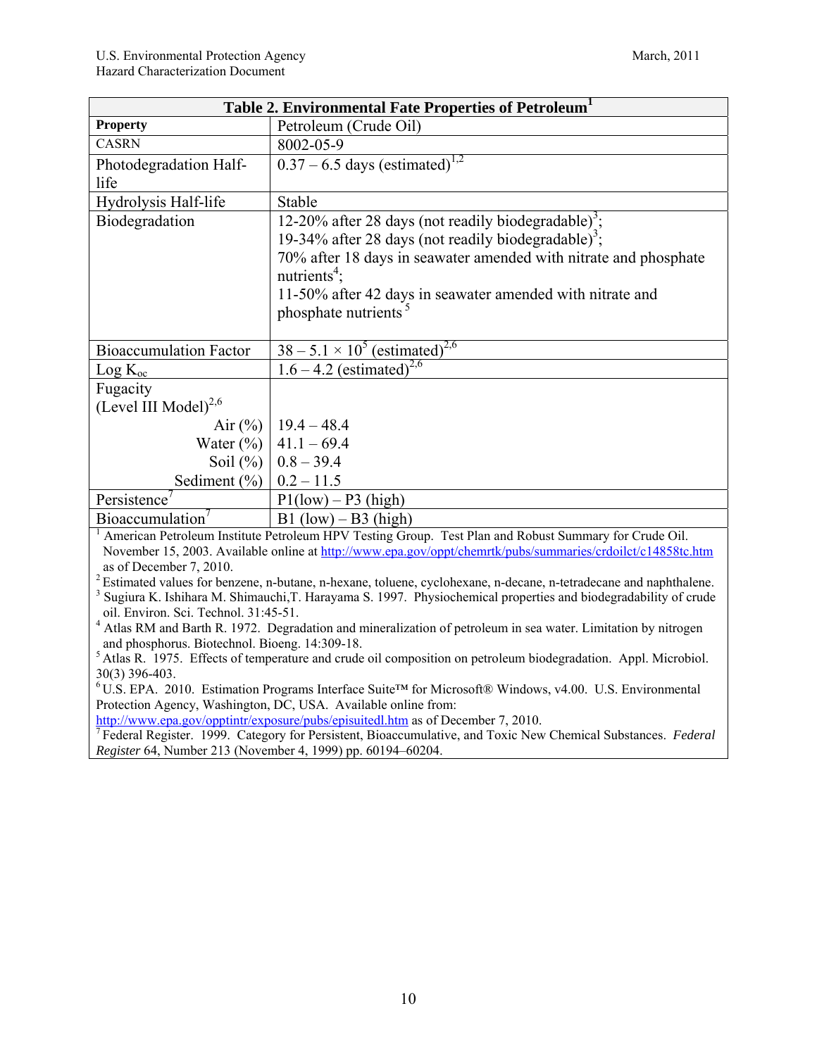**Table 2. Environmental Fate Properties of Petroleum[1]**

| Property | Petroleum (Crude Oil) |
|---|---|
| CASRN | 8002-05-9 |
| Photodegradation Half-life | 0.37 – 6.5 days (estimated)[1,2] |
| Hydrolysis Half-life | Stable |
| Biodegradation | 12-20% after 28 days (not readily biodegradable)[3];<br>19-34% after 28 days (not readily biodegradable)[3];<br>70% after 18 days in seawater amended with nitrate and phosphate nutrients[4];<br>11-50% after 42 days in seawater amended with nitrate and phosphate nutrients[5] |
| Bioaccumulation Factor | $38 – 5.1 \times 10^5$ (estimated)[2,6] |
| Log $K_{oc}$ | 1.6 – 4.2 (estimated)[2,6] |
| Fugacity (Level III Model)[2,6] | |
| Air (%) | 19.4 – 48.4 |
| Water (%) | 41.1 – 69.4 |
| Soil (%) | 0.8 – 39.4 |
| Sediment (%) | 0.2 – 11.5 |
| Persistence[7] | P1(low) – P3 (high) |
| Bioaccumulation[7] | B1 (low) – B3 (high) |

[1] American Petroleum Institute Petroleum HPV Testing Group. Test Plan and Robust Summary for Crude Oil. November 15, 2003. Available online at http://www.epa.gov/oppt/chemrtk/pubs/summaries/crdoilct/c14858tc.htm as of December 7, 2010.
[2] Estimated values for benzene, n-butane, n-hexane, toluene, cyclohexane, n-decane, n-tetradecane and naphthalene.
[3] Sugiura K. Ishihara M. Shimauchi,T. Harayama S. 1997. Physiochemical properties and biodegradability of crude oil. Environ. Sci. Technol. 31:45-51.
[4] Atlas RM and Barth R. 1972. Degradation and mineralization of petroleum in sea water. Limitation by nitrogen and phosphorus. Biotechnol. Bioeng. 14:309-18.
[5] Atlas R. 1975. Effects of temperature and crude oil composition on petroleum biodegradation. Appl. Microbiol. 30(3) 396-403.
[6] U.S. EPA. 2010. Estimation Programs Interface Suite™ for Microsoft® Windows, v4.00. U.S. Environmental Protection Agency, Washington, DC, USA. Available online from: http://www.epa.gov/opptintr/exposure/pubs/episuitedl.htm as of December 7, 2010.
[7] Federal Register. 1999. Category for Persistent, Bioaccumulative, and Toxic New Chemical Substances. *Federal Register* 64, Number 213 (November 4, 1999) pp. 60194–60204.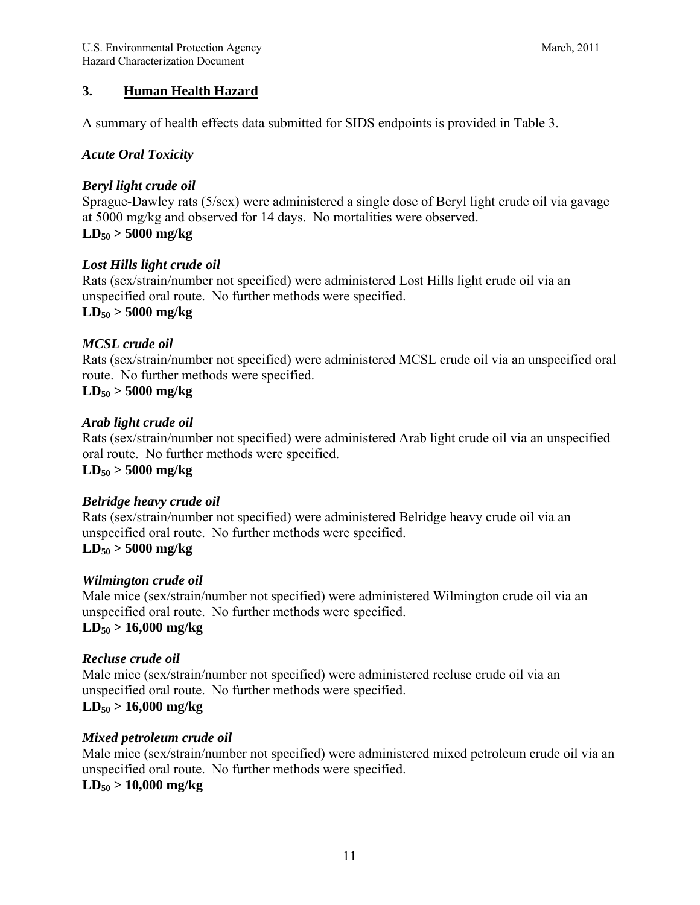## 3. Human Health Hazard

A summary of health effects data submitted for SIDS endpoints is provided in Table 3.

### *Acute Oral Toxicity*

***Beryl light crude oil***
Sprague-Dawley rats (5/sex) were administered a single dose of Beryl light crude oil via gavage at 5000 mg/kg and observed for 14 days. No mortalities were observed.
**$LD_{50}$ > 5000 mg/kg**

***Lost Hills light crude oil***
Rats (sex/strain/number not specified) were administered Lost Hills light crude oil via an unspecified oral route. No further methods were specified.
**$LD_{50}$ > 5000 mg/kg**

***MCSL crude oil***
Rats (sex/strain/number not specified) were administered MCSL crude oil via an unspecified oral route. No further methods were specified.
**$LD_{50}$ > 5000 mg/kg**

***Arab light crude oil***
Rats (sex/strain/number not specified) were administered Arab light crude oil via an unspecified oral route. No further methods were specified.
**$LD_{50}$ > 5000 mg/kg**

***Belridge heavy crude oil***
Rats (sex/strain/number not specified) were administered Belridge heavy crude oil via an unspecified oral route. No further methods were specified.
**$LD_{50}$ > 5000 mg/kg**

***Wilmington crude oil***
Male mice (sex/strain/number not specified) were administered Wilmington crude oil via an unspecified oral route. No further methods were specified.
**$LD_{50}$ > 16,000 mg/kg**

***Recluse crude oil***
Male mice (sex/strain/number not specified) were administered recluse crude oil via an unspecified oral route. No further methods were specified.
**$LD_{50}$ > 16,000 mg/kg**

***Mixed petroleum crude oil***
Male mice (sex/strain/number not specified) were administered mixed petroleum crude oil via an unspecified oral route. No further methods were specified.
**$LD_{50}$ > 10,000 mg/kg**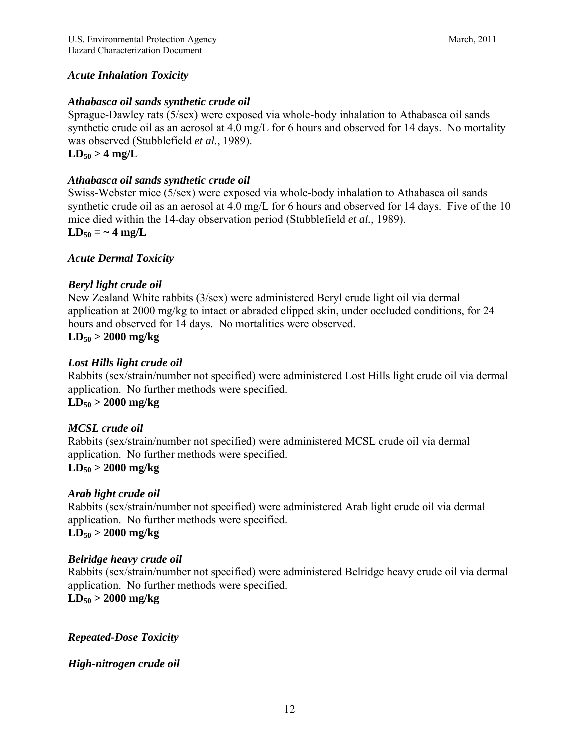### *Acute Inhalation Toxicity*

***Athabasca oil sands synthetic crude oil***

Sprague-Dawley rats (5/sex) were exposed via whole-body inhalation to Athabasca oil sands synthetic crude oil as an aerosol at 4.0 mg/L for 6 hours and observed for 14 days. No mortality was observed (Stubblefield *et al.*, 1989).

**$LD_{50}$ > 4 mg/L**

***Athabasca oil sands synthetic crude oil***

Swiss-Webster mice (5/sex) were exposed via whole-body inhalation to Athabasca oil sands synthetic crude oil as an aerosol at 4.0 mg/L for 6 hours and observed for 14 days. Five of the 10 mice died within the 14-day observation period (Stubblefield *et al.*, 1989).

**$LD_{50}$ = ~ 4 mg/L**

### *Acute Dermal Toxicity*

***Beryl light crude oil***

New Zealand White rabbits (3/sex) were administered Beryl crude light oil via dermal application at 2000 mg/kg to intact or abraded clipped skin, under occluded conditions, for 24 hours and observed for 14 days. No mortalities were observed.

**$LD_{50}$ > 2000 mg/kg**

***Lost Hills light crude oil***

Rabbits (sex/strain/number not specified) were administered Lost Hills light crude oil via dermal application. No further methods were specified.

**$LD_{50}$ > 2000 mg/kg**

***MCSL crude oil***

Rabbits (sex/strain/number not specified) were administered MCSL crude oil via dermal application. No further methods were specified.

**$LD_{50}$ > 2000 mg/kg**

***Arab light crude oil***

Rabbits (sex/strain/number not specified) were administered Arab light crude oil via dermal application. No further methods were specified.

**$LD_{50}$ > 2000 mg/kg**

***Belridge heavy crude oil***

Rabbits (sex/strain/number not specified) were administered Belridge heavy crude oil via dermal application. No further methods were specified.

**$LD_{50}$ > 2000 mg/kg**

### *Repeated-Dose Toxicity*

***High-nitrogen crude oil***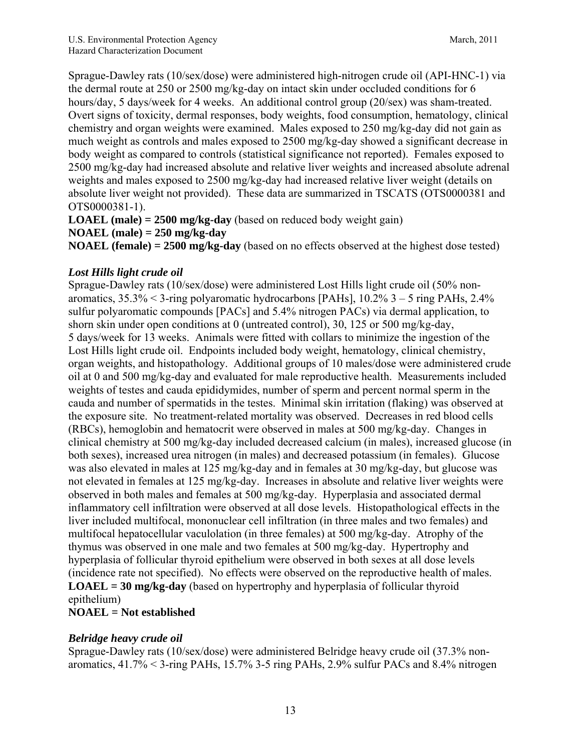Sprague-Dawley rats (10/sex/dose) were administered high-nitrogen crude oil (API-HNC-1) via the dermal route at 250 or 2500 mg/kg-day on intact skin under occluded conditions for 6 hours/day, 5 days/week for 4 weeks. An additional control group (20/sex) was sham-treated. Overt signs of toxicity, dermal responses, body weights, food consumption, hematology, clinical chemistry and organ weights were examined. Males exposed to 250 mg/kg-day did not gain as much weight as controls and males exposed to 2500 mg/kg-day showed a significant decrease in body weight as compared to controls (statistical significance not reported). Females exposed to 2500 mg/kg-day had increased absolute and relative liver weights and increased absolute adrenal weights and males exposed to 2500 mg/kg-day had increased relative liver weight (details on absolute liver weight not provided). These data are summarized in TSCATS (OTS0000381 and OTS0000381-1).

**LOAEL (male) = 2500 mg/kg-day** (based on reduced body weight gain)
**NOAEL (male) = 250 mg/kg-day**
**NOAEL (female) = 2500 mg/kg-day** (based on no effects observed at the highest dose tested)

### *Lost Hills light crude oil*

Sprague-Dawley rats (10/sex/dose) were administered Lost Hills light crude oil (50% non-aromatics, 35.3% < 3-ring polyaromatic hydrocarbons [PAHs], 10.2% 3 – 5 ring PAHs, 2.4% sulfur polyaromatic compounds [PACs] and 5.4% nitrogen PACs) via dermal application, to shorn skin under open conditions at 0 (untreated control), 30, 125 or 500 mg/kg-day, 5 days/week for 13 weeks. Animals were fitted with collars to minimize the ingestion of the Lost Hills light crude oil. Endpoints included body weight, hematology, clinical chemistry, organ weights, and histopathology. Additional groups of 10 males/dose were administered crude oil at 0 and 500 mg/kg-day and evaluated for male reproductive health. Measurements included weights of testes and cauda epididymides, number of sperm and percent normal sperm in the cauda and number of spermatids in the testes. Minimal skin irritation (flaking) was observed at the exposure site. No treatment-related mortality was observed. Decreases in red blood cells (RBCs), hemoglobin and hematocrit were observed in males at 500 mg/kg-day. Changes in clinical chemistry at 500 mg/kg-day included decreased calcium (in males), increased glucose (in both sexes), increased urea nitrogen (in males) and decreased potassium (in females). Glucose was also elevated in males at 125 mg/kg-day and in females at 30 mg/kg-day, but glucose was not elevated in females at 125 mg/kg-day. Increases in absolute and relative liver weights were observed in both males and females at 500 mg/kg-day. Hyperplasia and associated dermal inflammatory cell infiltration were observed at all dose levels. Histopathological effects in the liver included multifocal, mononuclear cell infiltration (in three males and two females) and multifocal hepatocellular vaculolation (in three females) at 500 mg/kg-day. Atrophy of the thymus was observed in one male and two females at 500 mg/kg-day. Hypertrophy and hyperplasia of follicular thyroid epithelium were observed in both sexes at all dose levels (incidence rate not specified). No effects were observed on the reproductive health of males.

**LOAEL = 30 mg/kg-day** (based on hypertrophy and hyperplasia of follicular thyroid epithelium)
**NOAEL = Not established**

### *Belridge heavy crude oil*

Sprague-Dawley rats (10/sex/dose) were administered Belridge heavy crude oil (37.3% non-aromatics, 41.7% < 3-ring PAHs, 15.7% 3-5 ring PAHs, 2.9% sulfur PACs and 8.4% nitrogen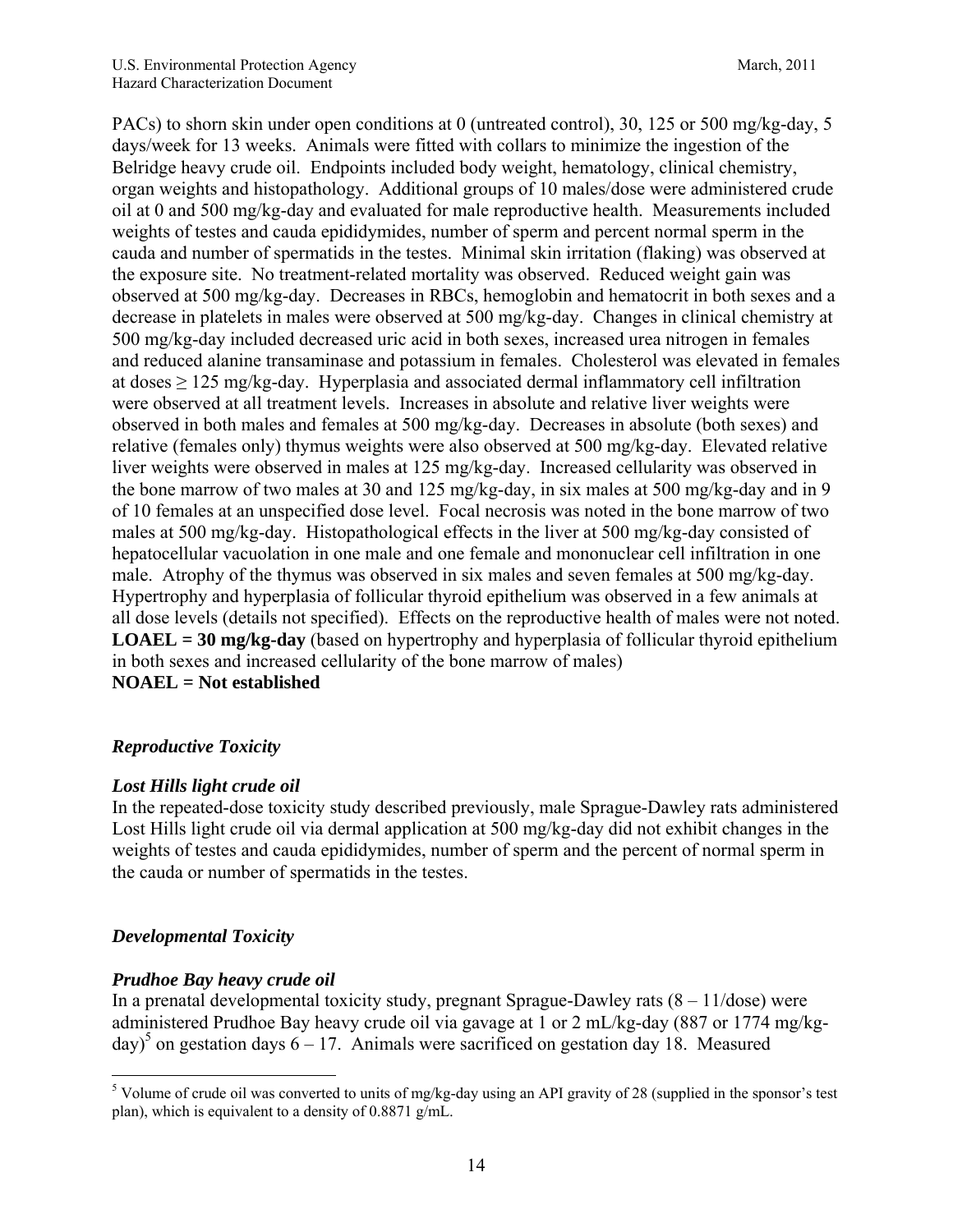PACs) to shorn skin under open conditions at 0 (untreated control), 30, 125 or 500 mg/kg-day, 5 days/week for 13 weeks. Animals were fitted with collars to minimize the ingestion of the Belridge heavy crude oil. Endpoints included body weight, hematology, clinical chemistry, organ weights and histopathology. Additional groups of 10 males/dose were administered crude oil at 0 and 500 mg/kg-day and evaluated for male reproductive health. Measurements included weights of testes and cauda epididymides, number of sperm and percent normal sperm in the cauda and number of spermatids in the testes. Minimal skin irritation (flaking) was observed at the exposure site. No treatment-related mortality was observed. Reduced weight gain was observed at 500 mg/kg-day. Decreases in RBCs, hemoglobin and hematocrit in both sexes and a decrease in platelets in males were observed at 500 mg/kg-day. Changes in clinical chemistry at 500 mg/kg-day included decreased uric acid in both sexes, increased urea nitrogen in females and reduced alanine transaminase and potassium in females. Cholesterol was elevated in females at doses ≥ 125 mg/kg-day. Hyperplasia and associated dermal inflammatory cell infiltration were observed at all treatment levels. Increases in absolute and relative liver weights were observed in both males and females at 500 mg/kg-day. Decreases in absolute (both sexes) and relative (females only) thymus weights were also observed at 500 mg/kg-day. Elevated relative liver weights were observed in males at 125 mg/kg-day. Increased cellularity was observed in the bone marrow of two males at 30 and 125 mg/kg-day, in six males at 500 mg/kg-day and in 9 of 10 females at an unspecified dose level. Focal necrosis was noted in the bone marrow of two males at 500 mg/kg-day. Histopathological effects in the liver at 500 mg/kg-day consisted of hepatocellular vacuolation in one male and one female and mononuclear cell infiltration in one male. Atrophy of the thymus was observed in six males and seven females at 500 mg/kg-day. Hypertrophy and hyperplasia of follicular thyroid epithelium was observed in a few animals at all dose levels (details not specified). Effects on the reproductive health of males were not noted.
**LOAEL = 30 mg/kg-day** (based on hypertrophy and hyperplasia of follicular thyroid epithelium in both sexes and increased cellularity of the bone marrow of males)
**NOAEL = Not established**

### *Reproductive Toxicity*

#### *Lost Hills light crude oil*

In the repeated-dose toxicity study described previously, male Sprague-Dawley rats administered Lost Hills light crude oil via dermal application at 500 mg/kg-day did not exhibit changes in the weights of testes and cauda epididymides, number of sperm and the percent of normal sperm in the cauda or number of spermatids in the testes.

### *Developmental Toxicity*

#### *Prudhoe Bay heavy crude oil*

In a prenatal developmental toxicity study, pregnant Sprague-Dawley rats (8 – 11/dose) were administered Prudhoe Bay heavy crude oil via gavage at 1 or 2 mL/kg-day (887 or 1774 mg/kg-day)[5] on gestation days 6 – 17. Animals were sacrificed on gestation day 18. Measured

[5] Volume of crude oil was converted to units of mg/kg-day using an API gravity of 28 (supplied in the sponsor's test plan), which is equivalent to a density of 0.8871 g/mL.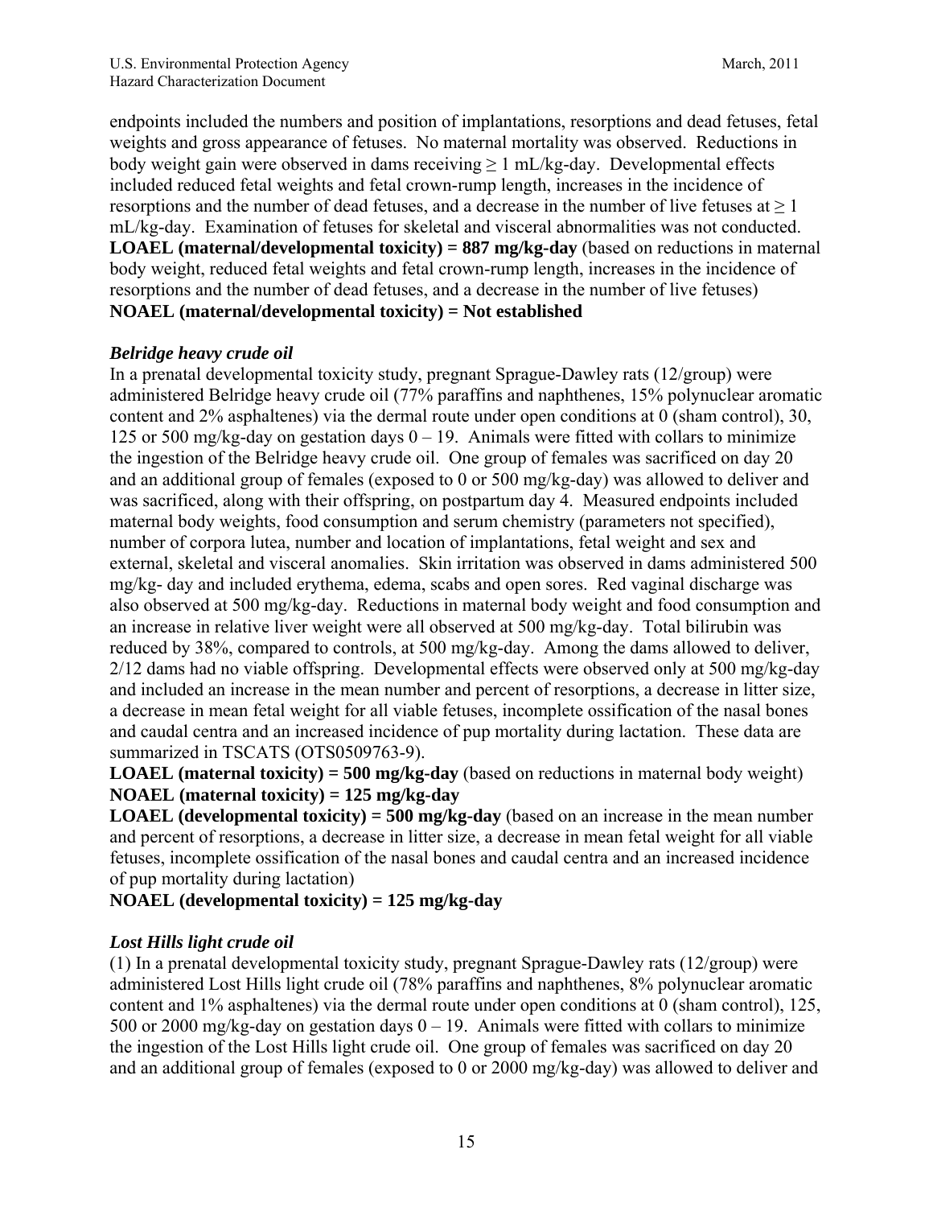endpoints included the numbers and position of implantations, resorptions and dead fetuses, fetal weights and gross appearance of fetuses. No maternal mortality was observed. Reductions in body weight gain were observed in dams receiving ≥ 1 mL/kg-day. Developmental effects included reduced fetal weights and fetal crown-rump length, increases in the incidence of resorptions and the number of dead fetuses, and a decrease in the number of live fetuses at ≥ 1 mL/kg-day. Examination of fetuses for skeletal and visceral abnormalities was not conducted.
**LOAEL (maternal/developmental toxicity) = 887 mg/kg-day** (based on reductions in maternal body weight, reduced fetal weights and fetal crown-rump length, increases in the incidence of resorptions and the number of dead fetuses, and a decrease in the number of live fetuses)
**NOAEL (maternal/developmental toxicity) = Not established**

***Belridge heavy crude oil***
In a prenatal developmental toxicity study, pregnant Sprague-Dawley rats (12/group) were administered Belridge heavy crude oil (77% paraffins and naphthenes, 15% polynuclear aromatic content and 2% asphaltenes) via the dermal route under open conditions at 0 (sham control), 30, 125 or 500 mg/kg-day on gestation days 0 – 19. Animals were fitted with collars to minimize the ingestion of the Belridge heavy crude oil. One group of females was sacrificed on day 20 and an additional group of females (exposed to 0 or 500 mg/kg-day) was allowed to deliver and was sacrificed, along with their offspring, on postpartum day 4. Measured endpoints included maternal body weights, food consumption and serum chemistry (parameters not specified), number of corpora lutea, number and location of implantations, fetal weight and sex and external, skeletal and visceral anomalies. Skin irritation was observed in dams administered 500 mg/kg- day and included erythema, edema, scabs and open sores. Red vaginal discharge was also observed at 500 mg/kg-day. Reductions in maternal body weight and food consumption and an increase in relative liver weight were all observed at 500 mg/kg-day. Total bilirubin was reduced by 38%, compared to controls, at 500 mg/kg-day. Among the dams allowed to deliver, 2/12 dams had no viable offspring. Developmental effects were observed only at 500 mg/kg-day and included an increase in the mean number and percent of resorptions, a decrease in litter size, a decrease in mean fetal weight for all viable fetuses, incomplete ossification of the nasal bones and caudal centra and an increased incidence of pup mortality during lactation. These data are summarized in TSCATS (OTS0509763-9).
**LOAEL (maternal toxicity) = 500 mg/kg-day** (based on reductions in maternal body weight)
**NOAEL (maternal toxicity) = 125 mg/kg-day**
**LOAEL (developmental toxicity) = 500 mg/kg-day** (based on an increase in the mean number and percent of resorptions, a decrease in litter size, a decrease in mean fetal weight for all viable fetuses, incomplete ossification of the nasal bones and caudal centra and an increased incidence of pup mortality during lactation)
**NOAEL (developmental toxicity) = 125 mg/kg-day**

***Lost Hills light crude oil***
(1) In a prenatal developmental toxicity study, pregnant Sprague-Dawley rats (12/group) were administered Lost Hills light crude oil (78% paraffins and naphthenes, 8% polynuclear aromatic content and 1% asphaltenes) via the dermal route under open conditions at 0 (sham control), 125, 500 or 2000 mg/kg-day on gestation days 0 – 19. Animals were fitted with collars to minimize the ingestion of the Lost Hills light crude oil. One group of females was sacrificed on day 20 and an additional group of females (exposed to 0 or 2000 mg/kg-day) was allowed to deliver and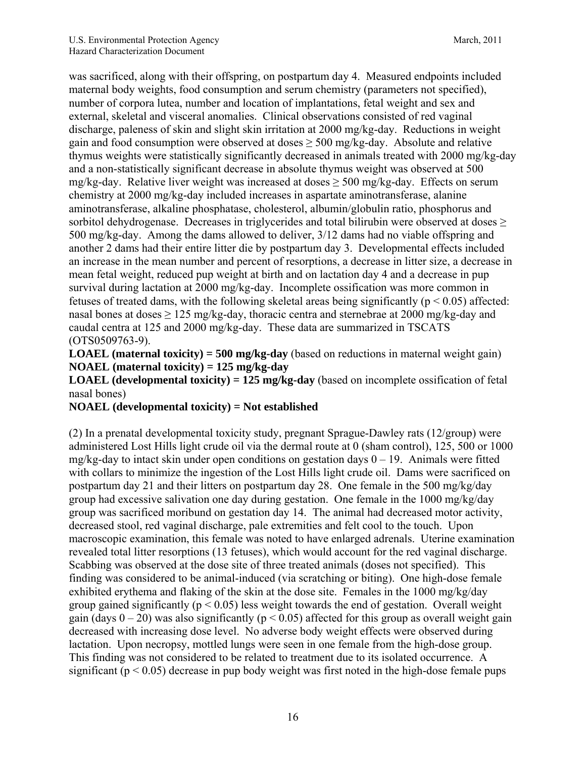was sacrificed, along with their offspring, on postpartum day 4. Measured endpoints included maternal body weights, food consumption and serum chemistry (parameters not specified), number of corpora lutea, number and location of implantations, fetal weight and sex and external, skeletal and visceral anomalies. Clinical observations consisted of red vaginal discharge, paleness of skin and slight skin irritation at 2000 mg/kg-day. Reductions in weight gain and food consumption were observed at doses ≥ 500 mg/kg-day. Absolute and relative thymus weights were statistically significantly decreased in animals treated with 2000 mg/kg-day and a non-statistically significant decrease in absolute thymus weight was observed at 500 mg/kg-day. Relative liver weight was increased at doses ≥ 500 mg/kg-day. Effects on serum chemistry at 2000 mg/kg-day included increases in aspartate aminotransferase, alanine aminotransferase, alkaline phosphatase, cholesterol, albumin/globulin ratio, phosphorus and sorbitol dehydrogenase. Decreases in triglycerides and total bilirubin were observed at doses ≥ 500 mg/kg-day. Among the dams allowed to deliver, 3/12 dams had no viable offspring and another 2 dams had their entire litter die by postpartum day 3. Developmental effects included an increase in the mean number and percent of resorptions, a decrease in litter size, a decrease in mean fetal weight, reduced pup weight at birth and on lactation day 4 and a decrease in pup survival during lactation at 2000 mg/kg-day. Incomplete ossification was more common in fetuses of treated dams, with the following skeletal areas being significantly ($p < 0.05$) affected: nasal bones at doses ≥ 125 mg/kg-day, thoracic centra and sternebrae at 2000 mg/kg-day and caudal centra at 125 and 2000 mg/kg-day. These data are summarized in TSCATS (OTS0509763-9).

**LOAEL (maternal toxicity) = 500 mg/kg-day** (based on reductions in maternal weight gain)
**NOAEL (maternal toxicity) = 125 mg/kg-day**
**LOAEL (developmental toxicity) = 125 mg/kg-day** (based on incomplete ossification of fetal nasal bones)
**NOAEL (developmental toxicity) = Not established**

(2) In a prenatal developmental toxicity study, pregnant Sprague-Dawley rats (12/group) were administered Lost Hills light crude oil via the dermal route at 0 (sham control), 125, 500 or 1000 mg/kg-day to intact skin under open conditions on gestation days 0 – 19. Animals were fitted with collars to minimize the ingestion of the Lost Hills light crude oil. Dams were sacrificed on postpartum day 21 and their litters on postpartum day 28. One female in the 500 mg/kg/day group had excessive salivation one day during gestation. One female in the 1000 mg/kg/day group was sacrificed moribund on gestation day 14. The animal had decreased motor activity, decreased stool, red vaginal discharge, pale extremities and felt cool to the touch. Upon macroscopic examination, this female was noted to have enlarged adrenals. Uterine examination revealed total litter resorptions (13 fetuses), which would account for the red vaginal discharge. Scabbing was observed at the dose site of three treated animals (doses not specified). This finding was considered to be animal-induced (via scratching or biting). One high-dose female exhibited erythema and flaking of the skin at the dose site. Females in the 1000 mg/kg/day group gained significantly ($p < 0.05$) less weight towards the end of gestation. Overall weight gain (days 0 – 20) was also significantly ($p < 0.05$) affected for this group as overall weight gain decreased with increasing dose level. No adverse body weight effects were observed during lactation. Upon necropsy, mottled lungs were seen in one female from the high-dose group. This finding was not considered to be related to treatment due to its isolated occurrence. A significant ($p < 0.05$) decrease in pup body weight was first noted in the high-dose female pups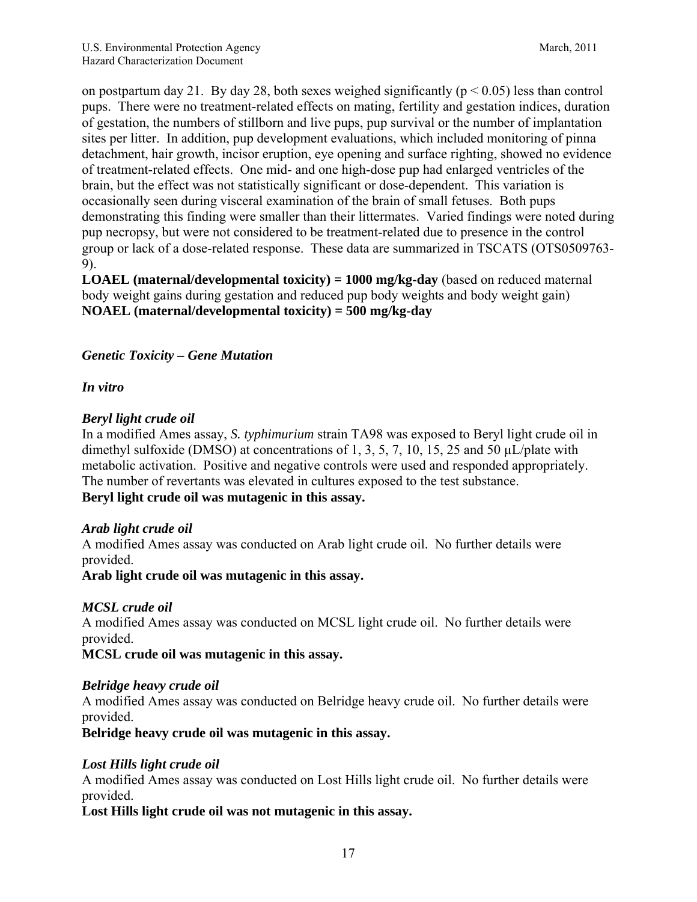on postpartum day 21. By day 28, both sexes weighed significantly ($p < 0.05$) less than control pups. There were no treatment-related effects on mating, fertility and gestation indices, duration of gestation, the numbers of stillborn and live pups, pup survival or the number of implantation sites per litter. In addition, pup development evaluations, which included monitoring of pinna detachment, hair growth, incisor eruption, eye opening and surface righting, showed no evidence of treatment-related effects. One mid- and one high-dose pup had enlarged ventricles of the brain, but the effect was not statistically significant or dose-dependent. This variation is occasionally seen during visceral examination of the brain of small fetuses. Both pups demonstrating this finding were smaller than their littermates. Varied findings were noted during pup necropsy, but were not considered to be treatment-related due to presence in the control group or lack of a dose-related response. These data are summarized in TSCATS (OTS0509763-9).

**LOAEL (maternal/developmental toxicity) = 1000 mg/kg-day** (based on reduced maternal body weight gains during gestation and reduced pup body weights and body weight gain)
**NOAEL (maternal/developmental toxicity) = 500 mg/kg-day**

***Genetic Toxicity – Gene Mutation***

***In vitro***

***Beryl light crude oil***

In a modified Ames assay, *S. typhimurium* strain TA98 was exposed to Beryl light crude oil in dimethyl sulfoxide (DMSO) at concentrations of 1, 3, 5, 7, 10, 15, 25 and 50 μL/plate with metabolic activation. Positive and negative controls were used and responded appropriately. The number of revertants was elevated in cultures exposed to the test substance.
**Beryl light crude oil was mutagenic in this assay.**

***Arab light crude oil***

A modified Ames assay was conducted on Arab light crude oil. No further details were provided.
**Arab light crude oil was mutagenic in this assay.**

***MCSL crude oil***

A modified Ames assay was conducted on MCSL light crude oil. No further details were provided.
**MCSL crude oil was mutagenic in this assay.**

***Belridge heavy crude oil***

A modified Ames assay was conducted on Belridge heavy crude oil. No further details were provided.
**Belridge heavy crude oil was mutagenic in this assay.**

***Lost Hills light crude oil***

A modified Ames assay was conducted on Lost Hills light crude oil. No further details were provided.
**Lost Hills light crude oil was not mutagenic in this assay.**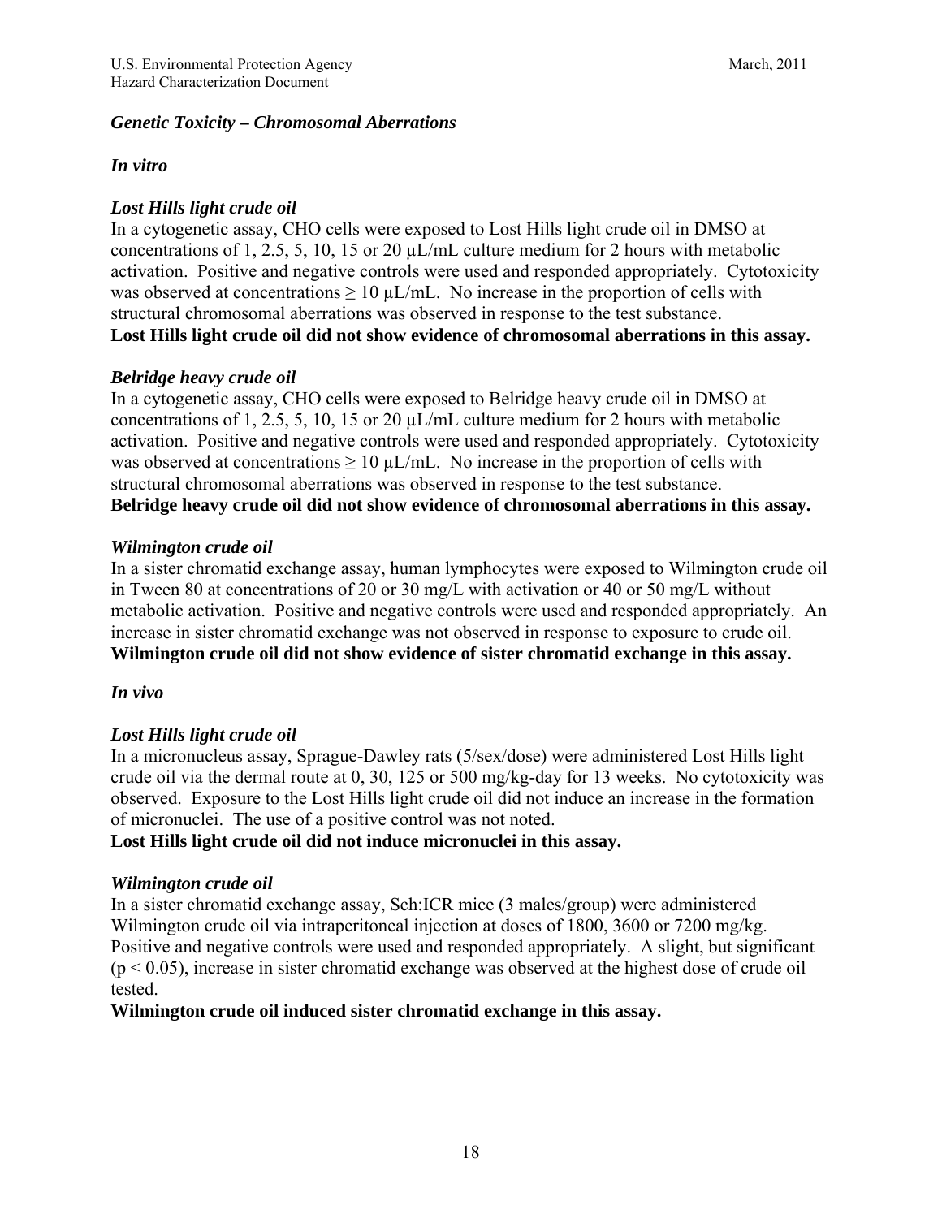***Genetic Toxicity – Chromosomal Aberrations***

***In vitro***

***Lost Hills light crude oil***

In a cytogenetic assay, CHO cells were exposed to Lost Hills light crude oil in DMSO at concentrations of 1, 2.5, 5, 10, 15 or 20 µL/mL culture medium for 2 hours with metabolic activation. Positive and negative controls were used and responded appropriately. Cytotoxicity was observed at concentrations ≥ 10 µL/mL. No increase in the proportion of cells with structural chromosomal aberrations was observed in response to the test substance.
**Lost Hills light crude oil did not show evidence of chromosomal aberrations in this assay.**

***Belridge heavy crude oil***

In a cytogenetic assay, CHO cells were exposed to Belridge heavy crude oil in DMSO at concentrations of 1, 2.5, 5, 10, 15 or 20 µL/mL culture medium for 2 hours with metabolic activation. Positive and negative controls were used and responded appropriately. Cytotoxicity was observed at concentrations ≥ 10 µL/mL. No increase in the proportion of cells with structural chromosomal aberrations was observed in response to the test substance.
**Belridge heavy crude oil did not show evidence of chromosomal aberrations in this assay.**

***Wilmington crude oil***

In a sister chromatid exchange assay, human lymphocytes were exposed to Wilmington crude oil in Tween 80 at concentrations of 20 or 30 mg/L with activation or 40 or 50 mg/L without metabolic activation. Positive and negative controls were used and responded appropriately. An increase in sister chromatid exchange was not observed in response to exposure to crude oil.
**Wilmington crude oil did not show evidence of sister chromatid exchange in this assay.**

***In vivo***

***Lost Hills light crude oil***

In a micronucleus assay, Sprague-Dawley rats (5/sex/dose) were administered Lost Hills light crude oil via the dermal route at 0, 30, 125 or 500 mg/kg-day for 13 weeks. No cytotoxicity was observed. Exposure to the Lost Hills light crude oil did not induce an increase in the formation of micronuclei. The use of a positive control was not noted.
**Lost Hills light crude oil did not induce micronuclei in this assay.**

***Wilmington crude oil***

In a sister chromatid exchange assay, Sch:ICR mice (3 males/group) were administered Wilmington crude oil via intraperitoneal injection at doses of 1800, 3600 or 7200 mg/kg. Positive and negative controls were used and responded appropriately. A slight, but significant ($p < 0.05$), increase in sister chromatid exchange was observed at the highest dose of crude oil tested.
**Wilmington crude oil induced sister chromatid exchange in this assay.**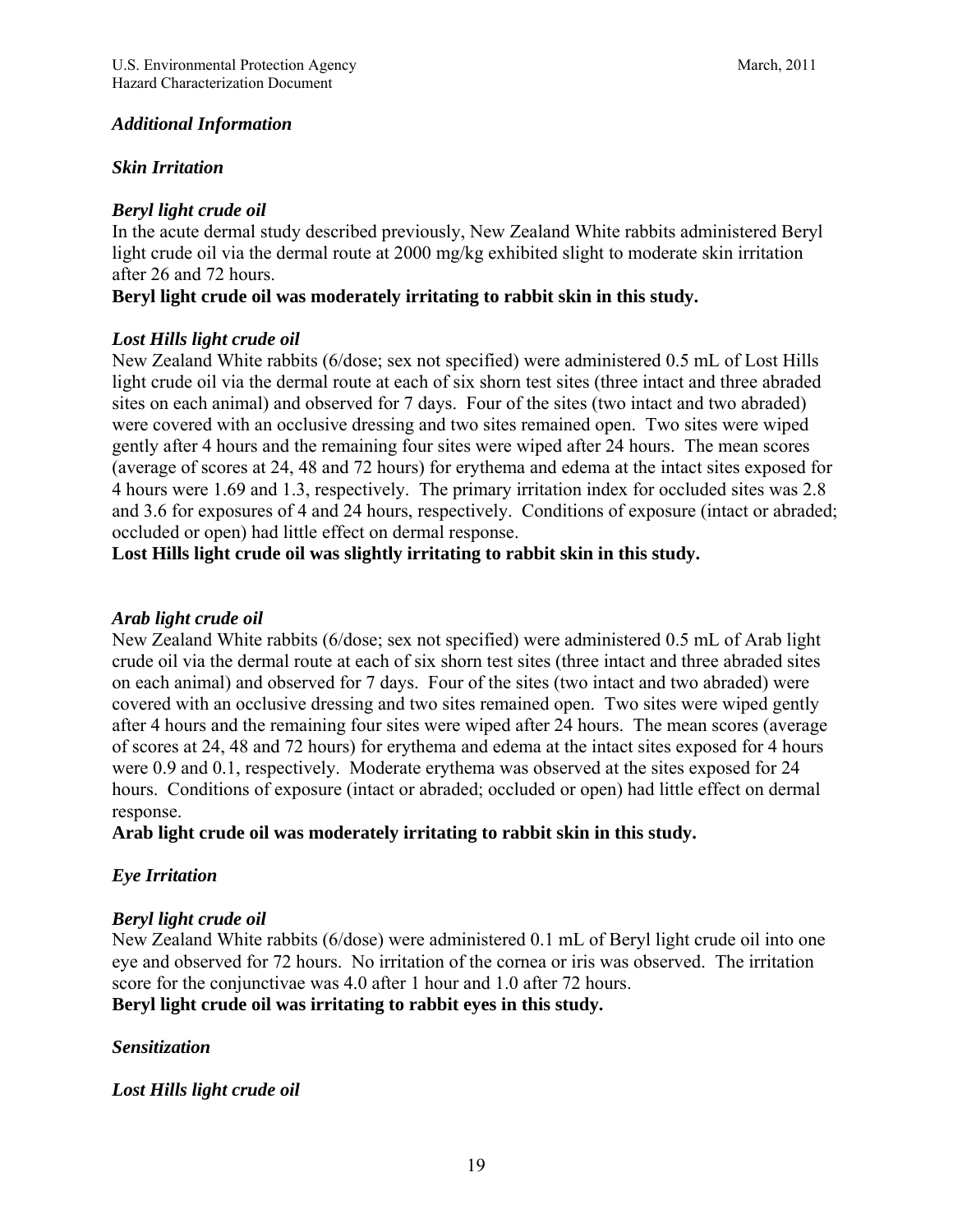*Additional Information*

*Skin Irritation*

*Beryl light crude oil*

In the acute dermal study described previously, New Zealand White rabbits administered Beryl light crude oil via the dermal route at 2000 mg/kg exhibited slight to moderate skin irritation after 26 and 72 hours.

**Beryl light crude oil was moderately irritating to rabbit skin in this study.**

*Lost Hills light crude oil*

New Zealand White rabbits (6/dose; sex not specified) were administered 0.5 mL of Lost Hills light crude oil via the dermal route at each of six shorn test sites (three intact and three abraded sites on each animal) and observed for 7 days. Four of the sites (two intact and two abraded) were covered with an occlusive dressing and two sites remained open. Two sites were wiped gently after 4 hours and the remaining four sites were wiped after 24 hours. The mean scores (average of scores at 24, 48 and 72 hours) for erythema and edema at the intact sites exposed for 4 hours were 1.69 and 1.3, respectively. The primary irritation index for occluded sites was 2.8 and 3.6 for exposures of 4 and 24 hours, respectively. Conditions of exposure (intact or abraded; occluded or open) had little effect on dermal response.

**Lost Hills light crude oil was slightly irritating to rabbit skin in this study.**

*Arab light crude oil*

New Zealand White rabbits (6/dose; sex not specified) were administered 0.5 mL of Arab light crude oil via the dermal route at each of six shorn test sites (three intact and three abraded sites on each animal) and observed for 7 days. Four of the sites (two intact and two abraded) were covered with an occlusive dressing and two sites remained open. Two sites were wiped gently after 4 hours and the remaining four sites were wiped after 24 hours. The mean scores (average of scores at 24, 48 and 72 hours) for erythema and edema at the intact sites exposed for 4 hours were 0.9 and 0.1, respectively. Moderate erythema was observed at the sites exposed for 24 hours. Conditions of exposure (intact or abraded; occluded or open) had little effect on dermal response.

**Arab light crude oil was moderately irritating to rabbit skin in this study.**

*Eye Irritation*

*Beryl light crude oil*

New Zealand White rabbits (6/dose) were administered 0.1 mL of Beryl light crude oil into one eye and observed for 72 hours. No irritation of the cornea or iris was observed. The irritation score for the conjunctivae was 4.0 after 1 hour and 1.0 after 72 hours.

**Beryl light crude oil was irritating to rabbit eyes in this study.**

*Sensitization*

*Lost Hills light crude oil*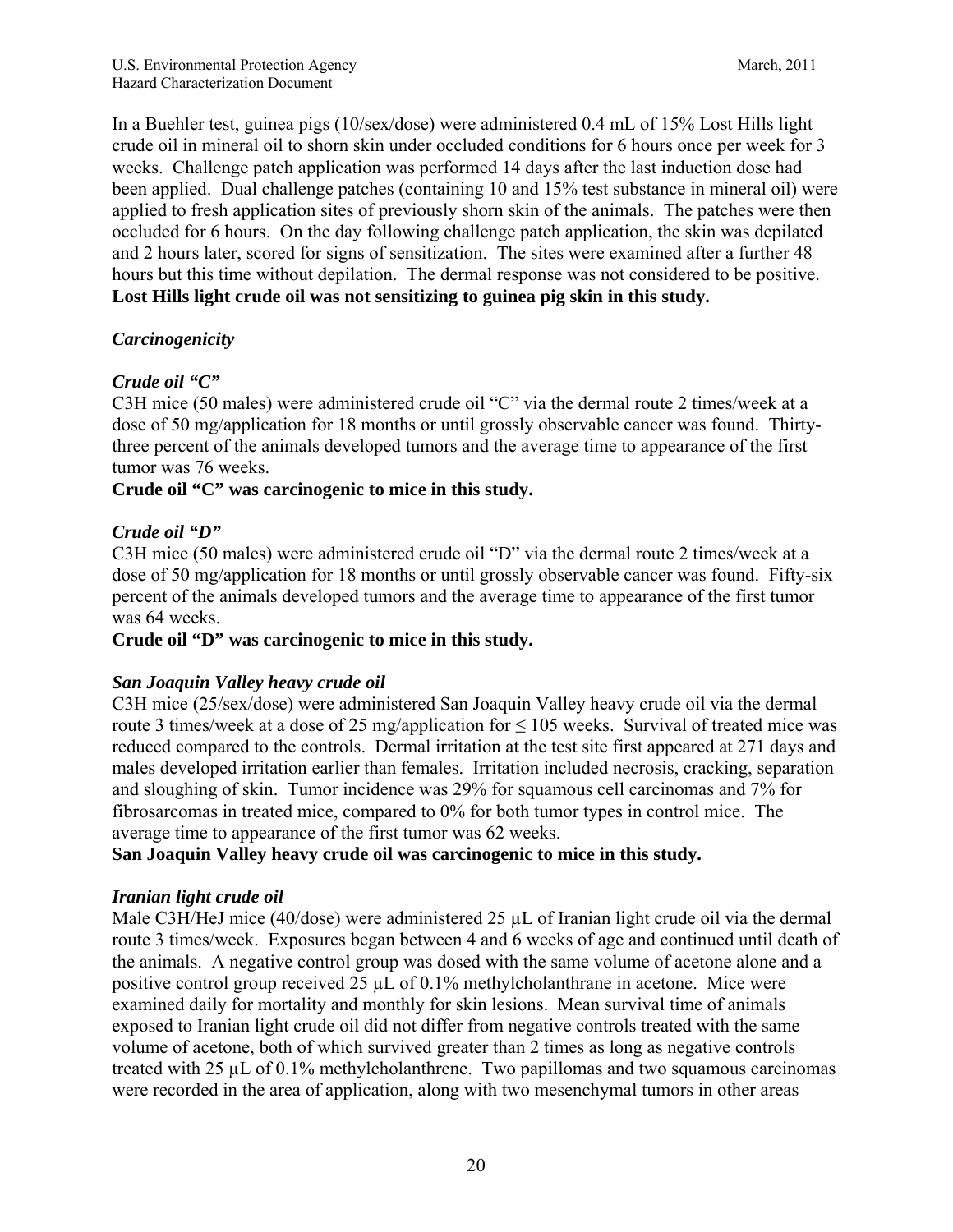In a Buehler test, guinea pigs (10/sex/dose) were administered 0.4 mL of 15% Lost Hills light crude oil in mineral oil to shorn skin under occluded conditions for 6 hours once per week for 3 weeks. Challenge patch application was performed 14 days after the last induction dose had been applied. Dual challenge patches (containing 10 and 15% test substance in mineral oil) were applied to fresh application sites of previously shorn skin of the animals. The patches were then occluded for 6 hours. On the day following challenge patch application, the skin was depilated and 2 hours later, scored for signs of sensitization. The sites were examined after a further 48 hours but this time without depilation. The dermal response was not considered to be positive. **Lost Hills light crude oil was not sensitizing to guinea pig skin in this study.**

### *Carcinogenicity*

***Crude oil "C"***

C3H mice (50 males) were administered crude oil "C" via the dermal route 2 times/week at a dose of 50 mg/application for 18 months or until grossly observable cancer was found. Thirty-three percent of the animals developed tumors and the average time to appearance of the first tumor was 76 weeks.

**Crude oil "C" was carcinogenic to mice in this study.**

***Crude oil "D"***

C3H mice (50 males) were administered crude oil "D" via the dermal route 2 times/week at a dose of 50 mg/application for 18 months or until grossly observable cancer was found. Fifty-six percent of the animals developed tumors and the average time to appearance of the first tumor was 64 weeks.

**Crude oil "D" was carcinogenic to mice in this study.**

***San Joaquin Valley heavy crude oil***

C3H mice (25/sex/dose) were administered San Joaquin Valley heavy crude oil via the dermal route 3 times/week at a dose of 25 mg/application for ≤ 105 weeks. Survival of treated mice was reduced compared to the controls. Dermal irritation at the test site first appeared at 271 days and males developed irritation earlier than females. Irritation included necrosis, cracking, separation and sloughing of skin. Tumor incidence was 29% for squamous cell carcinomas and 7% for fibrosarcomas in treated mice, compared to 0% for both tumor types in control mice. The average time to appearance of the first tumor was 62 weeks.

**San Joaquin Valley heavy crude oil was carcinogenic to mice in this study.**

***Iranian light crude oil***

Male C3H/HeJ mice (40/dose) were administered 25 µL of Iranian light crude oil via the dermal route 3 times/week. Exposures began between 4 and 6 weeks of age and continued until death of the animals. A negative control group was dosed with the same volume of acetone alone and a positive control group received 25 µL of 0.1% methylcholanthrane in acetone. Mice were examined daily for mortality and monthly for skin lesions. Mean survival time of animals exposed to Iranian light crude oil did not differ from negative controls treated with the same volume of acetone, both of which survived greater than 2 times as long as negative controls treated with 25 µL of 0.1% methylcholanthrene. Two papillomas and two squamous carcinomas were recorded in the area of application, along with two mesenchymal tumors in other areas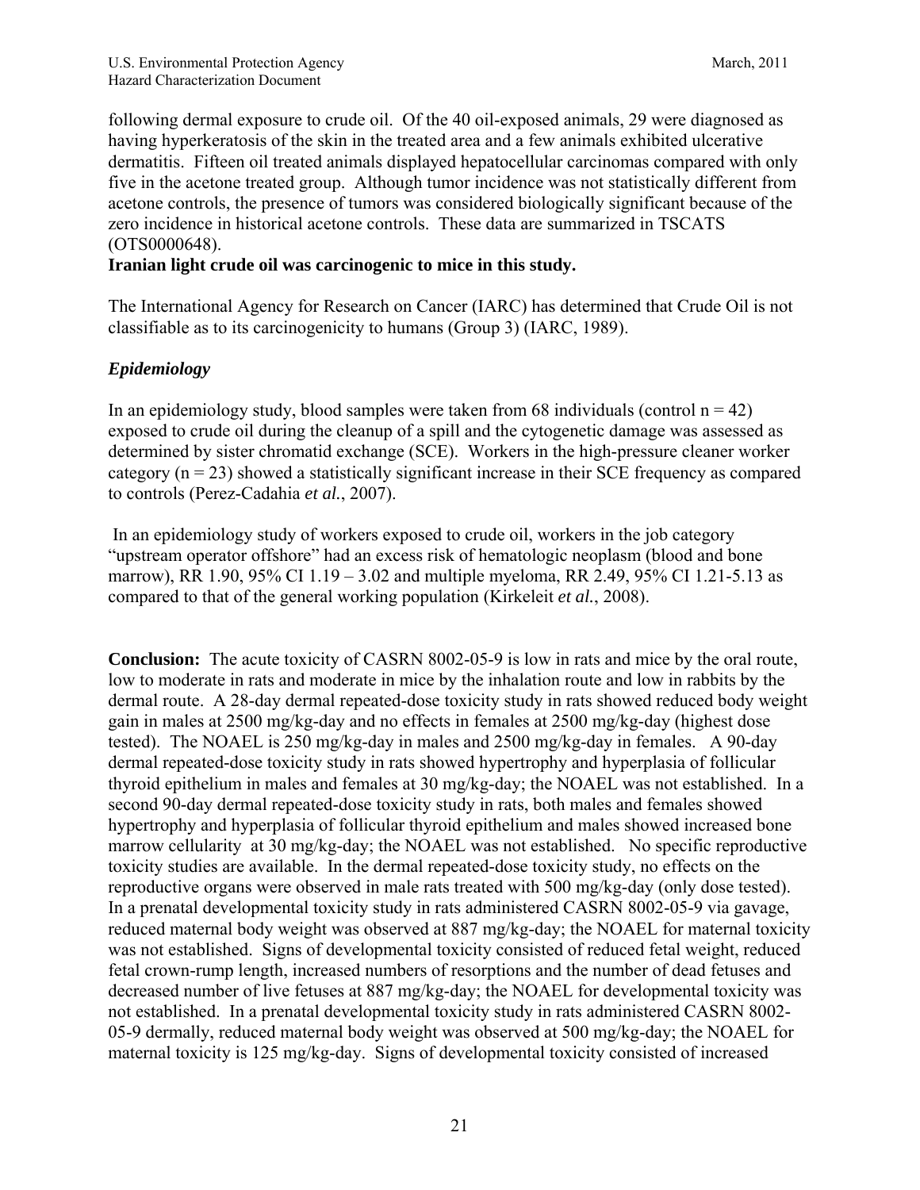following dermal exposure to crude oil. Of the 40 oil-exposed animals, 29 were diagnosed as having hyperkeratosis of the skin in the treated area and a few animals exhibited ulcerative dermatitis. Fifteen oil treated animals displayed hepatocellular carcinomas compared with only five in the acetone treated group. Although tumor incidence was not statistically different from acetone controls, the presence of tumors was considered biologically significant because of the zero incidence in historical acetone controls. These data are summarized in TSCATS (OTS0000648).

**Iranian light crude oil was carcinogenic to mice in this study.**

The International Agency for Research on Cancer (IARC) has determined that Crude Oil is not classifiable as to its carcinogenicity to humans (Group 3) (IARC, 1989).

### *Epidemiology*

In an epidemiology study, blood samples were taken from 68 individuals (control n = 42) exposed to crude oil during the cleanup of a spill and the cytogenetic damage was assessed as determined by sister chromatid exchange (SCE). Workers in the high-pressure cleaner worker category (n = 23) showed a statistically significant increase in their SCE frequency as compared to controls (Perez-Cadahia *et al.*, 2007).

In an epidemiology study of workers exposed to crude oil, workers in the job category "upstream operator offshore" had an excess risk of hematologic neoplasm (blood and bone marrow), RR 1.90, 95% CI 1.19 – 3.02 and multiple myeloma, RR 2.49, 95% CI 1.21-5.13 as compared to that of the general working population (Kirkeleit *et al.*, 2008).

**Conclusion:** The acute toxicity of CASRN 8002-05-9 is low in rats and mice by the oral route, low to moderate in rats and moderate in mice by the inhalation route and low in rabbits by the dermal route. A 28-day dermal repeated-dose toxicity study in rats showed reduced body weight gain in males at 2500 mg/kg-day and no effects in females at 2500 mg/kg-day (highest dose tested). The NOAEL is 250 mg/kg-day in males and 2500 mg/kg-day in females. A 90-day dermal repeated-dose toxicity study in rats showed hypertrophy and hyperplasia of follicular thyroid epithelium in males and females at 30 mg/kg-day; the NOAEL was not established. In a second 90-day dermal repeated-dose toxicity study in rats, both males and females showed hypertrophy and hyperplasia of follicular thyroid epithelium and males showed increased bone marrow cellularity at 30 mg/kg-day; the NOAEL was not established. No specific reproductive toxicity studies are available. In the dermal repeated-dose toxicity study, no effects on the reproductive organs were observed in male rats treated with 500 mg/kg-day (only dose tested). In a prenatal developmental toxicity study in rats administered CASRN 8002-05-9 via gavage, reduced maternal body weight was observed at 887 mg/kg-day; the NOAEL for maternal toxicity was not established. Signs of developmental toxicity consisted of reduced fetal weight, reduced fetal crown-rump length, increased numbers of resorptions and the number of dead fetuses and decreased number of live fetuses at 887 mg/kg-day; the NOAEL for developmental toxicity was not established. In a prenatal developmental toxicity study in rats administered CASRN 8002-05-9 dermally, reduced maternal body weight was observed at 500 mg/kg-day; the NOAEL for maternal toxicity is 125 mg/kg-day. Signs of developmental toxicity consisted of increased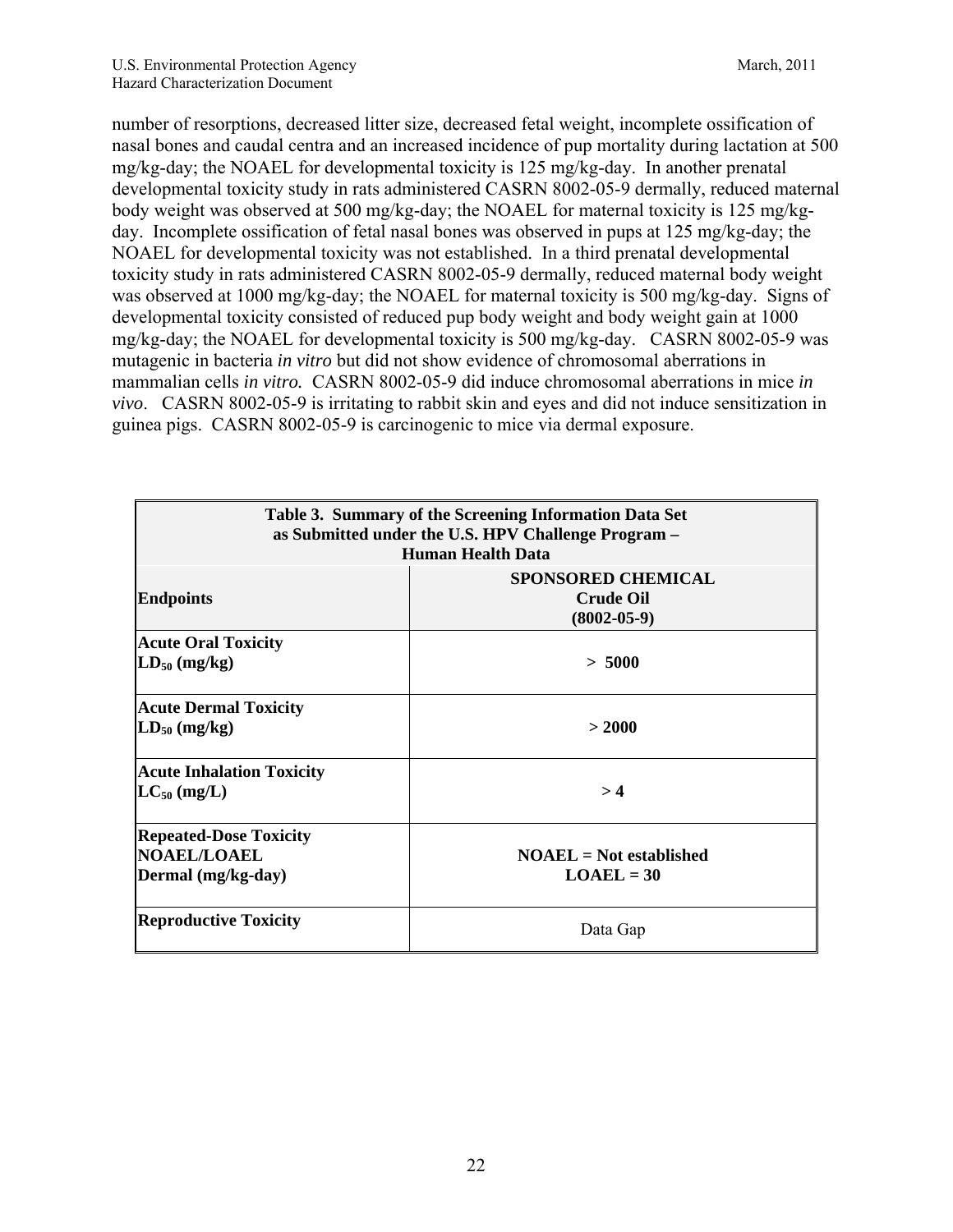number of resorptions, decreased litter size, decreased fetal weight, incomplete ossification of nasal bones and caudal centra and an increased incidence of pup mortality during lactation at 500 mg/kg-day; the NOAEL for developmental toxicity is 125 mg/kg-day. In another prenatal developmental toxicity study in rats administered CASRN 8002-05-9 dermally, reduced maternal body weight was observed at 500 mg/kg-day; the NOAEL for maternal toxicity is 125 mg/kg-day. Incomplete ossification of fetal nasal bones was observed in pups at 125 mg/kg-day; the NOAEL for developmental toxicity was not established. In a third prenatal developmental toxicity study in rats administered CASRN 8002-05-9 dermally, reduced maternal body weight was observed at 1000 mg/kg-day; the NOAEL for maternal toxicity is 500 mg/kg-day. Signs of developmental toxicity consisted of reduced pup body weight and body weight gain at 1000 mg/kg-day; the NOAEL for developmental toxicity is 500 mg/kg-day. CASRN 8002-05-9 was mutagenic in bacteria *in vitro* but did not show evidence of chromosomal aberrations in mammalian cells *in vitro.* CASRN 8002-05-9 did induce chromosomal aberrations in mice *in vivo*. CASRN 8002-05-9 is irritating to rabbit skin and eyes and did not induce sensitization in guinea pigs. CASRN 8002-05-9 is carcinogenic to mice via dermal exposure.

| **Table 3. Summary of the Screening Information Data Set as Submitted under the U.S. HPV Challenge Program – Human Health Data** | |
|---|---|
| **Endpoints** | **SPONSORED CHEMICAL Crude Oil (8002-05-9)** |
| **Acute Oral Toxicity $LD_{50}$ (mg/kg)** | **> 5000** |
| **Acute Dermal Toxicity $LD_{50}$ (mg/kg)** | **> 2000** |
| **Acute Inhalation Toxicity $LC_{50}$ (mg/L)** | **> 4** |
| **Repeated-Dose Toxicity NOAEL/LOAEL Dermal (mg/kg-day)** | **NOAEL = Not established LOAEL = 30** |
| **Reproductive Toxicity** | Data Gap |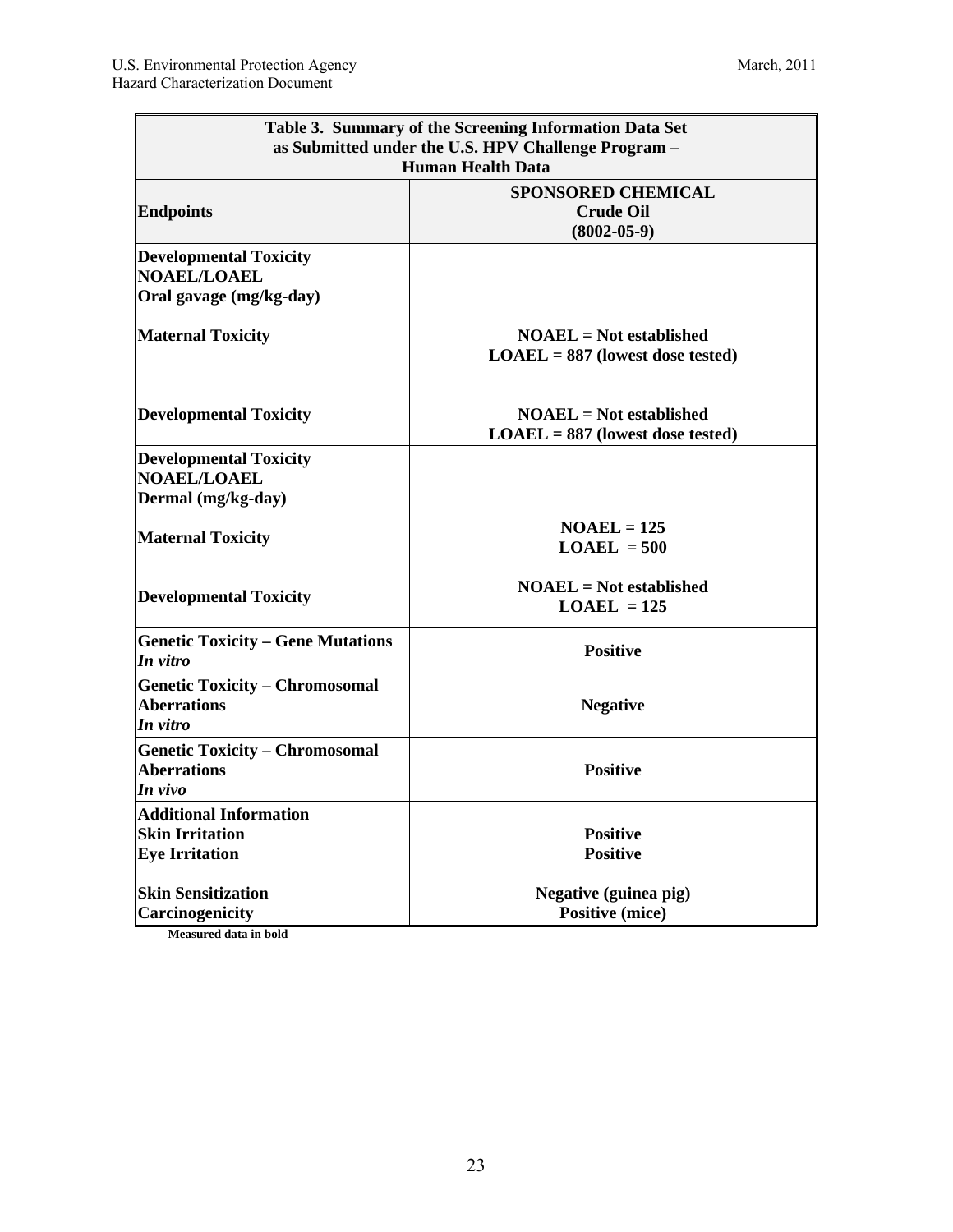| Table 3. Summary of the Screening Information Data Set as Submitted under the U.S. HPV Challenge Program – Human Health Data | |
|---|---|
| **Endpoints** | **SPONSORED CHEMICAL Crude Oil (8002-05-9)** |
| **Developmental Toxicity NOAEL/LOAEL Oral gavage (mg/kg-day)** | |
| **Maternal Toxicity** | **NOAEL = Not established LOAEL = 887 (lowest dose tested)** |
| **Developmental Toxicity** | **NOAEL = Not established LOAEL = 887 (lowest dose tested)** |
| **Developmental Toxicity NOAEL/LOAEL Dermal (mg/kg-day)** | |
| **Maternal Toxicity** | **NOAEL = 125 LOAEL = 500** |
| **Developmental Toxicity** | **NOAEL = Not established LOAEL = 125** |
| **Genetic Toxicity – Gene Mutations *In vitro*** | **Positive** |
| **Genetic Toxicity – Chromosomal Aberrations *In vitro*** | **Negative** |
| **Genetic Toxicity – Chromosomal Aberrations *In vivo*** | **Positive** |
| **Additional Information** | |
| **Skin Irritation** | **Positive** |
| **Eye Irritation** | **Positive** |
| **Skin Sensitization** | **Negative (guinea pig)** |
| **Carcinogenicity** | **Positive (mice)** |

**Measured data in bold**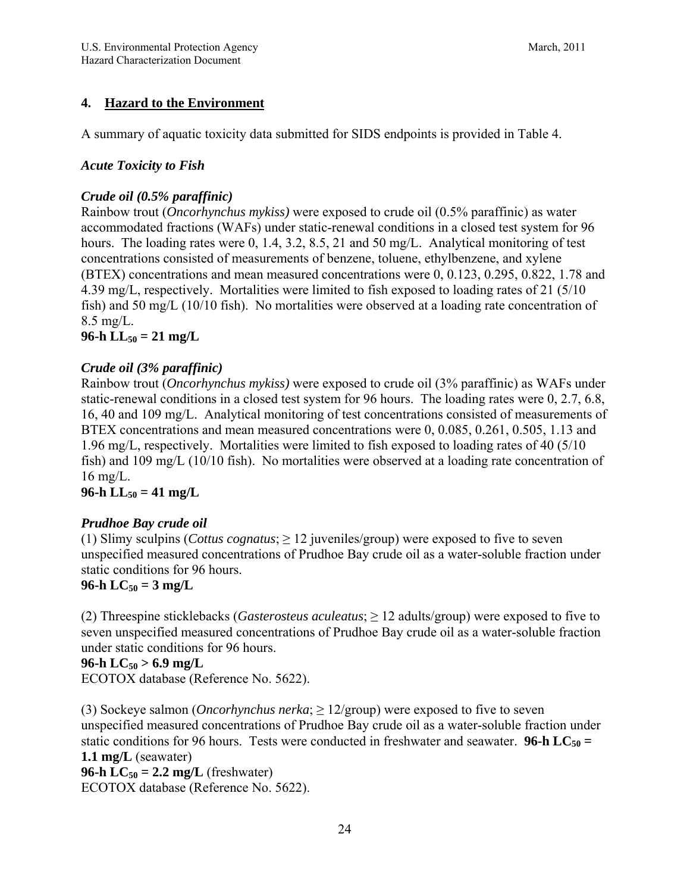## 4. Hazard to the Environment

A summary of aquatic toxicity data submitted for SIDS endpoints is provided in Table 4.

### *Acute Toxicity to Fish*

#### *Crude oil (0.5% paraffinic)*

Rainbow trout (*Oncorhynchus mykiss)* were exposed to crude oil (0.5% paraffinic) as water accommodated fractions (WAFs) under static-renewal conditions in a closed test system for 96 hours. The loading rates were 0, 1.4, 3.2, 8.5, 21 and 50 mg/L. Analytical monitoring of test concentrations consisted of measurements of benzene, toluene, ethylbenzene, and xylene (BTEX) concentrations and mean measured concentrations were 0, 0.123, 0.295, 0.822, 1.78 and 4.39 mg/L, respectively. Mortalities were limited to fish exposed to loading rates of 21 (5/10 fish) and 50 mg/L (10/10 fish). No mortalities were observed at a loading rate concentration of 8.5 mg/L.

**96-h $LL_{50}$ = 21 mg/L**

#### *Crude oil (3% paraffinic)*

Rainbow trout (*Oncorhynchus mykiss)* were exposed to crude oil (3% paraffinic) as WAFs under static-renewal conditions in a closed test system for 96 hours. The loading rates were 0, 2.7, 6.8, 16, 40 and 109 mg/L. Analytical monitoring of test concentrations consisted of measurements of BTEX concentrations and mean measured concentrations were 0, 0.085, 0.261, 0.505, 1.13 and 1.96 mg/L, respectively. Mortalities were limited to fish exposed to loading rates of 40 (5/10 fish) and 109 mg/L (10/10 fish). No mortalities were observed at a loading rate concentration of 16 mg/L.

**96-h $LL_{50}$ = 41 mg/L**

#### *Prudhoe Bay crude oil*

(1) Slimy sculpins (*Cottus cognatus*; ≥ 12 juveniles/group) were exposed to five to seven unspecified measured concentrations of Prudhoe Bay crude oil as a water-soluble fraction under static conditions for 96 hours.

**96-h $LC_{50}$ = 3 mg/L**

(2) Threespine sticklebacks (*Gasterosteus aculeatus*; ≥ 12 adults/group) were exposed to five to seven unspecified measured concentrations of Prudhoe Bay crude oil as a water-soluble fraction under static conditions for 96 hours.

**96-h $LC_{50}$ > 6.9 mg/L**

ECOTOX database (Reference No. 5622).

(3) Sockeye salmon (*Oncorhynchus nerka*; ≥ 12/group) were exposed to five to seven unspecified measured concentrations of Prudhoe Bay crude oil as a water-soluble fraction under static conditions for 96 hours. Tests were conducted in freshwater and seawater. **96-h $LC_{50}$ = 1.1 mg/L** (seawater)

**96-h $LC_{50}$ = 2.2 mg/L** (freshwater)

ECOTOX database (Reference No. 5622).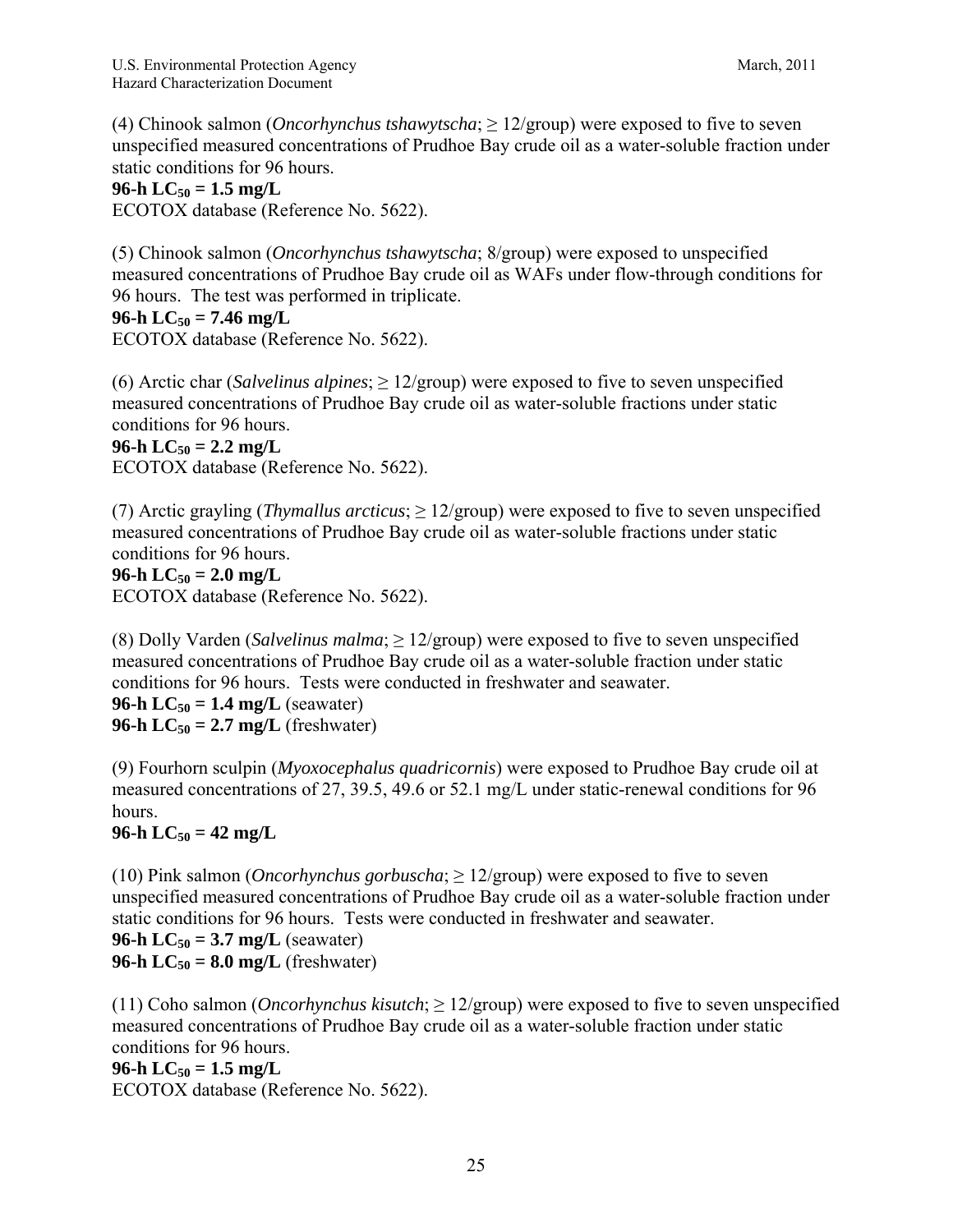(4) Chinook salmon (*Oncorhynchus tshawytscha*; ≥ 12/group) were exposed to five to seven unspecified measured concentrations of Prudhoe Bay crude oil as a water-soluble fraction under static conditions for 96 hours.
**96-h $LC_{50}$ = 1.5 mg/L**
ECOTOX database (Reference No. 5622).

(5) Chinook salmon (*Oncorhynchus tshawytscha*; 8/group) were exposed to unspecified measured concentrations of Prudhoe Bay crude oil as WAFs under flow-through conditions for 96 hours. The test was performed in triplicate.
**96-h $LC_{50}$ = 7.46 mg/L**
ECOTOX database (Reference No. 5622).

(6) Arctic char (*Salvelinus alpines*; ≥ 12/group) were exposed to five to seven unspecified measured concentrations of Prudhoe Bay crude oil as water-soluble fractions under static conditions for 96 hours.
**96-h $LC_{50}$ = 2.2 mg/L**
ECOTOX database (Reference No. 5622).

(7) Arctic grayling (*Thymallus arcticus*; ≥ 12/group) were exposed to five to seven unspecified measured concentrations of Prudhoe Bay crude oil as water-soluble fractions under static conditions for 96 hours.
**96-h $LC_{50}$ = 2.0 mg/L**
ECOTOX database (Reference No. 5622).

(8) Dolly Varden (*Salvelinus malma*; ≥ 12/group) were exposed to five to seven unspecified measured concentrations of Prudhoe Bay crude oil as a water-soluble fraction under static conditions for 96 hours. Tests were conducted in freshwater and seawater.
**96-h $LC_{50}$ = 1.4 mg/L** (seawater)
**96-h $LC_{50}$ = 2.7 mg/L** (freshwater)

(9) Fourhorn sculpin (*Myoxocephalus quadricornis*) were exposed to Prudhoe Bay crude oil at measured concentrations of 27, 39.5, 49.6 or 52.1 mg/L under static-renewal conditions for 96 hours.
**96-h $LC_{50}$ = 42 mg/L**

(10) Pink salmon (*Oncorhynchus gorbuscha*; ≥ 12/group) were exposed to five to seven unspecified measured concentrations of Prudhoe Bay crude oil as a water-soluble fraction under static conditions for 96 hours. Tests were conducted in freshwater and seawater.
**96-h $LC_{50}$ = 3.7 mg/L** (seawater)
**96-h $LC_{50}$ = 8.0 mg/L** (freshwater)

(11) Coho salmon (*Oncorhynchus kisutch*; ≥ 12/group) were exposed to five to seven unspecified measured concentrations of Prudhoe Bay crude oil as a water-soluble fraction under static conditions for 96 hours.
**96-h $LC_{50}$ = 1.5 mg/L**
ECOTOX database (Reference No. 5622).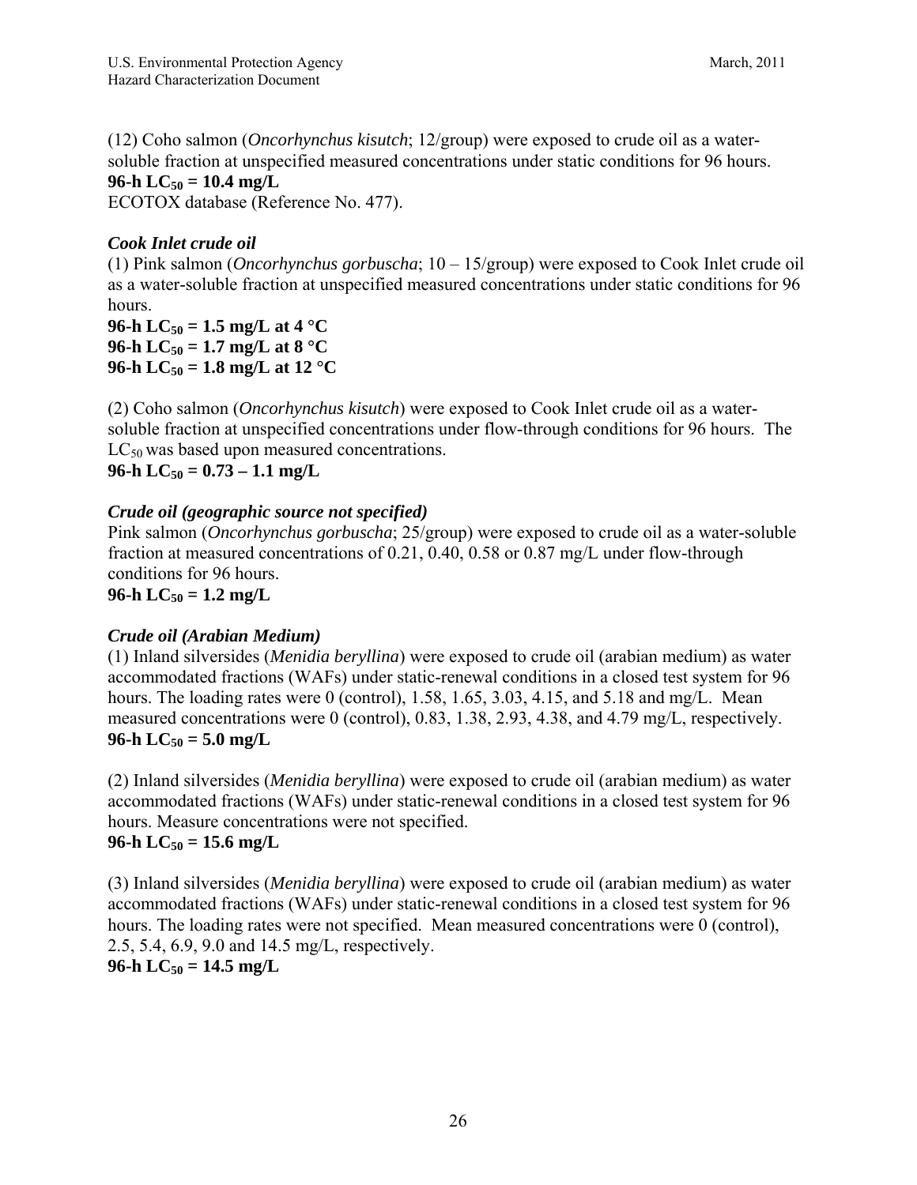(12) Coho salmon (*Oncorhynchus kisutch*; 12/group) were exposed to crude oil as a water-soluble fraction at unspecified measured concentrations under static conditions for 96 hours.
**96-h $LC_{50}$ = 10.4 mg/L**
ECOTOX database (Reference No. 477).

***Cook Inlet crude oil***
(1) Pink salmon (*Oncorhynchus gorbuscha*; 10 – 15/group) were exposed to Cook Inlet crude oil as a water-soluble fraction at unspecified measured concentrations under static conditions for 96 hours.
**96-h $LC_{50}$ = 1.5 mg/L at 4 °C**
**96-h $LC_{50}$ = 1.7 mg/L at 8 °C**
**96-h $LC_{50}$ = 1.8 mg/L at 12 °C**

(2) Coho salmon (*Oncorhynchus kisutch*) were exposed to Cook Inlet crude oil as a water-soluble fraction at unspecified concentrations under flow-through conditions for 96 hours. The $LC_{50}$ was based upon measured concentrations.
**96-h $LC_{50}$ = 0.73 – 1.1 mg/L**

***Crude oil (geographic source not specified)***
Pink salmon (*Oncorhynchus gorbuscha*; 25/group) were exposed to crude oil as a water-soluble fraction at measured concentrations of 0.21, 0.40, 0.58 or 0.87 mg/L under flow-through conditions for 96 hours.
**96-h $LC_{50}$ = 1.2 mg/L**

***Crude oil (Arabian Medium)***
(1) Inland silversides (*Menidia beryllina*) were exposed to crude oil (arabian medium) as water accommodated fractions (WAFs) under static-renewal conditions in a closed test system for 96 hours. The loading rates were 0 (control), 1.58, 1.65, 3.03, 4.15, and 5.18 and mg/L. Mean measured concentrations were 0 (control), 0.83, 1.38, 2.93, 4.38, and 4.79 mg/L, respectively.
**96-h $LC_{50}$ = 5.0 mg/L**

(2) Inland silversides (*Menidia beryllina*) were exposed to crude oil (arabian medium) as water accommodated fractions (WAFs) under static-renewal conditions in a closed test system for 96 hours. Measure concentrations were not specified.
**96-h $LC_{50}$ = 15.6 mg/L**

(3) Inland silversides (*Menidia beryllina*) were exposed to crude oil (arabian medium) as water accommodated fractions (WAFs) under static-renewal conditions in a closed test system for 96 hours. The loading rates were not specified. Mean measured concentrations were 0 (control), 2.5, 5.4, 6.9, 9.0 and 14.5 mg/L, respectively.
**96-h $LC_{50}$ = 14.5 mg/L**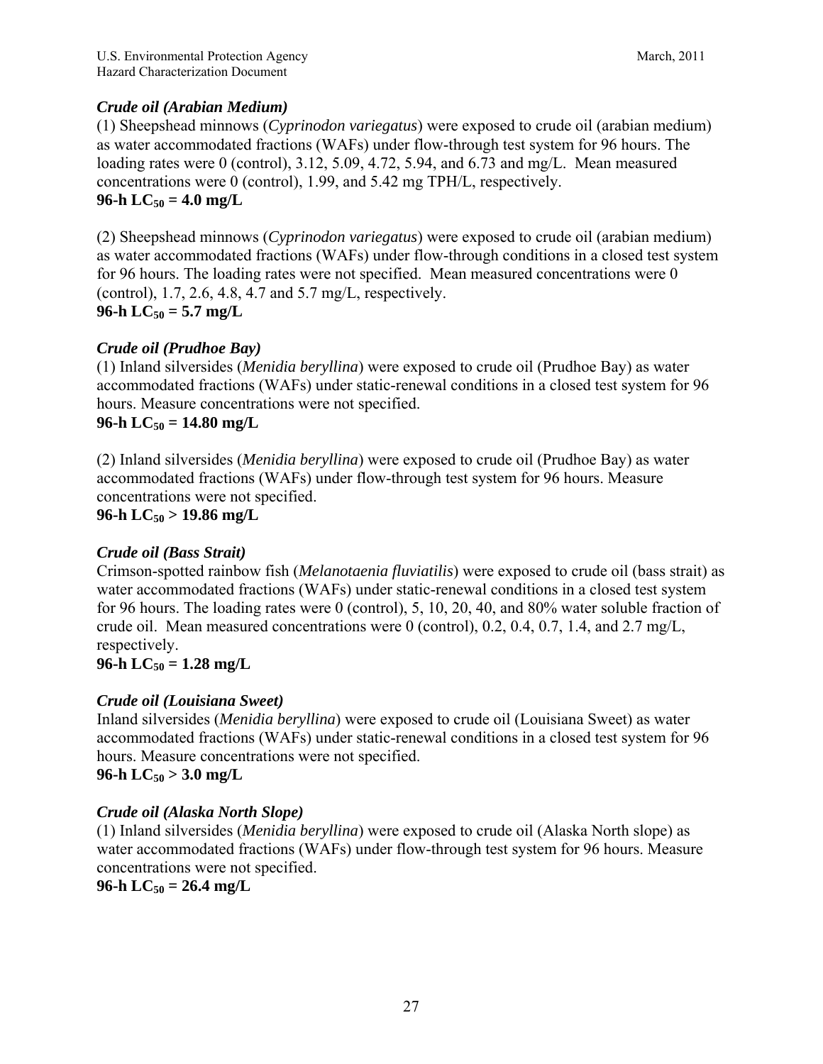***Crude oil (Arabian Medium)***

(1) Sheepshead minnows (*Cyprinodon variegatus*) were exposed to crude oil (arabian medium) as water accommodated fractions (WAFs) under flow-through test system for 96 hours. The loading rates were 0 (control), 3.12, 5.09, 4.72, 5.94, and 6.73 and mg/L. Mean measured concentrations were 0 (control), 1.99, and 5.42 mg TPH/L, respectively.

**96-h $LC_{50}$ = 4.0 mg/L**

(2) Sheepshead minnows (*Cyprinodon variegatus*) were exposed to crude oil (arabian medium) as water accommodated fractions (WAFs) under flow-through conditions in a closed test system for 96 hours. The loading rates were not specified. Mean measured concentrations were 0 (control), 1.7, 2.6, 4.8, 4.7 and 5.7 mg/L, respectively.

**96-h $LC_{50}$ = 5.7 mg/L**

***Crude oil (Prudhoe Bay)***

(1) Inland silversides (*Menidia beryllina*) were exposed to crude oil (Prudhoe Bay) as water accommodated fractions (WAFs) under static-renewal conditions in a closed test system for 96 hours. Measure concentrations were not specified.

**96-h $LC_{50}$ = 14.80 mg/L**

(2) Inland silversides (*Menidia beryllina*) were exposed to crude oil (Prudhoe Bay) as water accommodated fractions (WAFs) under flow-through test system for 96 hours. Measure concentrations were not specified.

**96-h $LC_{50}$ > 19.86 mg/L**

***Crude oil (Bass Strait)***

Crimson-spotted rainbow fish (*Melanotaenia fluviatilis*) were exposed to crude oil (bass strait) as water accommodated fractions (WAFs) under static-renewal conditions in a closed test system for 96 hours. The loading rates were 0 (control), 5, 10, 20, 40, and 80% water soluble fraction of crude oil. Mean measured concentrations were 0 (control), 0.2, 0.4, 0.7, 1.4, and 2.7 mg/L, respectively.

**96-h $LC_{50}$ = 1.28 mg/L**

***Crude oil (Louisiana Sweet)***

Inland silversides (*Menidia beryllina*) were exposed to crude oil (Louisiana Sweet) as water accommodated fractions (WAFs) under static-renewal conditions in a closed test system for 96 hours. Measure concentrations were not specified.

**96-h $LC_{50}$ > 3.0 mg/L**

***Crude oil (Alaska North Slope)***

(1) Inland silversides (*Menidia beryllina*) were exposed to crude oil (Alaska North slope) as water accommodated fractions (WAFs) under flow-through test system for 96 hours. Measure concentrations were not specified.

**96-h $LC_{50}$ = 26.4 mg/L**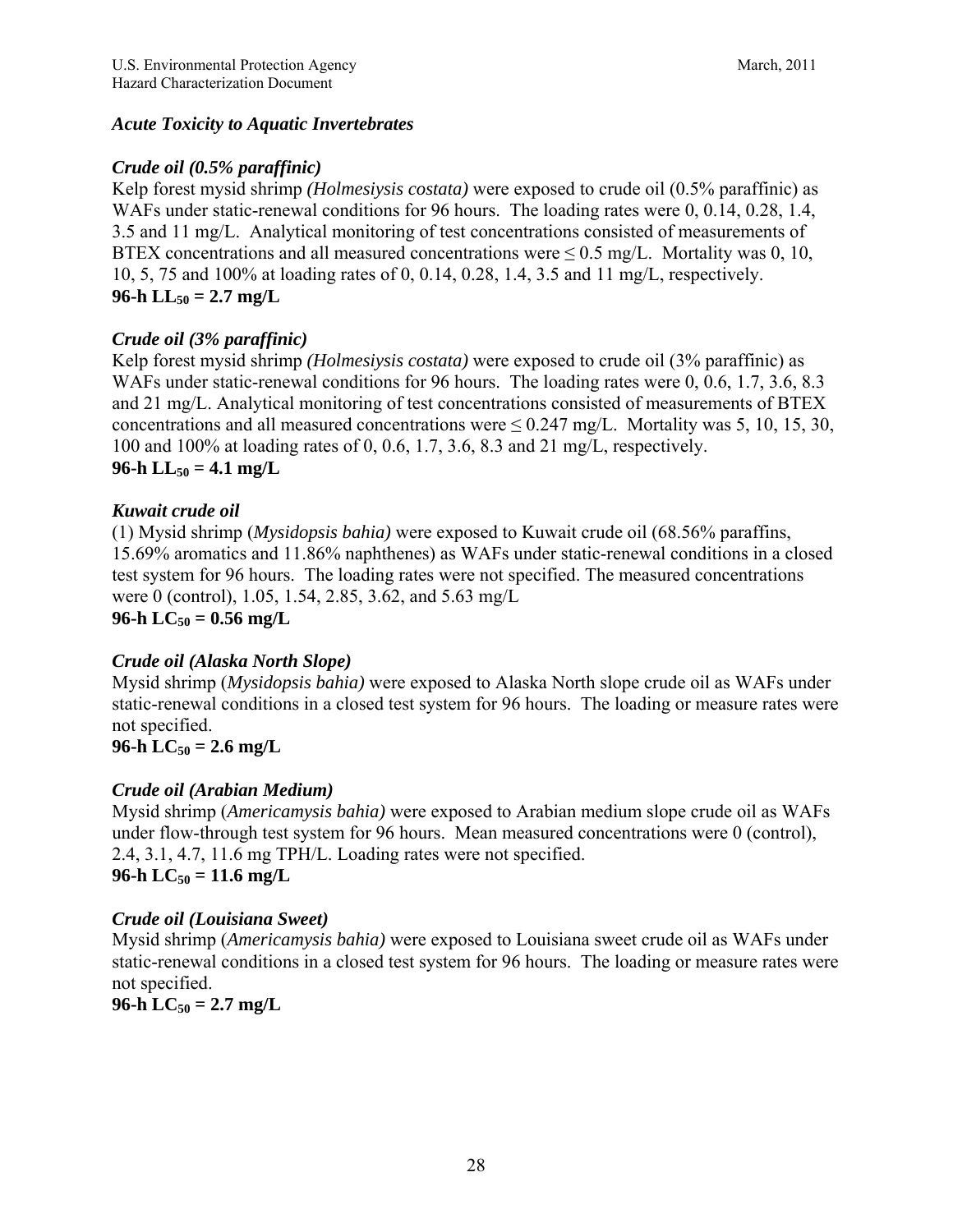***Acute Toxicity to Aquatic Invertebrates***

***Crude oil (0.5% paraffinic)***

Kelp forest mysid shrimp *(Holmesiysis costata)* were exposed to crude oil (0.5% paraffinic) as WAFs under static-renewal conditions for 96 hours. The loading rates were 0, 0.14, 0.28, 1.4, 3.5 and 11 mg/L. Analytical monitoring of test concentrations consisted of measurements of BTEX concentrations and all measured concentrations were ≤ 0.5 mg/L. Mortality was 0, 10, 10, 5, 75 and 100% at loading rates of 0, 0.14, 0.28, 1.4, 3.5 and 11 mg/L, respectively.

**96-h $LL_{50}$ = 2.7 mg/L**

***Crude oil (3% paraffinic)***

Kelp forest mysid shrimp *(Holmesiysis costata)* were exposed to crude oil (3% paraffinic) as WAFs under static-renewal conditions for 96 hours. The loading rates were 0, 0.6, 1.7, 3.6, 8.3 and 21 mg/L. Analytical monitoring of test concentrations consisted of measurements of BTEX concentrations and all measured concentrations were ≤ 0.247 mg/L. Mortality was 5, 10, 15, 30, 100 and 100% at loading rates of 0, 0.6, 1.7, 3.6, 8.3 and 21 mg/L, respectively.

**96-h $LL_{50}$ = 4.1 mg/L**

***Kuwait crude oil***

(1) Mysid shrimp (*Mysidopsis bahia)* were exposed to Kuwait crude oil (68.56% paraffins, 15.69% aromatics and 11.86% naphthenes) as WAFs under static-renewal conditions in a closed test system for 96 hours. The loading rates were not specified. The measured concentrations were 0 (control), 1.05, 1.54, 2.85, 3.62, and 5.63 mg/L

**96-h $LC_{50}$ = 0.56 mg/L**

***Crude oil (Alaska North Slope)***

Mysid shrimp (*Mysidopsis bahia)* were exposed to Alaska North slope crude oil as WAFs under static-renewal conditions in a closed test system for 96 hours. The loading or measure rates were not specified.

**96-h $LC_{50}$ = 2.6 mg/L**

***Crude oil (Arabian Medium)***

Mysid shrimp (*Americamysis bahia)* were exposed to Arabian medium slope crude oil as WAFs under flow-through test system for 96 hours. Mean measured concentrations were 0 (control), 2.4, 3.1, 4.7, 11.6 mg TPH/L. Loading rates were not specified.

**96-h $LC_{50}$ = 11.6 mg/L**

***Crude oil (Louisiana Sweet)***

Mysid shrimp (*Americamysis bahia)* were exposed to Louisiana sweet crude oil as WAFs under static-renewal conditions in a closed test system for 96 hours. The loading or measure rates were not specified.

**96-h $LC_{50}$ = 2.7 mg/L**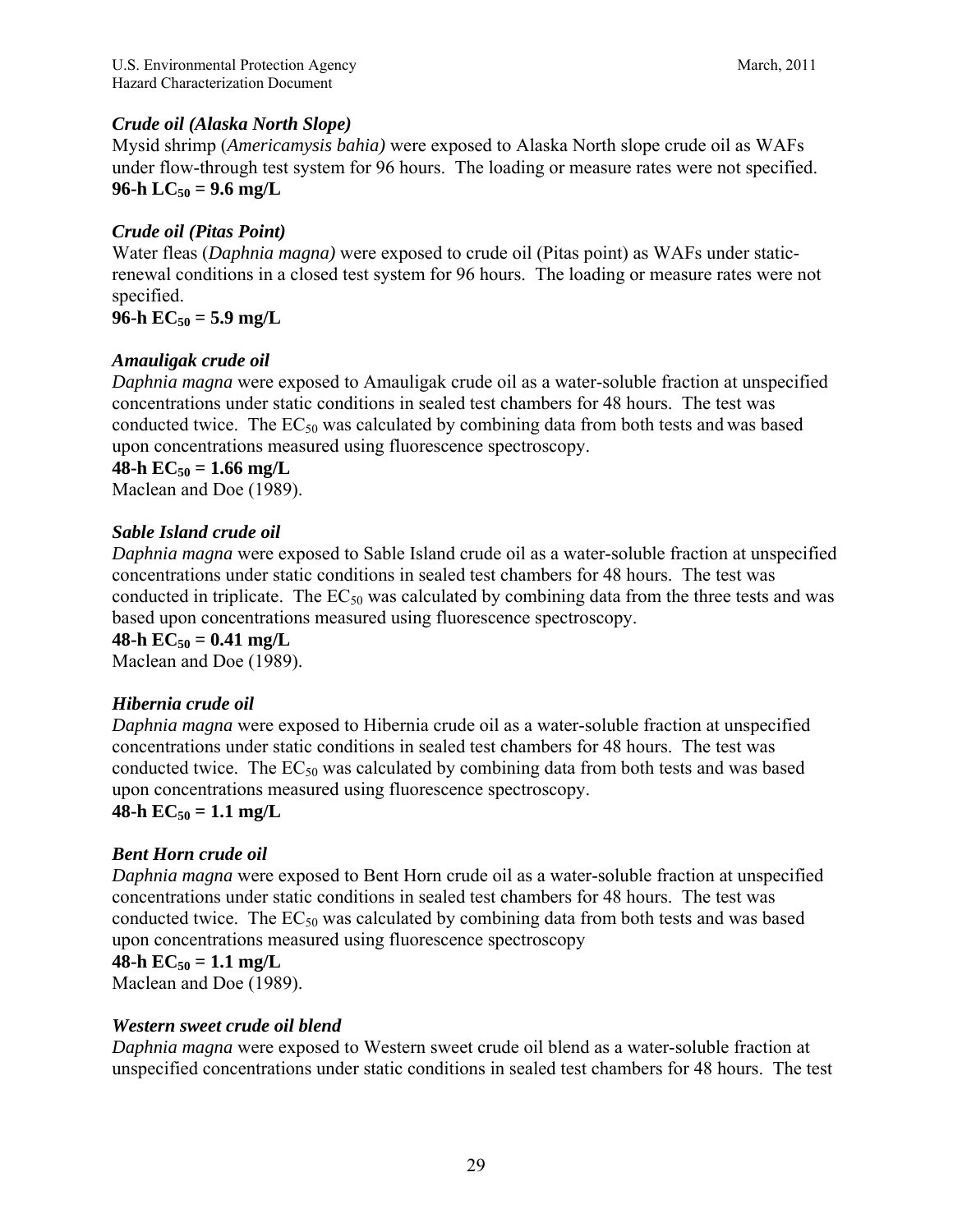*Crude oil (Alaska North Slope)*
Mysid shrimp (*Americamysis bahia)* were exposed to Alaska North slope crude oil as WAFs under flow-through test system for 96 hours. The loading or measure rates were not specified.
**96-h $LC_{50}$ = 9.6 mg/L**

*Crude oil (Pitas Point)*
Water fleas (*Daphnia magna)* were exposed to crude oil (Pitas point) as WAFs under static-renewal conditions in a closed test system for 96 hours. The loading or measure rates were not specified.
**96-h $EC_{50}$ = 5.9 mg/L**

*Amauligak crude oil*
*Daphnia magna* were exposed to Amauligak crude oil as a water-soluble fraction at unspecified concentrations under static conditions in sealed test chambers for 48 hours. The test was conducted twice. The $EC_{50}$ was calculated by combining data from both tests and was based upon concentrations measured using fluorescence spectroscopy.
**48-h $EC_{50}$ = 1.66 mg/L**
Maclean and Doe (1989).

*Sable Island crude oil*
*Daphnia magna* were exposed to Sable Island crude oil as a water-soluble fraction at unspecified concentrations under static conditions in sealed test chambers for 48 hours. The test was conducted in triplicate. The $EC_{50}$ was calculated by combining data from the three tests and was based upon concentrations measured using fluorescence spectroscopy.
**48-h $EC_{50}$ = 0.41 mg/L**
Maclean and Doe (1989).

*Hibernia crude oil*
*Daphnia magna* were exposed to Hibernia crude oil as a water-soluble fraction at unspecified concentrations under static conditions in sealed test chambers for 48 hours. The test was conducted twice. The $EC_{50}$ was calculated by combining data from both tests and was based upon concentrations measured using fluorescence spectroscopy.
**48-h $EC_{50}$ = 1.1 mg/L**

*Bent Horn crude oil*
*Daphnia magna* were exposed to Bent Horn crude oil as a water-soluble fraction at unspecified concentrations under static conditions in sealed test chambers for 48 hours. The test was conducted twice. The $EC_{50}$ was calculated by combining data from both tests and was based upon concentrations measured using fluorescence spectroscopy
**48-h $EC_{50}$ = 1.1 mg/L**
Maclean and Doe (1989).

*Western sweet crude oil blend*
*Daphnia magna* were exposed to Western sweet crude oil blend as a water-soluble fraction at unspecified concentrations under static conditions in sealed test chambers for 48 hours. The test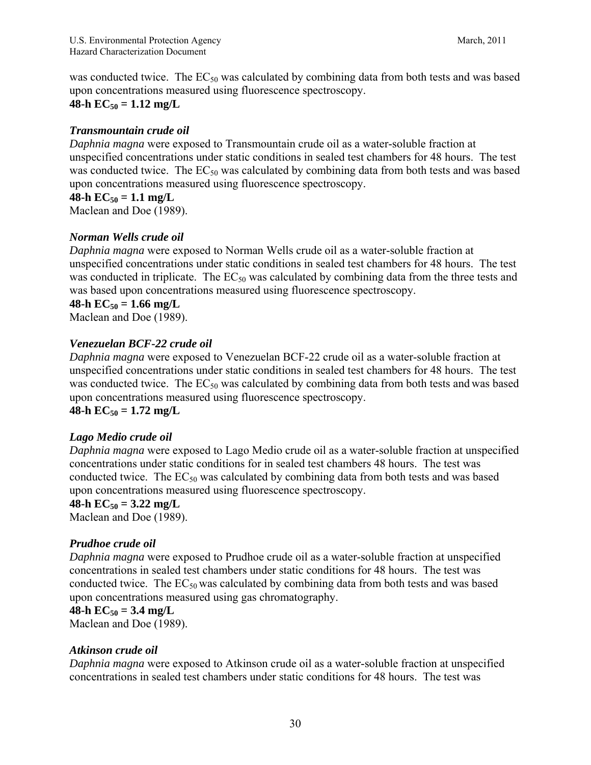was conducted twice. The $EC_{50}$ was calculated by combining data from both tests and was based upon concentrations measured using fluorescence spectroscopy.
**48-h $EC_{50}$ = 1.12 mg/L**

***Transmountain crude oil***
*Daphnia magna* were exposed to Transmountain crude oil as a water-soluble fraction at unspecified concentrations under static conditions in sealed test chambers for 48 hours. The test was conducted twice. The $EC_{50}$ was calculated by combining data from both tests and was based upon concentrations measured using fluorescence spectroscopy.
**48-h $EC_{50}$ = 1.1 mg/L**
Maclean and Doe (1989).

***Norman Wells crude oil***
*Daphnia magna* were exposed to Norman Wells crude oil as a water-soluble fraction at unspecified concentrations under static conditions in sealed test chambers for 48 hours. The test was conducted in triplicate. The $EC_{50}$ was calculated by combining data from the three tests and was based upon concentrations measured using fluorescence spectroscopy.
**48-h $EC_{50}$ = 1.66 mg/L**
Maclean and Doe (1989).

***Venezuelan BCF-22 crude oil***
*Daphnia magna* were exposed to Venezuelan BCF-22 crude oil as a water-soluble fraction at unspecified concentrations under static conditions in sealed test chambers for 48 hours. The test was conducted twice. The $EC_{50}$ was calculated by combining data from both tests and was based upon concentrations measured using fluorescence spectroscopy.
**48-h $EC_{50}$ = 1.72 mg/L**

***Lago Medio crude oil***
*Daphnia magna* were exposed to Lago Medio crude oil as a water-soluble fraction at unspecified concentrations under static conditions for in sealed test chambers 48 hours. The test was conducted twice. The $EC_{50}$ was calculated by combining data from both tests and was based upon concentrations measured using fluorescence spectroscopy.
**48-h $EC_{50}$ = 3.22 mg/L**
Maclean and Doe (1989).

***Prudhoe crude oil***
*Daphnia magna* were exposed to Prudhoe crude oil as a water-soluble fraction at unspecified concentrations in sealed test chambers under static conditions for 48 hours. The test was conducted twice. The $EC_{50}$ was calculated by combining data from both tests and was based upon concentrations measured using gas chromatography.
**48-h $EC_{50}$ = 3.4 mg/L**
Maclean and Doe (1989).

***Atkinson crude oil***
*Daphnia magna* were exposed to Atkinson crude oil as a water-soluble fraction at unspecified concentrations in sealed test chambers under static conditions for 48 hours. The test was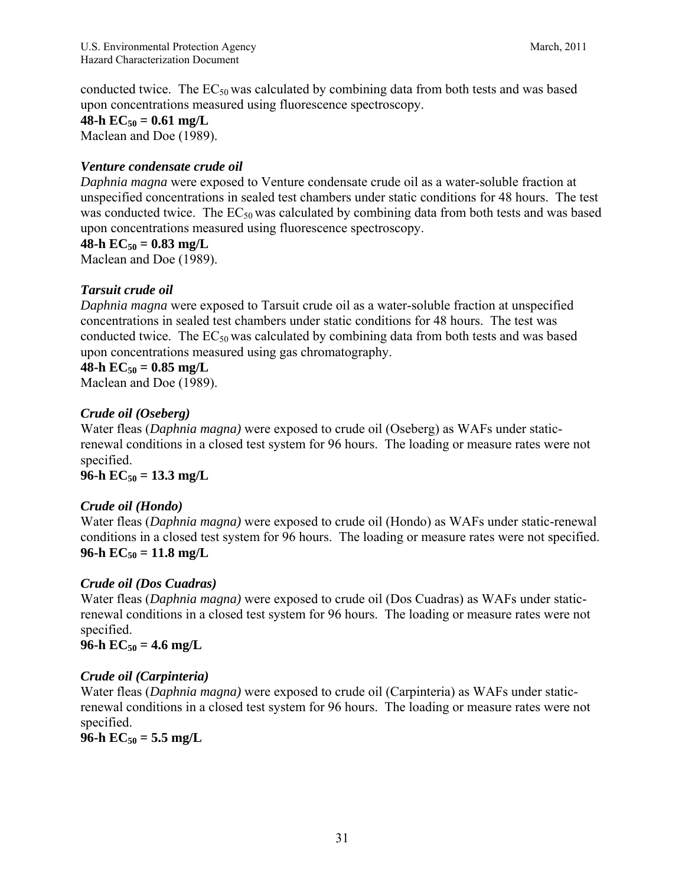conducted twice. The $EC_{50}$ was calculated by combining data from both tests and was based upon concentrations measured using fluorescence spectroscopy.

**48-h $EC_{50}$ = 0.61 mg/L**

Maclean and Doe (1989).

***Venture condensate crude oil***

*Daphnia magna* were exposed to Venture condensate crude oil as a water-soluble fraction at unspecified concentrations in sealed test chambers under static conditions for 48 hours. The test was conducted twice. The $EC_{50}$ was calculated by combining data from both tests and was based upon concentrations measured using fluorescence spectroscopy.

**48-h $EC_{50}$ = 0.83 mg/L**

Maclean and Doe (1989).

***Tarsuit crude oil***

*Daphnia magna* were exposed to Tarsuit crude oil as a water-soluble fraction at unspecified concentrations in sealed test chambers under static conditions for 48 hours. The test was conducted twice. The $EC_{50}$ was calculated by combining data from both tests and was based upon concentrations measured using gas chromatography.

**48-h $EC_{50}$ = 0.85 mg/L**

Maclean and Doe (1989).

***Crude oil (Oseberg)***

Water fleas (*Daphnia magna)* were exposed to crude oil (Oseberg) as WAFs under static-renewal conditions in a closed test system for 96 hours. The loading or measure rates were not specified.

**96-h $EC_{50}$ = 13.3 mg/L**

***Crude oil (Hondo)***

Water fleas (*Daphnia magna)* were exposed to crude oil (Hondo) as WAFs under static-renewal conditions in a closed test system for 96 hours. The loading or measure rates were not specified.

**96-h $EC_{50}$ = 11.8 mg/L**

***Crude oil (Dos Cuadras)***

Water fleas (*Daphnia magna)* were exposed to crude oil (Dos Cuadras) as WAFs under static-renewal conditions in a closed test system for 96 hours. The loading or measure rates were not specified.

**96-h $EC_{50}$ = 4.6 mg/L**

***Crude oil (Carpinteria)***

Water fleas (*Daphnia magna)* were exposed to crude oil (Carpinteria) as WAFs under static-renewal conditions in a closed test system for 96 hours. The loading or measure rates were not specified.

**96-h $EC_{50}$ = 5.5 mg/L**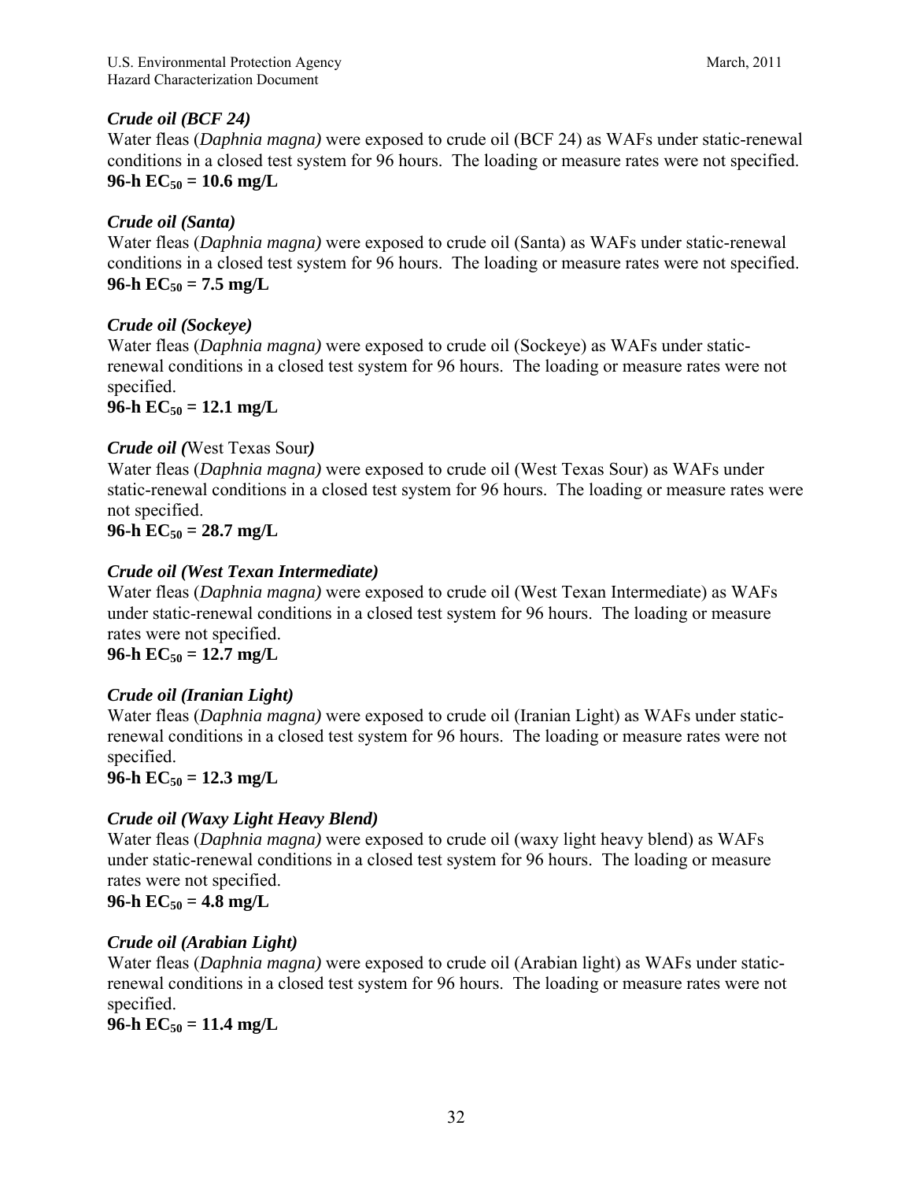*Crude oil (BCF 24)*
Water fleas (*Daphnia magna)* were exposed to crude oil (BCF 24) as WAFs under static-renewal conditions in a closed test system for 96 hours. The loading or measure rates were not specified.
**96-h $EC_{50}$ = 10.6 mg/L**

*Crude oil (Santa)*
Water fleas (*Daphnia magna)* were exposed to crude oil (Santa) as WAFs under static-renewal conditions in a closed test system for 96 hours. The loading or measure rates were not specified.
**96-h $EC_{50}$ = 7.5 mg/L**

*Crude oil (Sockeye)*
Water fleas (*Daphnia magna)* were exposed to crude oil (Sockeye) as WAFs under static-renewal conditions in a closed test system for 96 hours. The loading or measure rates were not specified.
**96-h $EC_{50}$ = 12.1 mg/L**

***Crude oil (**West Texas Sour**)***
Water fleas (*Daphnia magna)* were exposed to crude oil (West Texas Sour) as WAFs under static-renewal conditions in a closed test system for 96 hours. The loading or measure rates were not specified.
**96-h $EC_{50}$ = 28.7 mg/L**

*Crude oil (West Texan Intermediate)*
Water fleas (*Daphnia magna)* were exposed to crude oil (West Texan Intermediate) as WAFs under static-renewal conditions in a closed test system for 96 hours. The loading or measure rates were not specified.
**96-h $EC_{50}$ = 12.7 mg/L**

*Crude oil (Iranian Light)*
Water fleas (*Daphnia magna)* were exposed to crude oil (Iranian Light) as WAFs under static-renewal conditions in a closed test system for 96 hours. The loading or measure rates were not specified.
**96-h $EC_{50}$ = 12.3 mg/L**

*Crude oil (Waxy Light Heavy Blend)*
Water fleas (*Daphnia magna)* were exposed to crude oil (waxy light heavy blend) as WAFs under static-renewal conditions in a closed test system for 96 hours. The loading or measure rates were not specified.
**96-h $EC_{50}$ = 4.8 mg/L**

*Crude oil (Arabian Light)*
Water fleas (*Daphnia magna)* were exposed to crude oil (Arabian light) as WAFs under static-renewal conditions in a closed test system for 96 hours. The loading or measure rates were not specified.
**96-h $EC_{50}$ = 11.4 mg/L**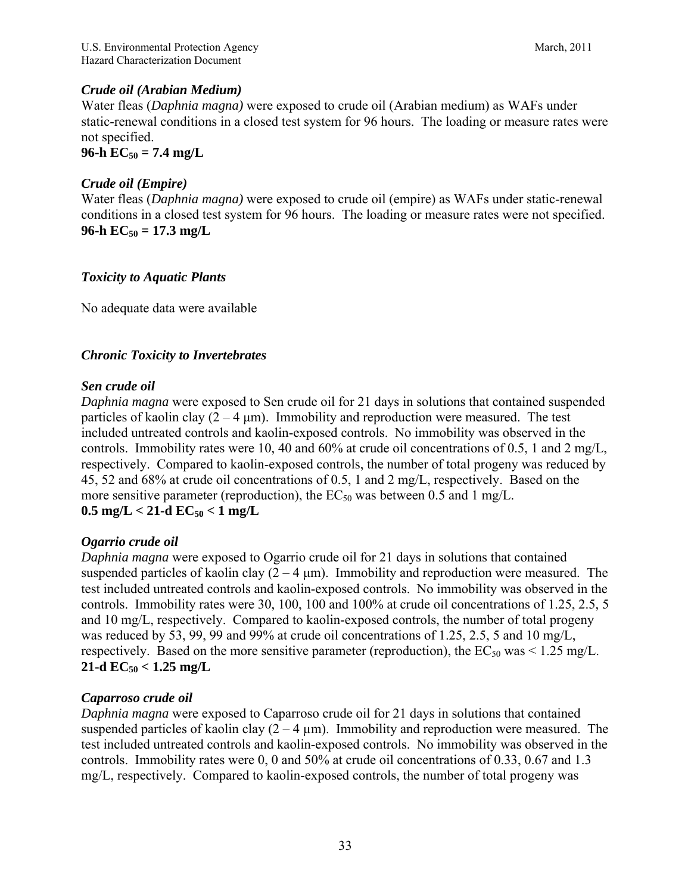### *Crude oil (Arabian Medium)*

Water fleas (*Daphnia magna)* were exposed to crude oil (Arabian medium) as WAFs under static-renewal conditions in a closed test system for 96 hours. The loading or measure rates were not specified.

**96-h $EC_{50}$ = 7.4 mg/L**

### *Crude oil (Empire)*

Water fleas (*Daphnia magna)* were exposed to crude oil (empire) as WAFs under static-renewal conditions in a closed test system for 96 hours. The loading or measure rates were not specified.

**96-h $EC_{50}$ = 17.3 mg/L**

### *Toxicity to Aquatic Plants*

No adequate data were available

### *Chronic Toxicity to Invertebrates*

### *Sen crude oil*

*Daphnia magna* were exposed to Sen crude oil for 21 days in solutions that contained suspended particles of kaolin clay (2 – 4 µm). Immobility and reproduction were measured. The test included untreated controls and kaolin-exposed controls. No immobility was observed in the controls. Immobility rates were 10, 40 and 60% at crude oil concentrations of 0.5, 1 and 2 mg/L, respectively. Compared to kaolin-exposed controls, the number of total progeny was reduced by 45, 52 and 68% at crude oil concentrations of 0.5, 1 and 2 mg/L, respectively. Based on the more sensitive parameter (reproduction), the $EC_{50}$ was between 0.5 and 1 mg/L.

**0.5 mg/L < 21-d $EC_{50}$ < 1 mg/L**

### *Ogarrio crude oil*

*Daphnia magna* were exposed to Ogarrio crude oil for 21 days in solutions that contained suspended particles of kaolin clay (2 – 4 µm). Immobility and reproduction were measured. The test included untreated controls and kaolin-exposed controls. No immobility was observed in the controls. Immobility rates were 30, 100, 100 and 100% at crude oil concentrations of 1.25, 2.5, 5 and 10 mg/L, respectively. Compared to kaolin-exposed controls, the number of total progeny was reduced by 53, 99, 99 and 99% at crude oil concentrations of 1.25, 2.5, 5 and 10 mg/L, respectively. Based on the more sensitive parameter (reproduction), the $EC_{50}$ was < 1.25 mg/L.

**21-d $EC_{50}$ < 1.25 mg/L**

### *Caparroso crude oil*

*Daphnia magna* were exposed to Caparroso crude oil for 21 days in solutions that contained suspended particles of kaolin clay (2 – 4 µm). Immobility and reproduction were measured. The test included untreated controls and kaolin-exposed controls. No immobility was observed in the controls. Immobility rates were 0, 0 and 50% at crude oil concentrations of 0.33, 0.67 and 1.3 mg/L, respectively. Compared to kaolin-exposed controls, the number of total progeny was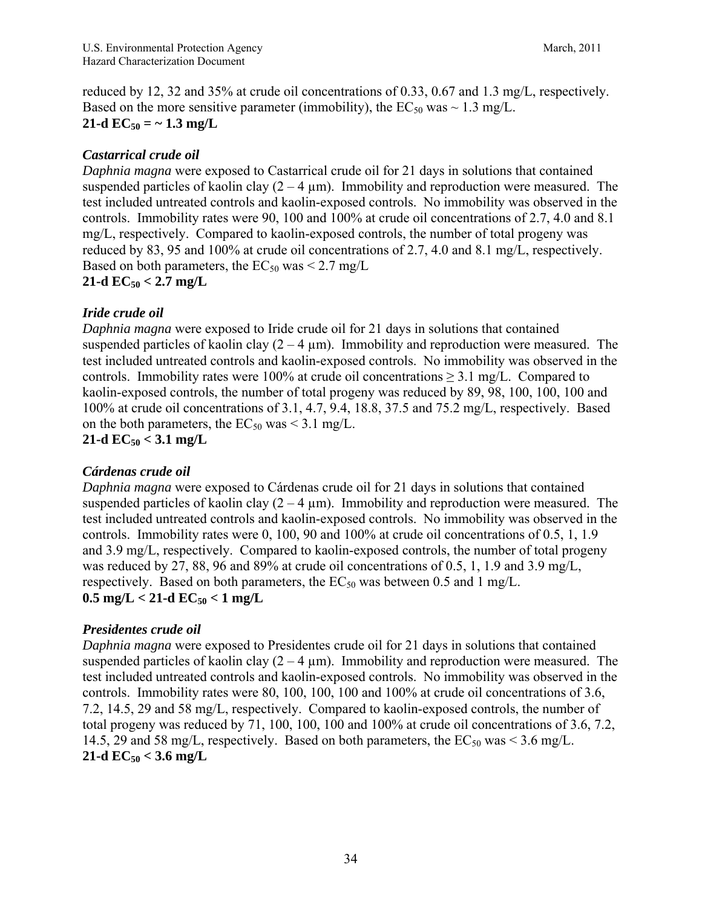reduced by 12, 32 and 35% at crude oil concentrations of 0.33, 0.67 and 1.3 mg/L, respectively. Based on the more sensitive parameter (immobility), the $EC_{50}$ was ~ 1.3 mg/L.
**21-d $EC_{50}$ = ~ 1.3 mg/L**

***Castarrical crude oil***
*Daphnia magna* were exposed to Castarrical crude oil for 21 days in solutions that contained suspended particles of kaolin clay (2 – 4 µm). Immobility and reproduction were measured. The test included untreated controls and kaolin-exposed controls. No immobility was observed in the controls. Immobility rates were 90, 100 and 100% at crude oil concentrations of 2.7, 4.0 and 8.1 mg/L, respectively. Compared to kaolin-exposed controls, the number of total progeny was reduced by 83, 95 and 100% at crude oil concentrations of 2.7, 4.0 and 8.1 mg/L, respectively. Based on both parameters, the $EC_{50}$ was < 2.7 mg/L
**21-d $EC_{50}$ < 2.7 mg/L**

***Iride crude oil***
*Daphnia magna* were exposed to Iride crude oil for 21 days in solutions that contained suspended particles of kaolin clay (2 – 4 µm). Immobility and reproduction were measured. The test included untreated controls and kaolin-exposed controls. No immobility was observed in the controls. Immobility rates were 100% at crude oil concentrations ≥ 3.1 mg/L. Compared to kaolin-exposed controls, the number of total progeny was reduced by 89, 98, 100, 100, 100 and 100% at crude oil concentrations of 3.1, 4.7, 9.4, 18.8, 37.5 and 75.2 mg/L, respectively. Based on the both parameters, the $EC_{50}$ was < 3.1 mg/L.
**21-d $EC_{50}$ < 3.1 mg/L**

***Cárdenas crude oil***
*Daphnia magna* were exposed to Cárdenas crude oil for 21 days in solutions that contained suspended particles of kaolin clay (2 – 4 µm). Immobility and reproduction were measured. The test included untreated controls and kaolin-exposed controls. No immobility was observed in the controls. Immobility rates were 0, 100, 90 and 100% at crude oil concentrations of 0.5, 1, 1.9 and 3.9 mg/L, respectively. Compared to kaolin-exposed controls, the number of total progeny was reduced by 27, 88, 96 and 89% at crude oil concentrations of 0.5, 1, 1.9 and 3.9 mg/L, respectively. Based on both parameters, the $EC_{50}$ was between 0.5 and 1 mg/L.
**0.5 mg/L < 21-d $EC_{50}$ < 1 mg/L**

***Presidentes crude oil***
*Daphnia magna* were exposed to Presidentes crude oil for 21 days in solutions that contained suspended particles of kaolin clay (2 – 4 µm). Immobility and reproduction were measured. The test included untreated controls and kaolin-exposed controls. No immobility was observed in the controls. Immobility rates were 80, 100, 100, 100 and 100% at crude oil concentrations of 3.6, 7.2, 14.5, 29 and 58 mg/L, respectively. Compared to kaolin-exposed controls, the number of total progeny was reduced by 71, 100, 100, 100 and 100% at crude oil concentrations of 3.6, 7.2, 14.5, 29 and 58 mg/L, respectively. Based on both parameters, the $EC_{50}$ was < 3.6 mg/L.
**21-d $EC_{50}$ < 3.6 mg/L**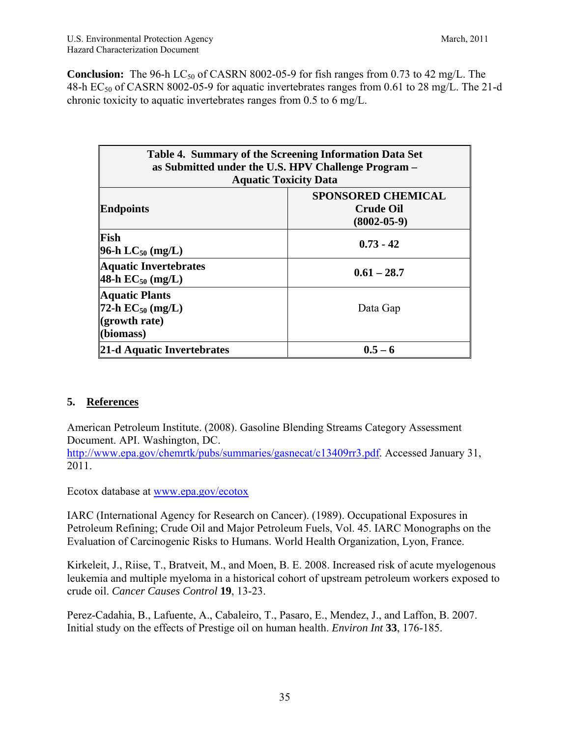**Conclusion:** The 96-h $LC_{50}$ of CASRN 8002-05-9 for fish ranges from 0.73 to 42 mg/L. The 48-h $EC_{50}$ of CASRN 8002-05-9 for aquatic invertebrates ranges from 0.61 to 28 mg/L. The 21-d chronic toxicity to aquatic invertebrates ranges from 0.5 to 6 mg/L.

| Table 4. Summary of the Screening Information Data Set as Submitted under the U.S. HPV Challenge Program – Aquatic Toxicity Data | |
|---|---|
| **Endpoints** | **SPONSORED CHEMICAL Crude Oil (8002-05-9)** |
| **Fish 96-h $LC_{50}$ (mg/L)** | **0.73 - 42** |
| **Aquatic Invertebrates 48-h $EC_{50}$ (mg/L)** | **0.61 – 28.7** |
| **Aquatic Plants 72-h $EC_{50}$ (mg/L) (growth rate) (biomass)** | Data Gap |
| **21-d Aquatic Invertebrates** | **0.5 – 6** |

## 5. References

American Petroleum Institute. (2008). Gasoline Blending Streams Category Assessment Document. API. Washington, DC. http://www.epa.gov/chemrtk/pubs/summaries/gasnecat/c13409rr3.pdf. Accessed January 31, 2011.

Ecotox database at www.epa.gov/ecotox

IARC (International Agency for Research on Cancer). (1989). Occupational Exposures in Petroleum Refining; Crude Oil and Major Petroleum Fuels, Vol. 45. IARC Monographs on the Evaluation of Carcinogenic Risks to Humans. World Health Organization, Lyon, France.

Kirkeleit, J., Riise, T., Bratveit, M., and Moen, B. E. 2008. Increased risk of acute myelogenous leukemia and multiple myeloma in a historical cohort of upstream petroleum workers exposed to crude oil. *Cancer Causes Control* **19**, 13-23.

Perez-Cadahia, B., Lafuente, A., Cabaleiro, T., Pasaro, E., Mendez, J., and Laffon, B. 2007. Initial study on the effects of Prestige oil on human health. *Environ Int* **33**, 176-185.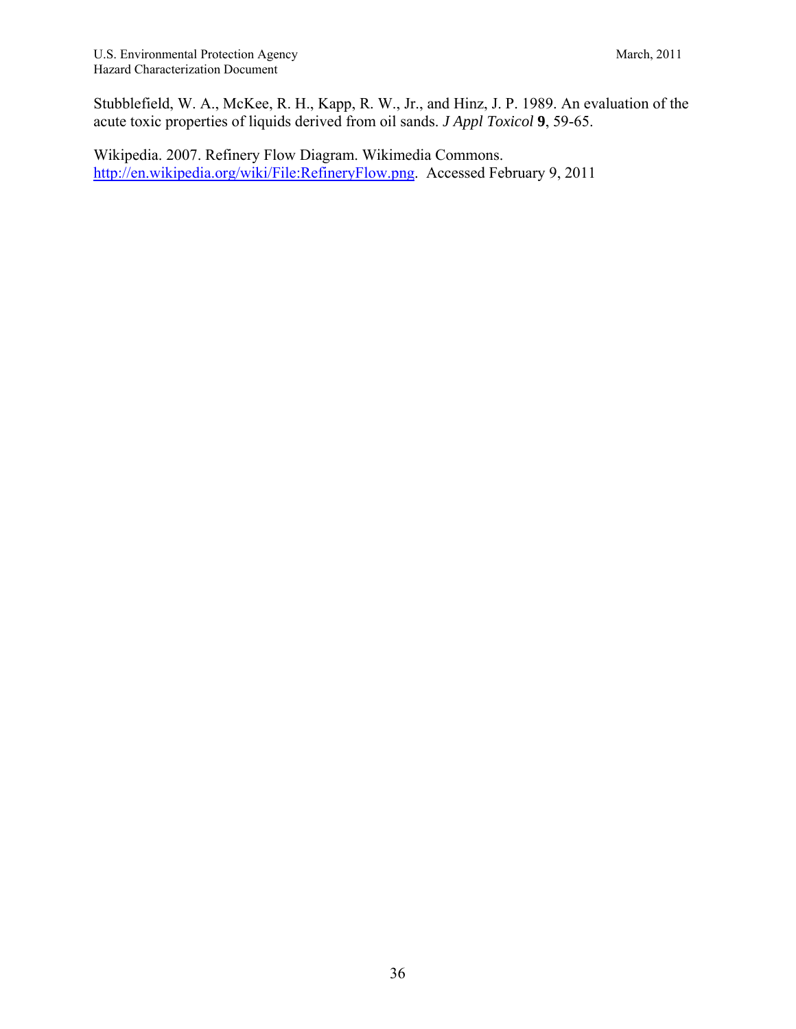Stubblefield, W. A., McKee, R. H., Kapp, R. W., Jr., and Hinz, J. P. 1989. An evaluation of the acute toxic properties of liquids derived from oil sands. *J Appl Toxicol* **9**, 59-65.

Wikipedia. 2007. Refinery Flow Diagram. Wikimedia Commons. [http://en.wikipedia.org/wiki/File:RefineryFlow.png](http://en.wikipedia.org/wiki/File:RefineryFlow.png). Accessed February 9, 2011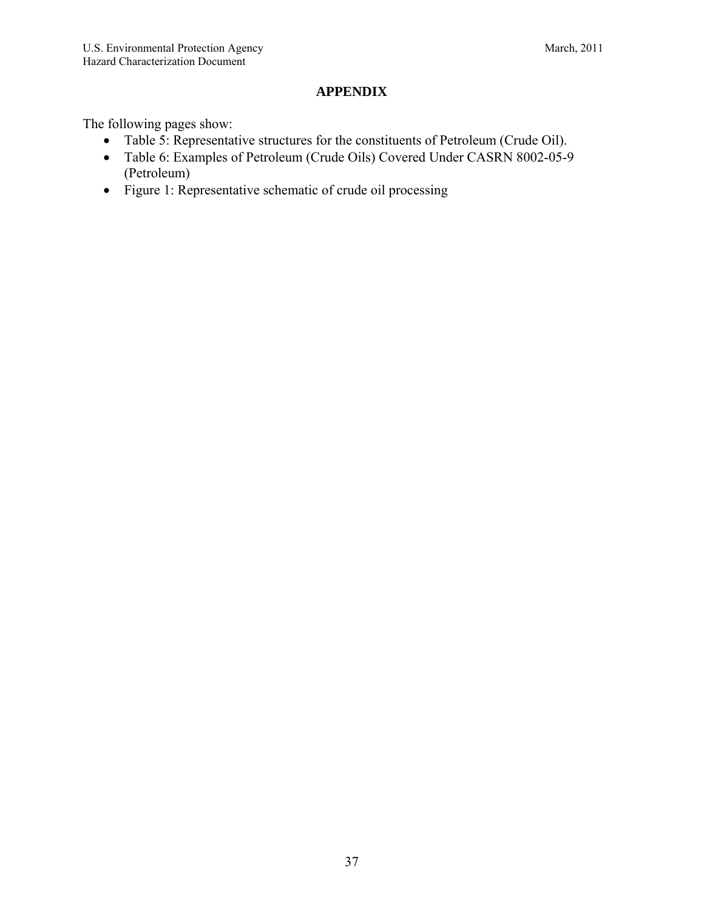## APPENDIX

The following pages show:

- Table 5: Representative structures for the constituents of Petroleum (Crude Oil).
- Table 6: Examples of Petroleum (Crude Oils) Covered Under CASRN 8002-05-9 (Petroleum)
- Figure 1: Representative schematic of crude oil processing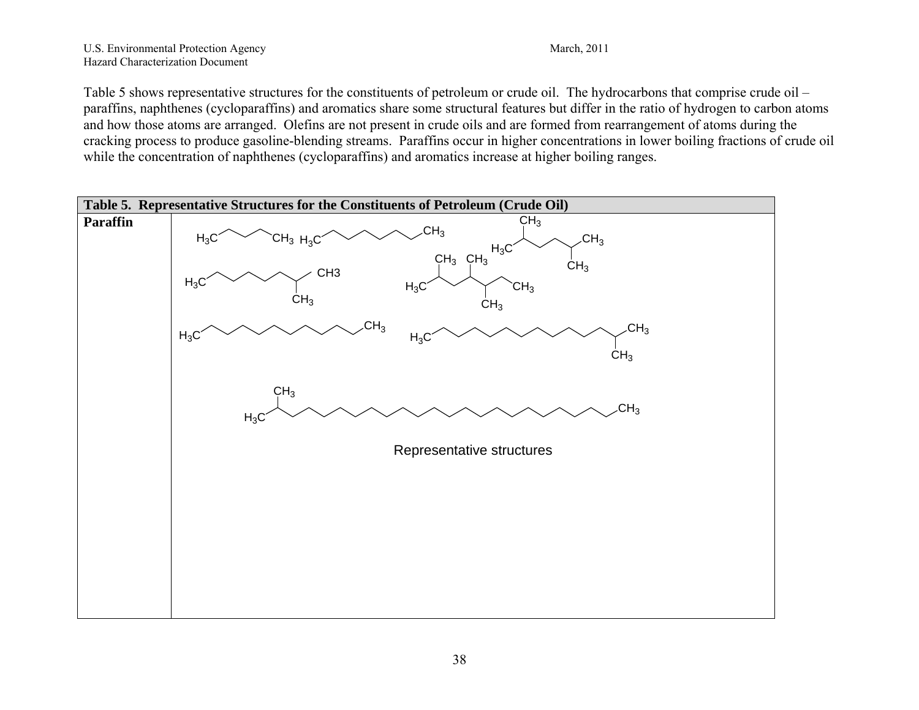Table 5 shows representative structures for the constituents of petroleum or crude oil. The hydrocarbons that comprise crude oil – paraffins, naphthenes (cycloparaffins) and aromatics share some structural features but differ in the ratio of hydrogen to carbon atoms and how those atoms are arranged. Olefins are not present in crude oils and are formed from rearrangement of atoms during the cracking process to produce gasoline-blending streams. Paraffins occur in higher concentrations in lower boiling fractions of crude oil while the concentration of naphthenes (cycloparaffins) and aromatics increase at higher boiling ranges.

| Table 5. Representative Structures for the Constituents of Petroleum (Crude Oil) | |
|---|---|
| **Paraffin** | Representative structures |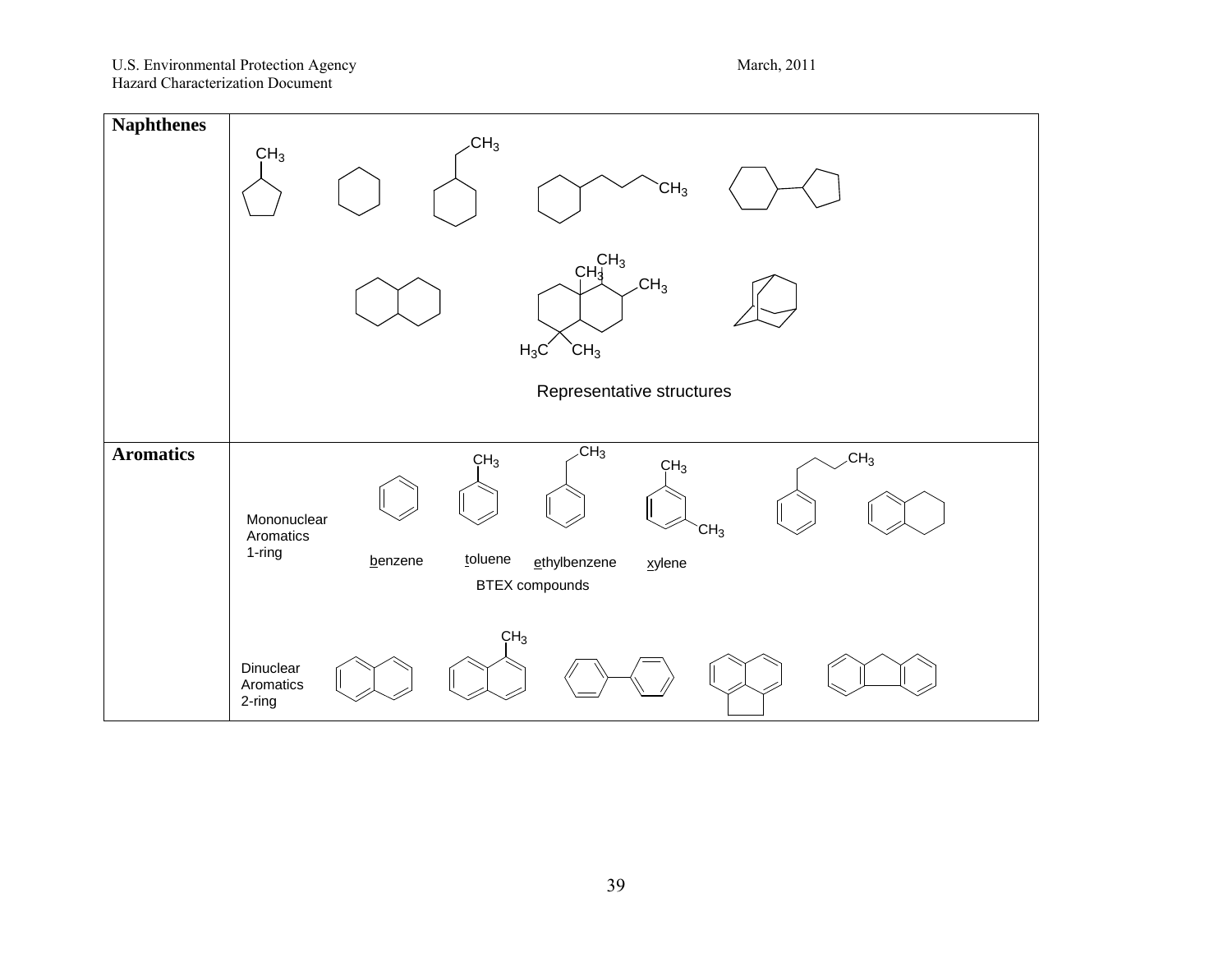| Naphthenes | Representative structures |
| --- | --- |
| Aromatics | Mononuclear Aromatics 1-ring: benzene, toluene, ethylbenzene, xylene — BTEX compounds<br>Dinuclear Aromatics 2-ring |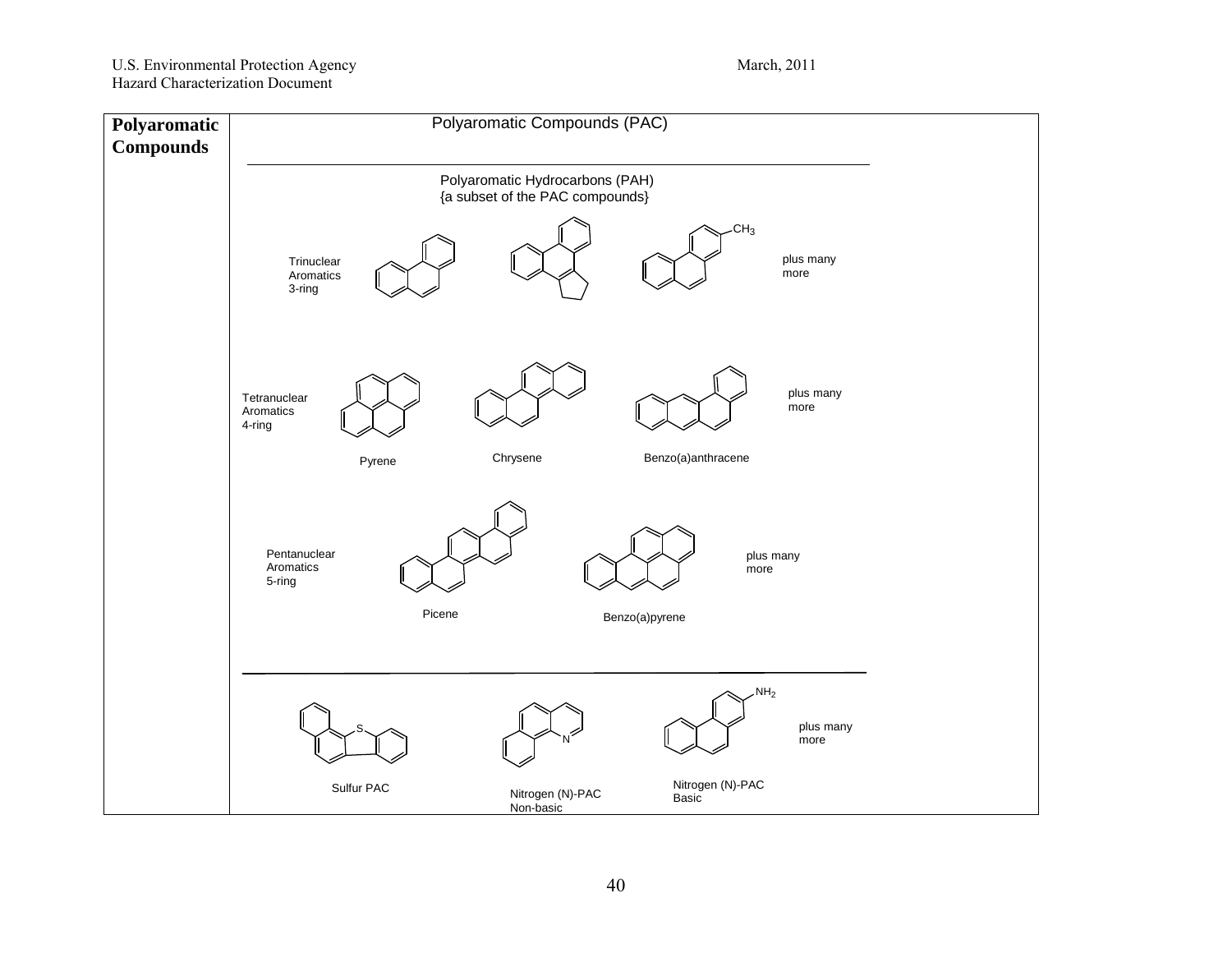| Polyaromatic Compounds | Polyaromatic Compounds (PAC) |
| --- | --- |
| | Polyaromatic Hydrocarbons (PAH) {a subset of the PAC compounds} |
| | Trinuclear Aromatics 3-ring — $CH_3$ — plus many more |
| | Tetranuclear Aromatics 4-ring — Pyrene, Chrysene, Benzo(a)anthracene — plus many more |
| | Pentanuclear Aromatics 5-ring — Picene, Benzo(a)pyrene — plus many more |
| | Sulfur PAC (S), Nitrogen (N)-PAC Non-basic (N), Nitrogen (N)-PAC Basic ($NH_2$) — plus many more |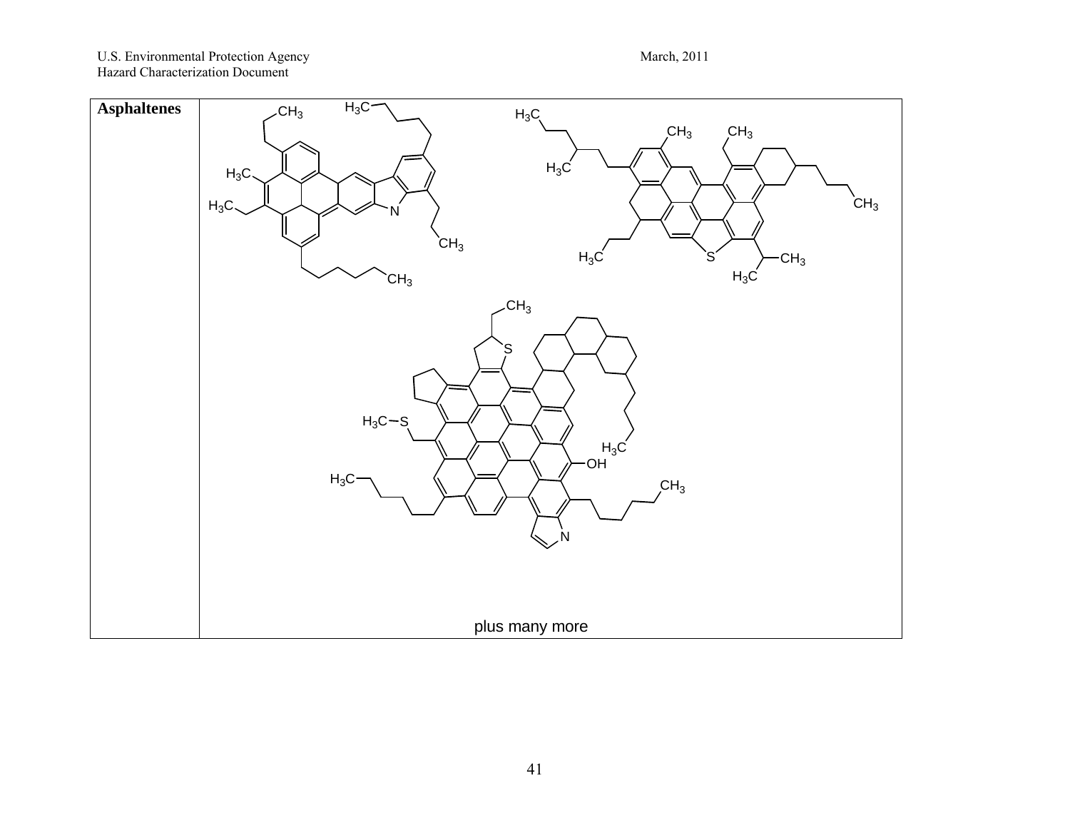| Asphaltenes | plus many more |
|---|---|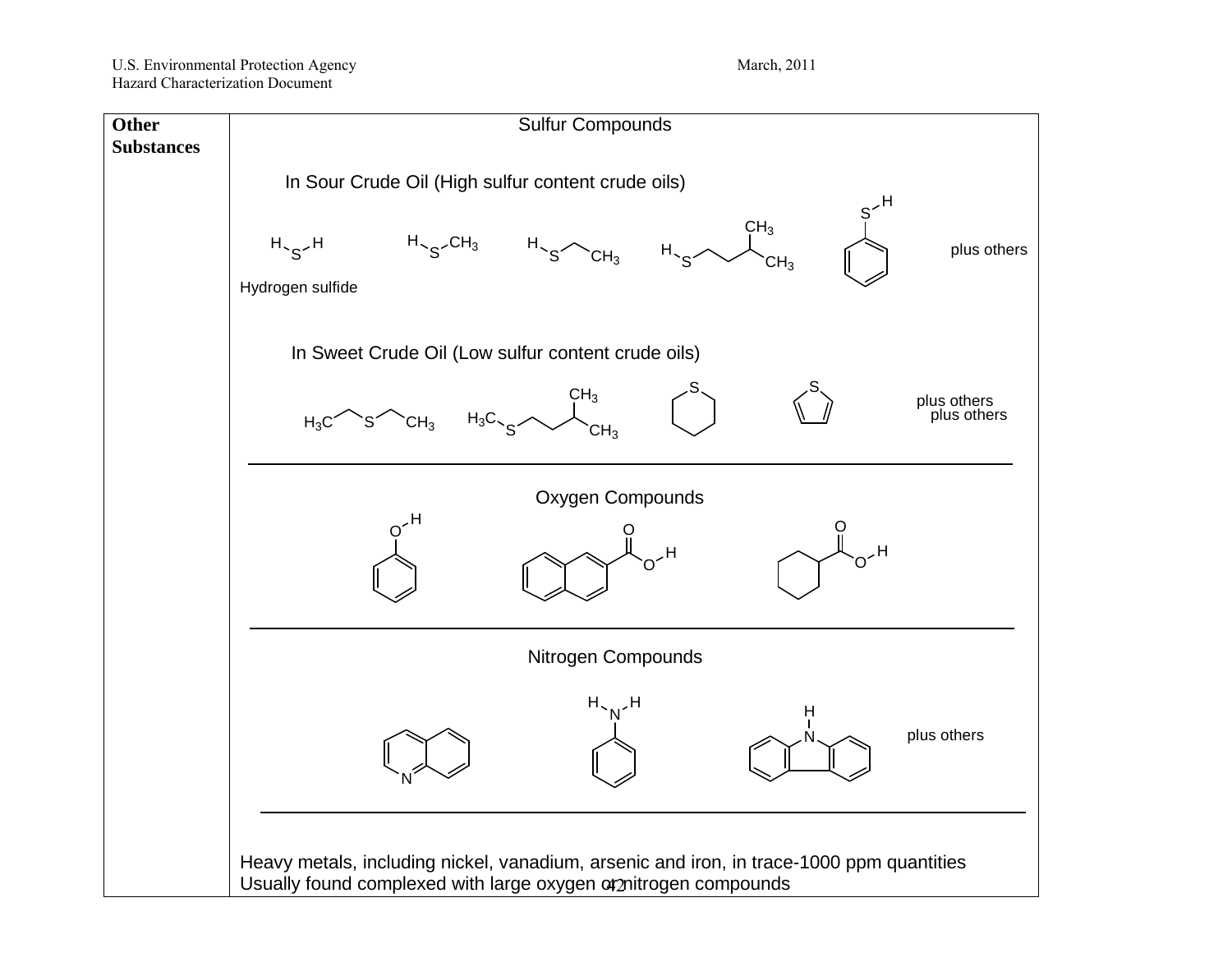| **Other Substances** | Sulfur Compounds<br><br>In Sour Crude Oil (High sulfur content crude oils)<br><br>$H_2S$ (Hydrogen sulfide), $CH_3SH$, $CH_3CH_2SH$, $HSCH_2CH_2CH(CH_3)_2$, $C_6H_5SH$ plus others<br><br>In Sweet Crude Oil (Low sulfur content crude oils)<br><br>$CH_3CH_2SCH_2CH_3$, $CH_3SCH_2CH_2CH(CH_3)_2$, thiane, thiophene plus others<br><br>Oxygen Compounds<br><br>phenol, 2-naphthoic acid, cyclohexanecarboxylic acid<br><br>Nitrogen Compounds<br><br>quinoline, aniline, carbazole plus others<br><br>Heavy metals, including nickel, vanadium, arsenic and iron, in trace-1000 ppm quantities<br>Usually found complexed with large oxygen or nitrogen compounds |
| --- | --- |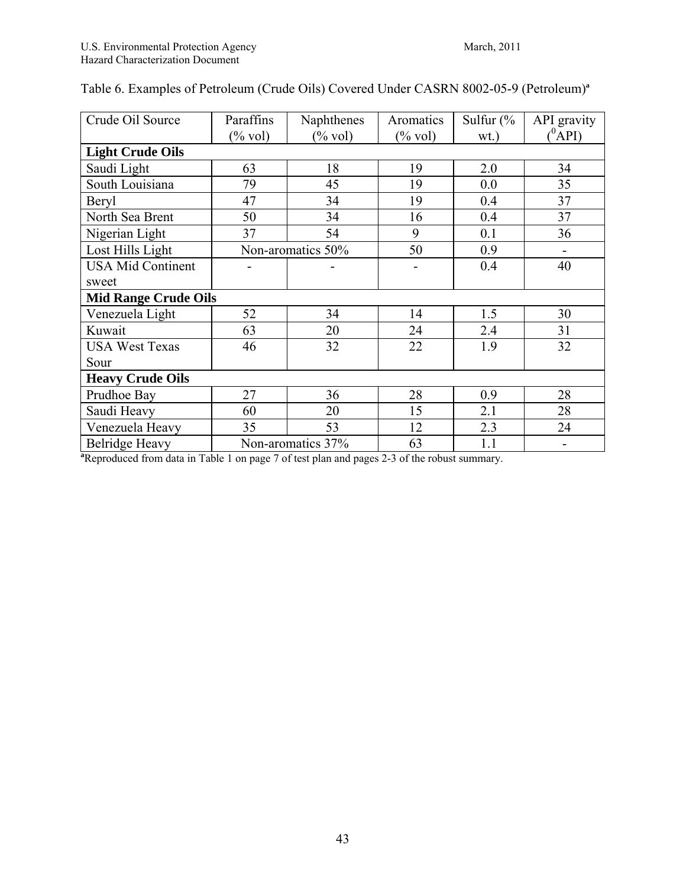Table 6. Examples of Petroleum (Crude Oils) Covered Under CASRN 8002-05-9 (Petroleum)[a]

| Crude Oil Source | Paraffins (% vol) | Naphthenes (% vol) | Aromatics (% vol) | Sulfur (% wt.) | API gravity ($^0$API) |
|---|---|---|---|---|---|
| **Light Crude Oils** | | | | | |
| Saudi Light | 63 | 18 | 19 | 2.0 | 34 |
| South Louisiana | 79 | 45 | 19 | 0.0 | 35 |
| Beryl | 47 | 34 | 19 | 0.4 | 37 |
| North Sea Brent | 50 | 34 | 16 | 0.4 | 37 |
| Nigerian Light | 37 | 54 | 9 | 0.1 | 36 |
| Lost Hills Light | Non-aromatics 50% | | 50 | 0.9 | - |
| USA Mid Continent sweet | - | - | - | 0.4 | 40 |
| **Mid Range Crude Oils** | | | | | |
| Venezuela Light | 52 | 34 | 14 | 1.5 | 30 |
| Kuwait | 63 | 20 | 24 | 2.4 | 31 |
| USA West Texas Sour | 46 | 32 | 22 | 1.9 | 32 |
| **Heavy Crude Oils** | | | | | |
| Prudhoe Bay | 27 | 36 | 28 | 0.9 | 28 |
| Saudi Heavy | 60 | 20 | 15 | 2.1 | 28 |
| Venezuela Heavy | 35 | 53 | 12 | 2.3 | 24 |
| Belridge Heavy | Non-aromatics 37% | | 63 | 1.1 | - |

[a]Reproduced from data in Table 1 on page 7 of test plan and pages 2-3 of the robust summary.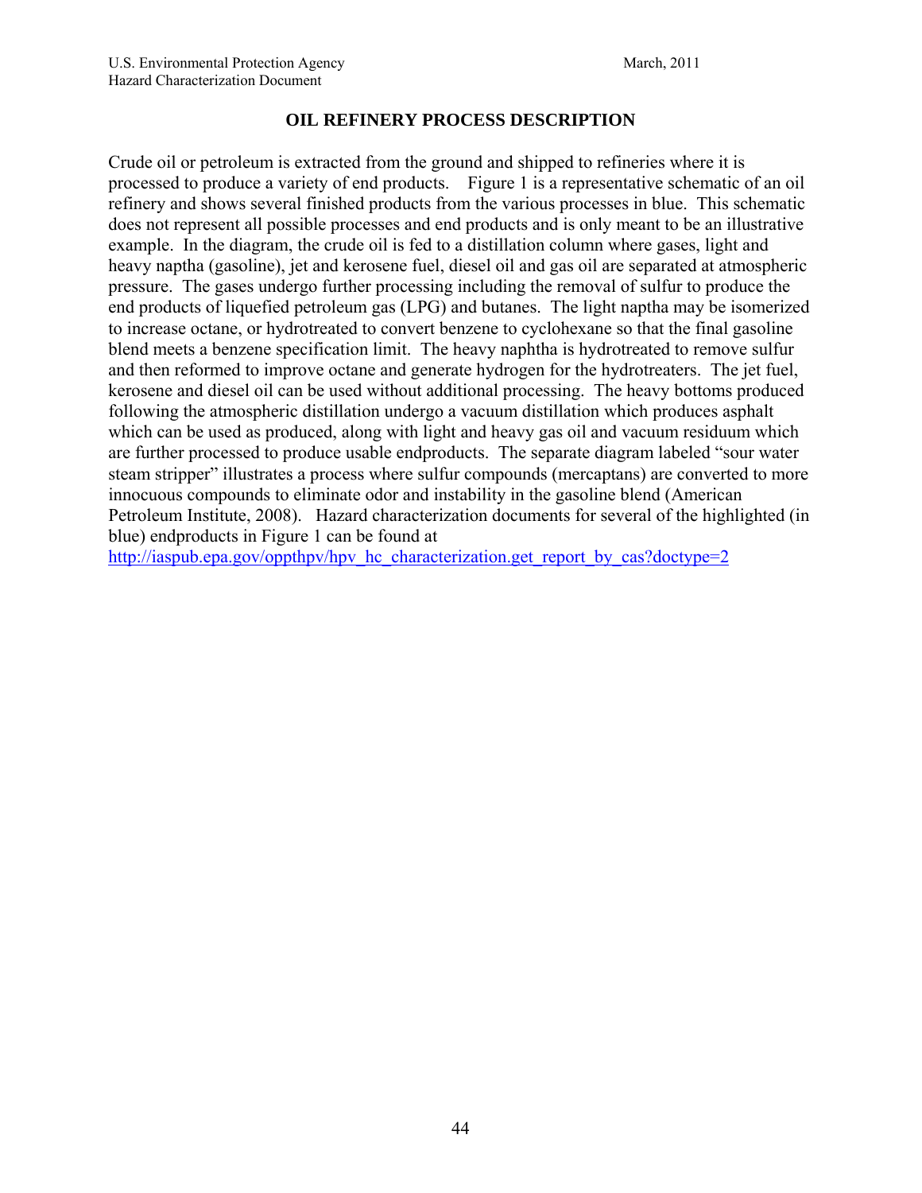## OIL REFINERY PROCESS DESCRIPTION

Crude oil or petroleum is extracted from the ground and shipped to refineries where it is processed to produce a variety of end products. Figure 1 is a representative schematic of an oil refinery and shows several finished products from the various processes in blue. This schematic does not represent all possible processes and end products and is only meant to be an illustrative example. In the diagram, the crude oil is fed to a distillation column where gases, light and heavy naptha (gasoline), jet and kerosene fuel, diesel oil and gas oil are separated at atmospheric pressure. The gases undergo further processing including the removal of sulfur to produce the end products of liquefied petroleum gas (LPG) and butanes. The light naptha may be isomerized to increase octane, or hydrotreated to convert benzene to cyclohexane so that the final gasoline blend meets a benzene specification limit. The heavy naphtha is hydrotreated to remove sulfur and then reformed to improve octane and generate hydrogen for the hydrotreaters. The jet fuel, kerosene and diesel oil can be used without additional processing. The heavy bottoms produced following the atmospheric distillation undergo a vacuum distillation which produces asphalt which can be used as produced, along with light and heavy gas oil and vacuum residuum which are further processed to produce usable endproducts. The separate diagram labeled "sour water steam stripper" illustrates a process where sulfur compounds (mercaptans) are converted to more innocuous compounds to eliminate odor and instability in the gasoline blend (American Petroleum Institute, 2008). Hazard characterization documents for several of the highlighted (in blue) endproducts in Figure 1 can be found at http://iaspub.epa.gov/oppthpv/hpv_hc_characterization.get_report_by_cas?doctype=2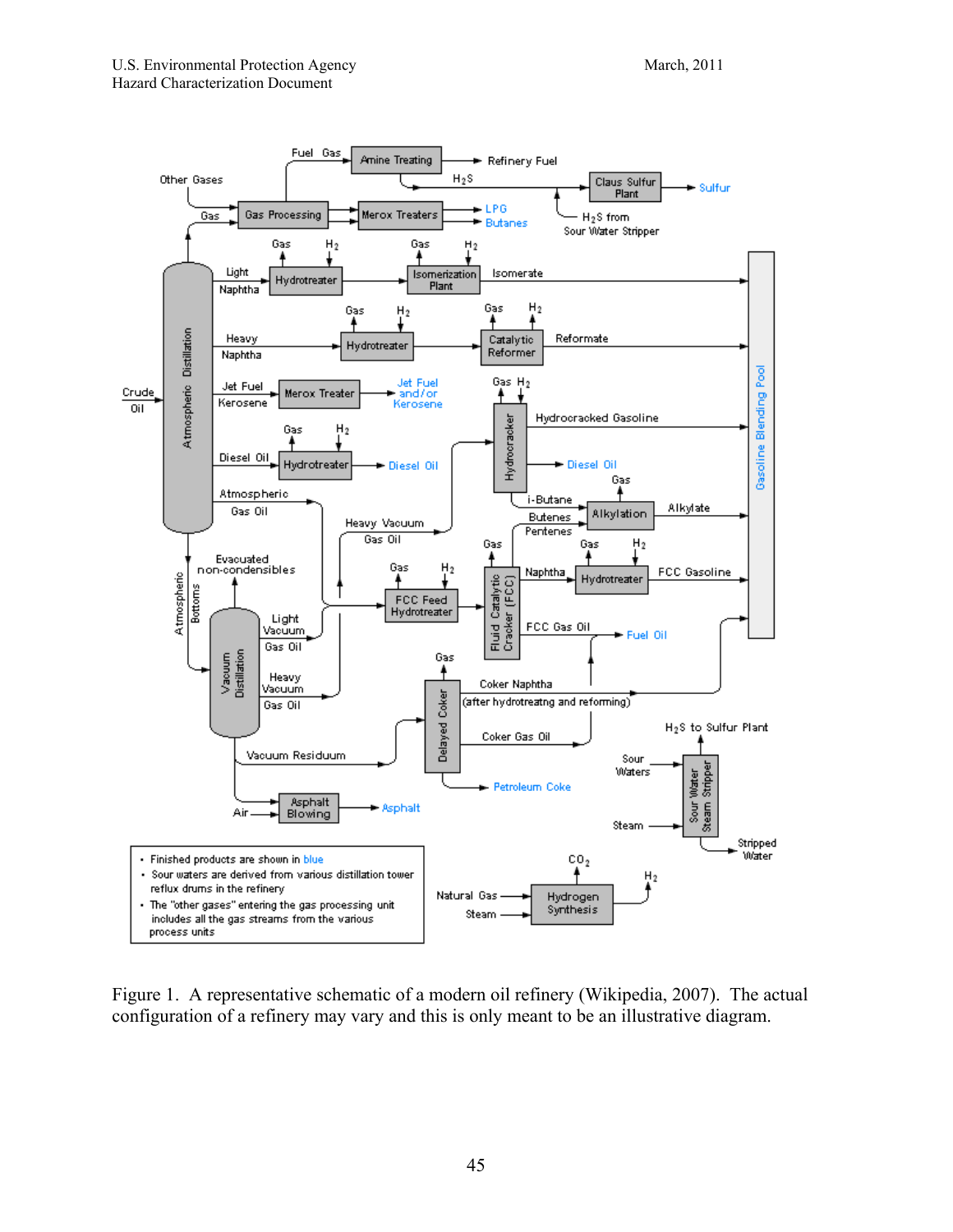Other Gases

Fuel Gas

Amine Treating

Refinery Fuel

$H_2S$

Claus Sulfur Plant

Sulfur

Gas

Gas Processing

Merox Treaters

LPG

Butanes

$H_2S$ from Sour Water Stripper

Gas

$H_2$

Gas

$H_2$

Light Naphtha

Hydrotreater

Isomerization Plant

Isomerate

Gas

$H_2$

Gas

$H_2$

Heavy Naphtha

Hydrotreater

Catalytic Reformer

Reformate

Crude Oil

Atmospheric Distillation

Jet Fuel Kerosene

Merox Treater

Jet Fuel and/or Kerosene

Gas $H_2$

Gas

$H_2$

Hydrocracker

Hydrocracked Gasoline

Diesel Oil

Hydrotreater

Diesel Oil

Diesel Oil

Gas

Atmospheric Gas Oil

i-Butane

Alkylation

Alkylate

Butenes

Pentenes

Heavy Vacuum Gas Oil

Gasoline Blending Pool

Gas

Gas

$H_2$

Evacuated non-condensibles

Gas

$H_2$

Naphtha

Hydrotreater

FCC Gasoline

Atmospheric Bottoms

FCC Feed Hydrotreater

Fluid Catalytic Cracker (FCC)

Light Vacuum Gas Oil

FCC Gas Oil

Fuel Oil

Vacuum Distillation

Gas

Heavy Vacuum Gas Oil

Coker Naphtha

(after hydrotreatng and reforming)

Delayed Coker

$H_2S$ to Sulfur Plant

Coker Gas Oil

Vacuum Residuum

Sour Waters

Petroleum Coke

Sour Water Steam Stripper

Air

Asphalt Blowing

Asphalt

Steam

Stripped Water

- Finished products are shown in blue
- Sour waters are derived from various distillation tower reflux drums in the refinery
- The "other gases" entering the gas processing unit includes all the gas streams from the various process units

$CO_2$

$H_2$

Natural Gas

Steam

Hydrogen Synthesis

Figure 1. A representative schematic of a modern oil refinery (Wikipedia, 2007). The actual configuration of a refinery may vary and this is only meant to be an illustrative diagram.